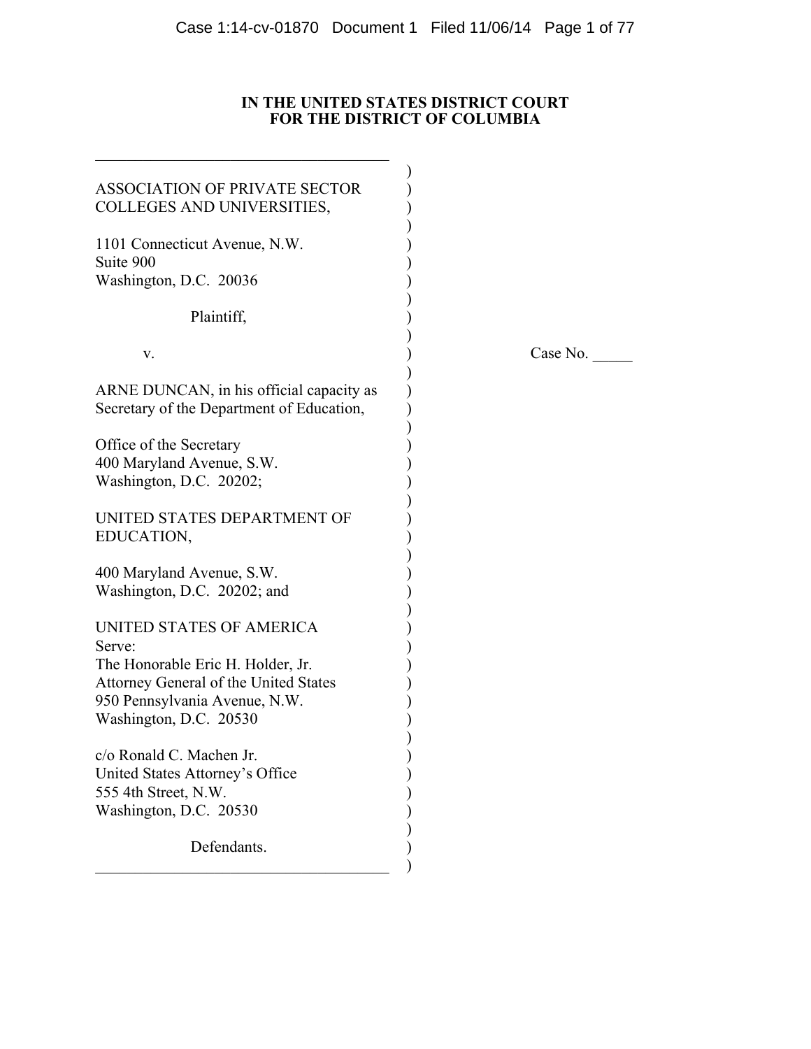**IN THE UNITED STATES DISTRICT COURT**
**FOR THE DISTRICT OF COLUMBIA**

ASSOCIATION OF PRIVATE SECTOR COLLEGES AND UNIVERSITIES,

1101 Connecticut Avenue, N.W.
Suite 900
Washington, D.C. 20036

Plaintiff,

v.

ARNE DUNCAN, in his official capacity as Secretary of the Department of Education,

Office of the Secretary
400 Maryland Avenue, S.W.
Washington, D.C. 20202;

UNITED STATES DEPARTMENT OF EDUCATION,

400 Maryland Avenue, S.W.
Washington, D.C. 20202; and

UNITED STATES OF AMERICA
Serve:
The Honorable Eric H. Holder, Jr.
Attorney General of the United States
950 Pennsylvania Avenue, N.W.
Washington, D.C. 20530

c/o Ronald C. Machen Jr.
United States Attorney's Office
555 4th Street, N.W.
Washington, D.C. 20530

Defendants.

Case No. _____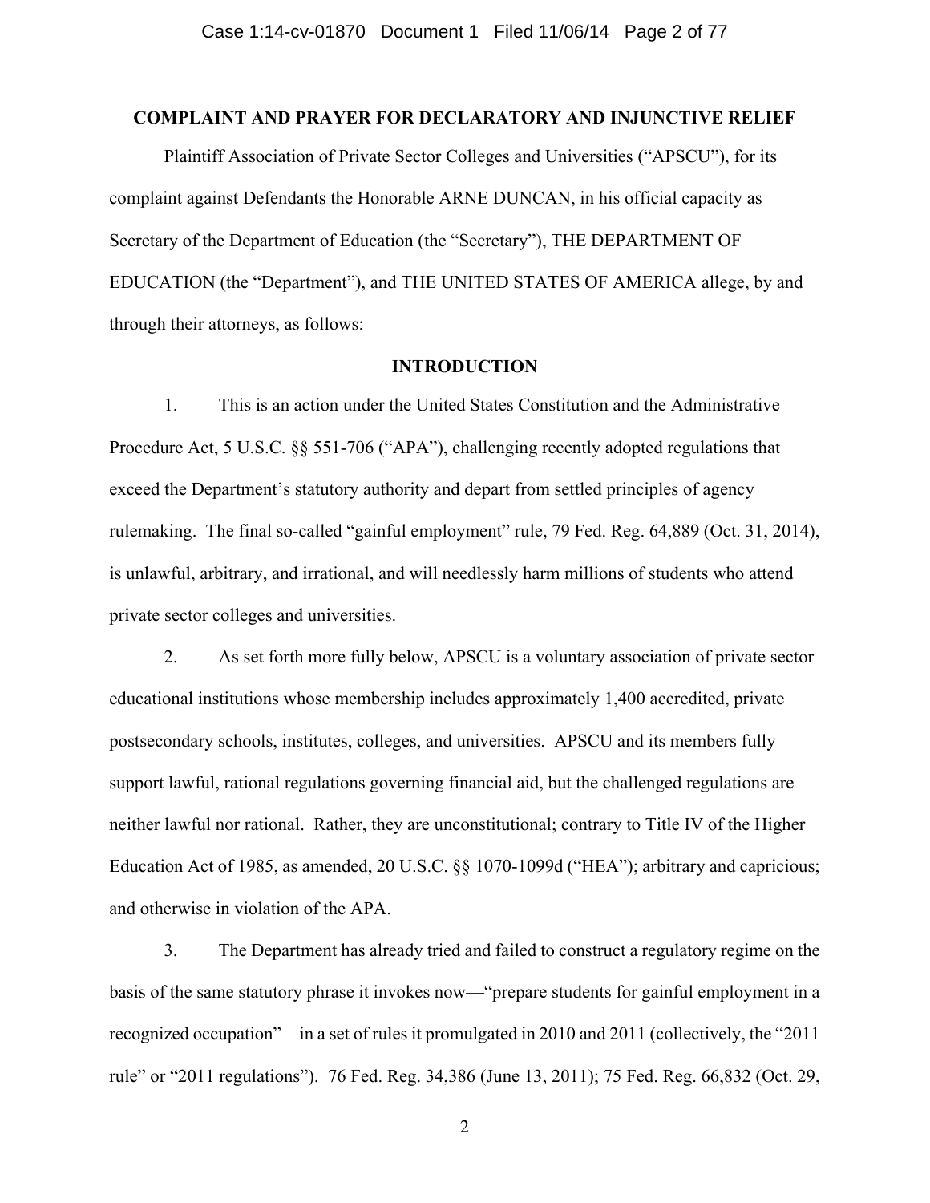## COMPLAINT AND PRAYER FOR DECLARATORY AND INJUNCTIVE RELIEF

Plaintiff Association of Private Sector Colleges and Universities ("APSCU"), for its complaint against Defendants the Honorable ARNE DUNCAN, in his official capacity as Secretary of the Department of Education (the "Secretary"), THE DEPARTMENT OF EDUCATION (the "Department"), and THE UNITED STATES OF AMERICA allege, by and through their attorneys, as follows:

## INTRODUCTION

1. This is an action under the United States Constitution and the Administrative Procedure Act, 5 U.S.C. §§ 551-706 ("APA"), challenging recently adopted regulations that exceed the Department's statutory authority and depart from settled principles of agency rulemaking. The final so-called "gainful employment" rule, 79 Fed. Reg. 64,889 (Oct. 31, 2014), is unlawful, arbitrary, and irrational, and will needlessly harm millions of students who attend private sector colleges and universities.

2. As set forth more fully below, APSCU is a voluntary association of private sector educational institutions whose membership includes approximately 1,400 accredited, private postsecondary schools, institutes, colleges, and universities. APSCU and its members fully support lawful, rational regulations governing financial aid, but the challenged regulations are neither lawful nor rational. Rather, they are unconstitutional; contrary to Title IV of the Higher Education Act of 1985, as amended, 20 U.S.C. §§ 1070-1099d ("HEA"); arbitrary and capricious; and otherwise in violation of the APA.

3. The Department has already tried and failed to construct a regulatory regime on the basis of the same statutory phrase it invokes now—"prepare students for gainful employment in a recognized occupation"—in a set of rules it promulgated in 2010 and 2011 (collectively, the "2011 rule" or "2011 regulations"). 76 Fed. Reg. 34,386 (June 13, 2011); 75 Fed. Reg. 66,832 (Oct. 29,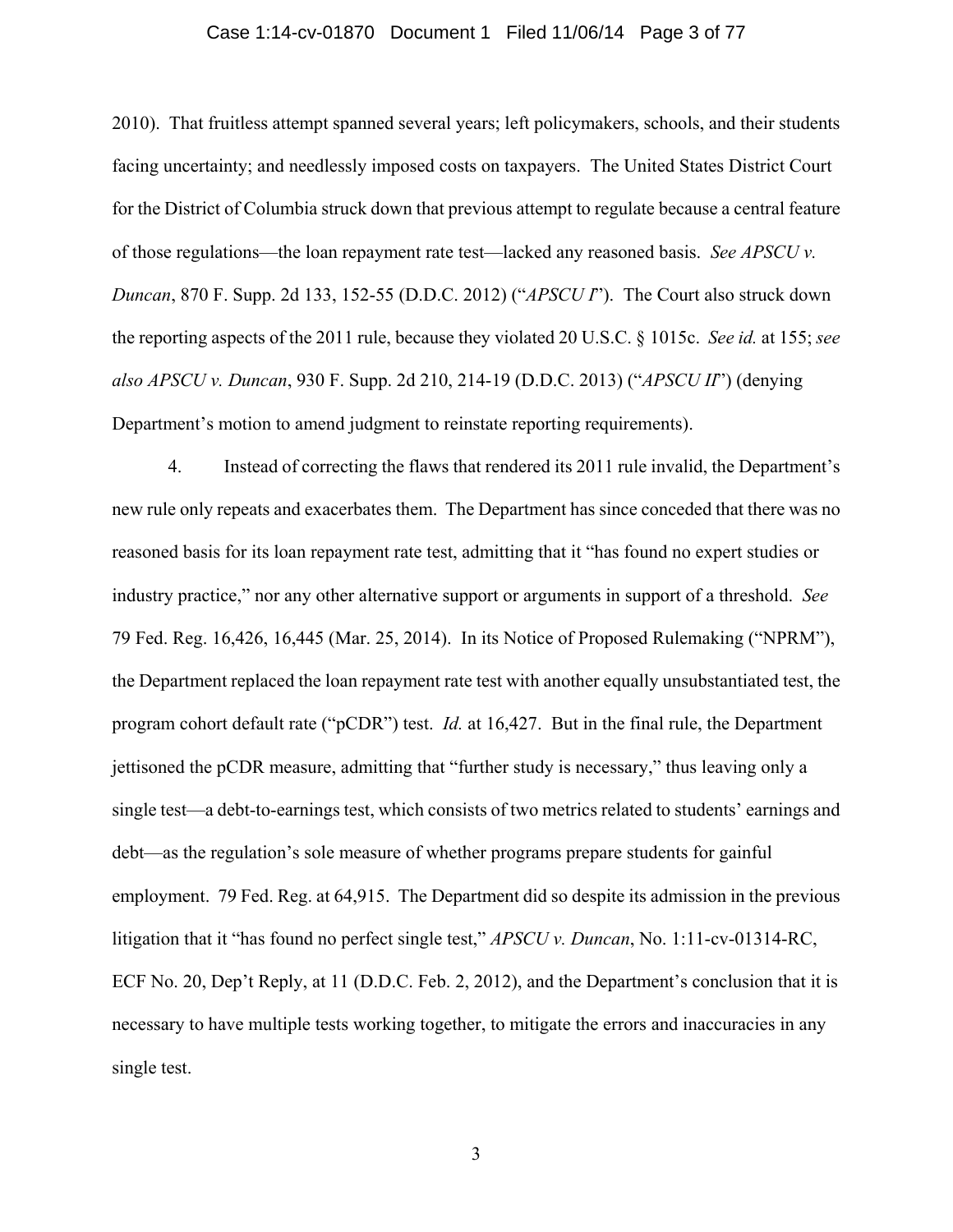2010). That fruitless attempt spanned several years; left policymakers, schools, and their students facing uncertainty; and needlessly imposed costs on taxpayers. The United States District Court for the District of Columbia struck down that previous attempt to regulate because a central feature of those regulations—the loan repayment rate test—lacked any reasoned basis. *See APSCU v. Duncan*, 870 F. Supp. 2d 133, 152-55 (D.D.C. 2012) ("*APSCU I*"). The Court also struck down the reporting aspects of the 2011 rule, because they violated 20 U.S.C. § 1015c. *See id.* at 155; *see also APSCU v. Duncan*, 930 F. Supp. 2d 210, 214-19 (D.D.C. 2013) ("*APSCU II*") (denying Department's motion to amend judgment to reinstate reporting requirements).

4. Instead of correcting the flaws that rendered its 2011 rule invalid, the Department's new rule only repeats and exacerbates them. The Department has since conceded that there was no reasoned basis for its loan repayment rate test, admitting that it "has found no expert studies or industry practice," nor any other alternative support or arguments in support of a threshold. *See* 79 Fed. Reg. 16,426, 16,445 (Mar. 25, 2014). In its Notice of Proposed Rulemaking ("NPRM"), the Department replaced the loan repayment rate test with another equally unsubstantiated test, the program cohort default rate ("pCDR") test. *Id.* at 16,427. But in the final rule, the Department jettisoned the pCDR measure, admitting that "further study is necessary," thus leaving only a single test—a debt-to-earnings test, which consists of two metrics related to students' earnings and debt—as the regulation's sole measure of whether programs prepare students for gainful employment. 79 Fed. Reg. at 64,915. The Department did so despite its admission in the previous litigation that it "has found no perfect single test," *APSCU v. Duncan*, No. 1:11-cv-01314-RC, ECF No. 20, Dep't Reply, at 11 (D.D.C. Feb. 2, 2012), and the Department's conclusion that it is necessary to have multiple tests working together, to mitigate the errors and inaccuracies in any single test.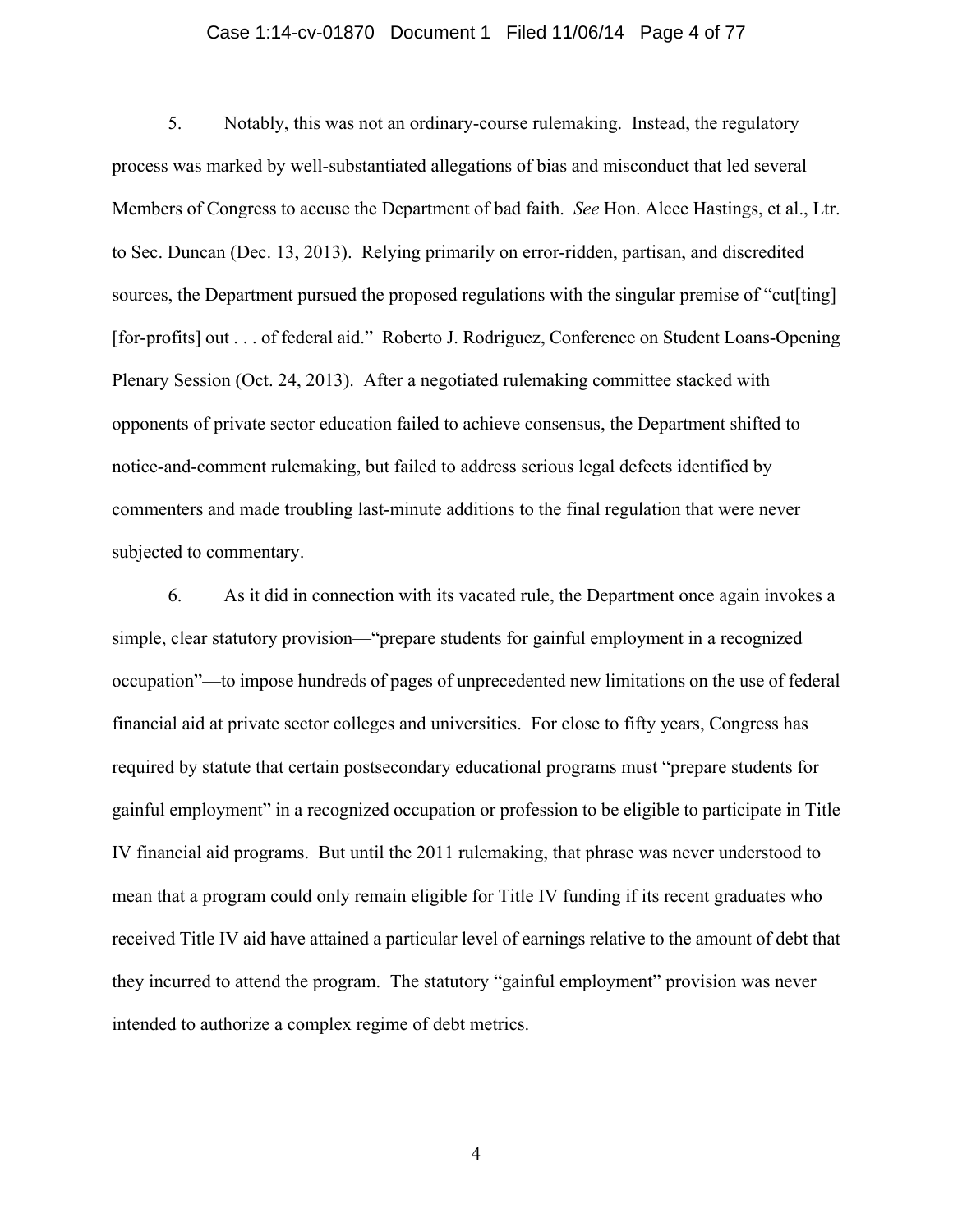5. Notably, this was not an ordinary-course rulemaking. Instead, the regulatory process was marked by well-substantiated allegations of bias and misconduct that led several Members of Congress to accuse the Department of bad faith. *See* Hon. Alcee Hastings, et al., Ltr. to Sec. Duncan (Dec. 13, 2013). Relying primarily on error-ridden, partisan, and discredited sources, the Department pursued the proposed regulations with the singular premise of "cut[ting] [for-profits] out . . . of federal aid." Roberto J. Rodriguez, Conference on Student Loans-Opening Plenary Session (Oct. 24, 2013). After a negotiated rulemaking committee stacked with opponents of private sector education failed to achieve consensus, the Department shifted to notice-and-comment rulemaking, but failed to address serious legal defects identified by commenters and made troubling last-minute additions to the final regulation that were never subjected to commentary.

6. As it did in connection with its vacated rule, the Department once again invokes a simple, clear statutory provision—"prepare students for gainful employment in a recognized occupation"—to impose hundreds of pages of unprecedented new limitations on the use of federal financial aid at private sector colleges and universities. For close to fifty years, Congress has required by statute that certain postsecondary educational programs must "prepare students for gainful employment" in a recognized occupation or profession to be eligible to participate in Title IV financial aid programs. But until the 2011 rulemaking, that phrase was never understood to mean that a program could only remain eligible for Title IV funding if its recent graduates who received Title IV aid have attained a particular level of earnings relative to the amount of debt that they incurred to attend the program. The statutory "gainful employment" provision was never intended to authorize a complex regime of debt metrics.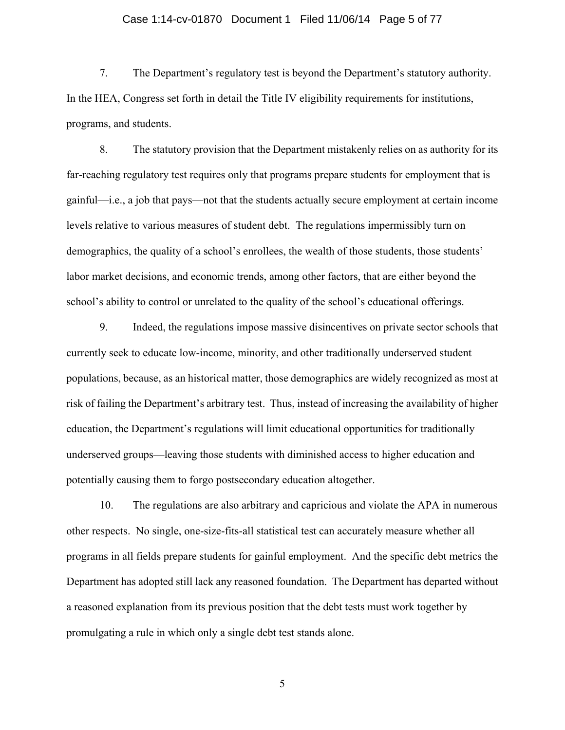7. The Department's regulatory test is beyond the Department's statutory authority. In the HEA, Congress set forth in detail the Title IV eligibility requirements for institutions, programs, and students.

8. The statutory provision that the Department mistakenly relies on as authority for its far-reaching regulatory test requires only that programs prepare students for employment that is gainful—i.e., a job that pays—not that the students actually secure employment at certain income levels relative to various measures of student debt. The regulations impermissibly turn on demographics, the quality of a school's enrollees, the wealth of those students, those students' labor market decisions, and economic trends, among other factors, that are either beyond the school's ability to control or unrelated to the quality of the school's educational offerings.

9. Indeed, the regulations impose massive disincentives on private sector schools that currently seek to educate low-income, minority, and other traditionally underserved student populations, because, as an historical matter, those demographics are widely recognized as most at risk of failing the Department's arbitrary test. Thus, instead of increasing the availability of higher education, the Department's regulations will limit educational opportunities for traditionally underserved groups—leaving those students with diminished access to higher education and potentially causing them to forgo postsecondary education altogether.

10. The regulations are also arbitrary and capricious and violate the APA in numerous other respects. No single, one-size-fits-all statistical test can accurately measure whether all programs in all fields prepare students for gainful employment. And the specific debt metrics the Department has adopted still lack any reasoned foundation. The Department has departed without a reasoned explanation from its previous position that the debt tests must work together by promulgating a rule in which only a single debt test stands alone.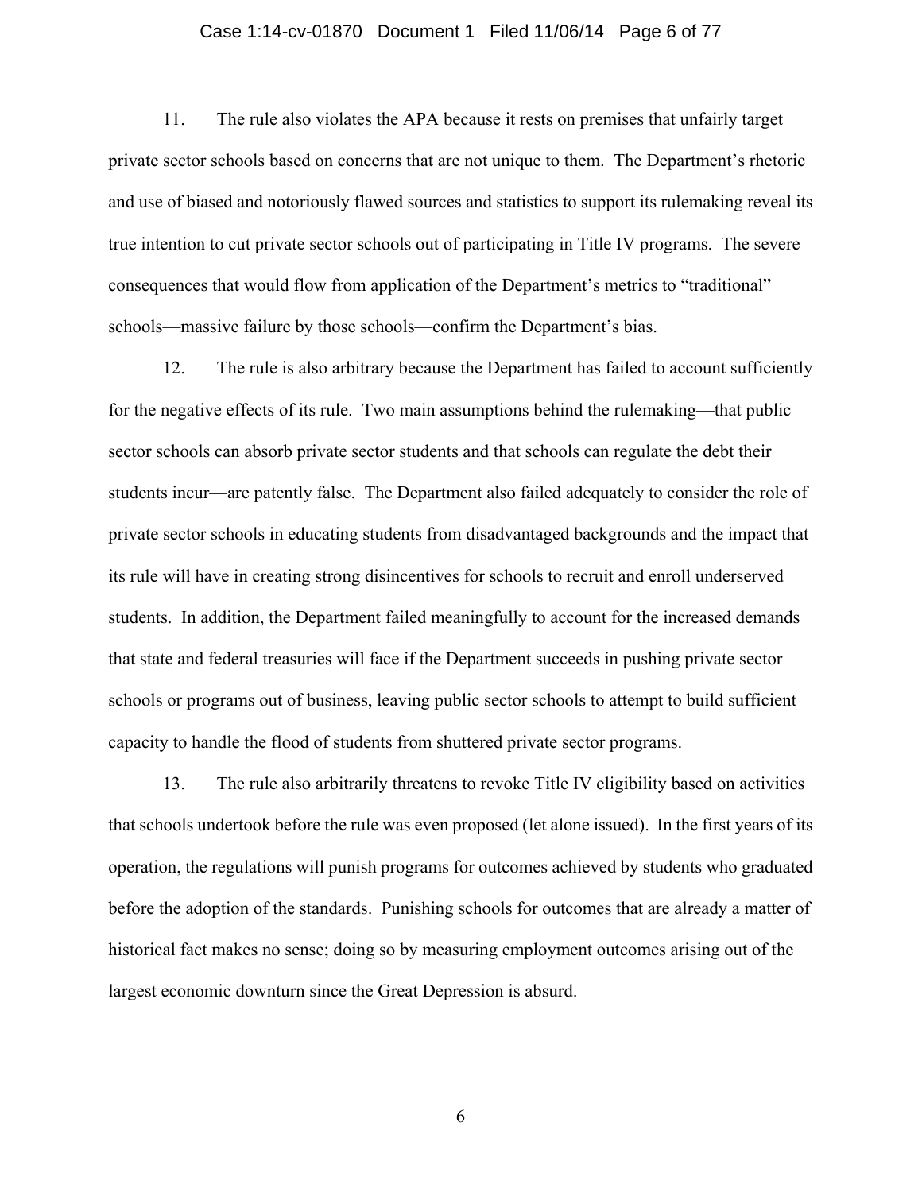11. The rule also violates the APA because it rests on premises that unfairly target private sector schools based on concerns that are not unique to them. The Department's rhetoric and use of biased and notoriously flawed sources and statistics to support its rulemaking reveal its true intention to cut private sector schools out of participating in Title IV programs. The severe consequences that would flow from application of the Department's metrics to "traditional" schools—massive failure by those schools—confirm the Department's bias.

12. The rule is also arbitrary because the Department has failed to account sufficiently for the negative effects of its rule. Two main assumptions behind the rulemaking—that public sector schools can absorb private sector students and that schools can regulate the debt their students incur—are patently false. The Department also failed adequately to consider the role of private sector schools in educating students from disadvantaged backgrounds and the impact that its rule will have in creating strong disincentives for schools to recruit and enroll underserved students. In addition, the Department failed meaningfully to account for the increased demands that state and federal treasuries will face if the Department succeeds in pushing private sector schools or programs out of business, leaving public sector schools to attempt to build sufficient capacity to handle the flood of students from shuttered private sector programs.

13. The rule also arbitrarily threatens to revoke Title IV eligibility based on activities that schools undertook before the rule was even proposed (let alone issued). In the first years of its operation, the regulations will punish programs for outcomes achieved by students who graduated before the adoption of the standards. Punishing schools for outcomes that are already a matter of historical fact makes no sense; doing so by measuring employment outcomes arising out of the largest economic downturn since the Great Depression is absurd.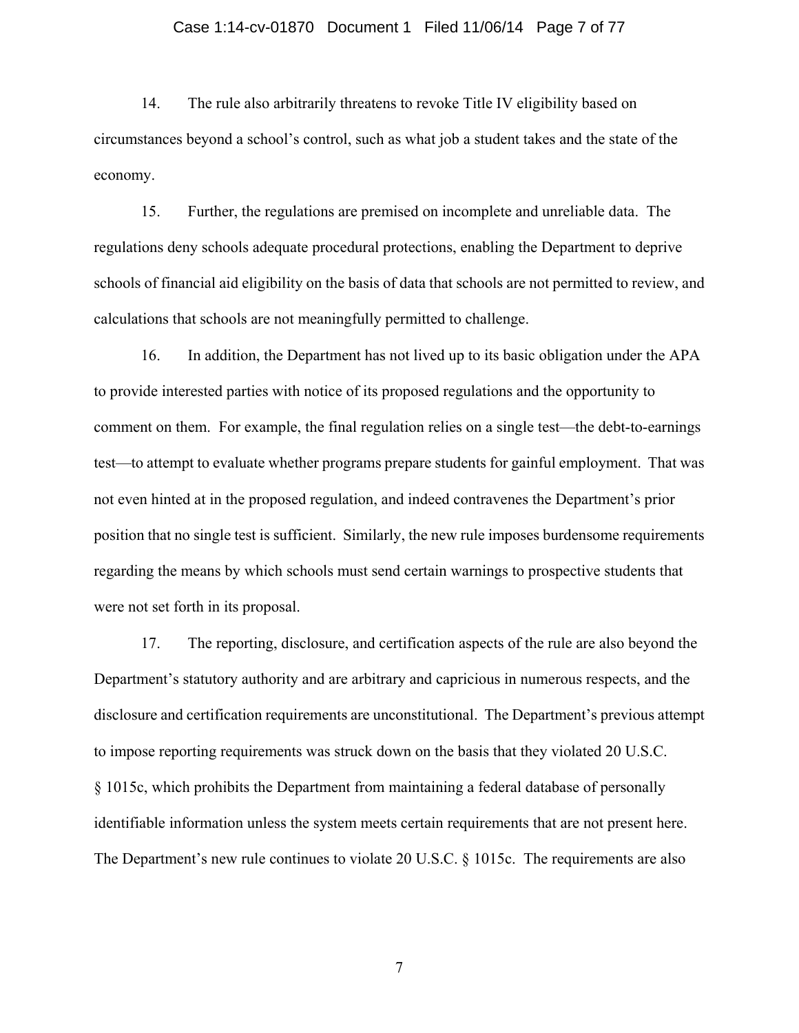14. The rule also arbitrarily threatens to revoke Title IV eligibility based on circumstances beyond a school's control, such as what job a student takes and the state of the economy.

15. Further, the regulations are premised on incomplete and unreliable data. The regulations deny schools adequate procedural protections, enabling the Department to deprive schools of financial aid eligibility on the basis of data that schools are not permitted to review, and calculations that schools are not meaningfully permitted to challenge.

16. In addition, the Department has not lived up to its basic obligation under the APA to provide interested parties with notice of its proposed regulations and the opportunity to comment on them. For example, the final regulation relies on a single test—the debt-to-earnings test—to attempt to evaluate whether programs prepare students for gainful employment. That was not even hinted at in the proposed regulation, and indeed contravenes the Department's prior position that no single test is sufficient. Similarly, the new rule imposes burdensome requirements regarding the means by which schools must send certain warnings to prospective students that were not set forth in its proposal.

17. The reporting, disclosure, and certification aspects of the rule are also beyond the Department's statutory authority and are arbitrary and capricious in numerous respects, and the disclosure and certification requirements are unconstitutional. The Department's previous attempt to impose reporting requirements was struck down on the basis that they violated 20 U.S.C. § 1015c, which prohibits the Department from maintaining a federal database of personally identifiable information unless the system meets certain requirements that are not present here. The Department's new rule continues to violate 20 U.S.C. § 1015c. The requirements are also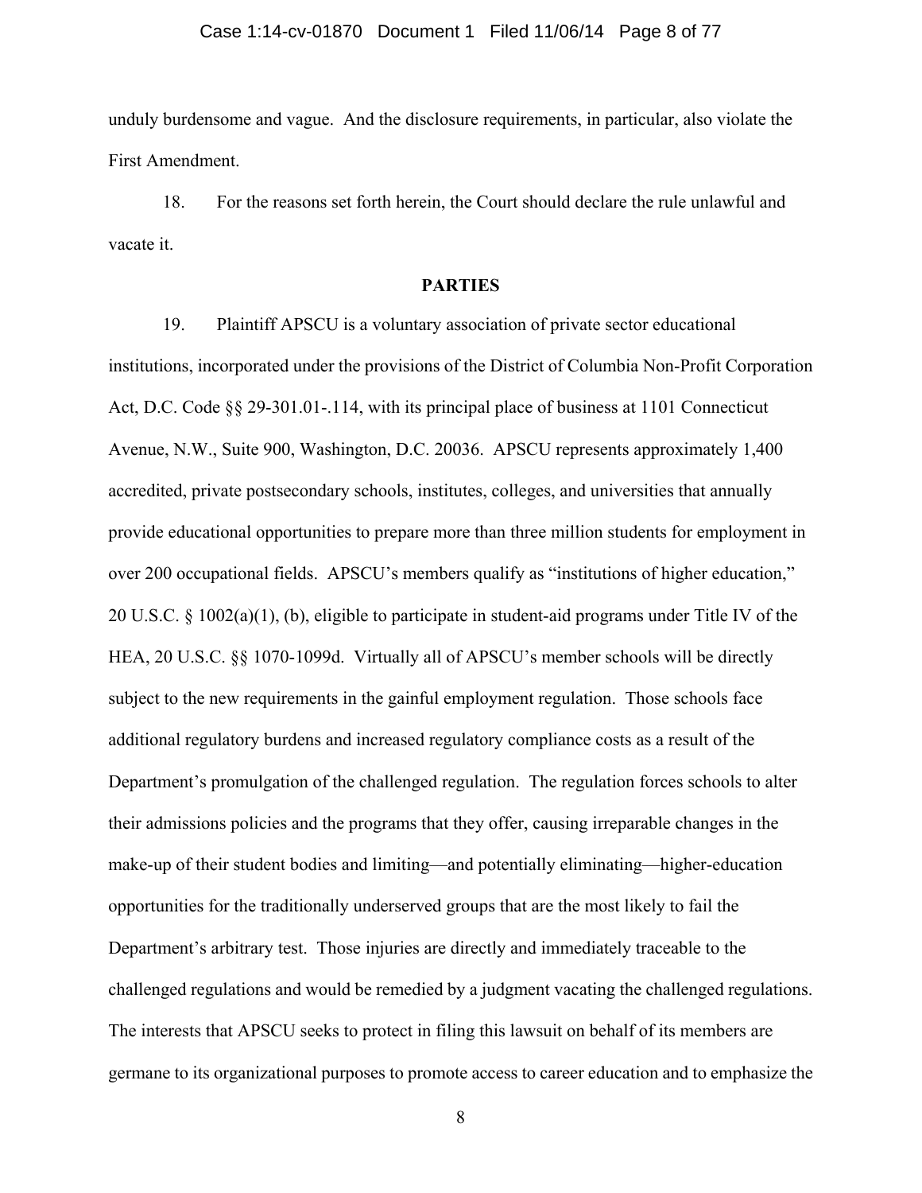unduly burdensome and vague. And the disclosure requirements, in particular, also violate the First Amendment.

18. For the reasons set forth herein, the Court should declare the rule unlawful and vacate it.

**PARTIES**

19. Plaintiff APSCU is a voluntary association of private sector educational institutions, incorporated under the provisions of the District of Columbia Non-Profit Corporation Act, D.C. Code §§ 29-301.01-.114, with its principal place of business at 1101 Connecticut Avenue, N.W., Suite 900, Washington, D.C. 20036. APSCU represents approximately 1,400 accredited, private postsecondary schools, institutes, colleges, and universities that annually provide educational opportunities to prepare more than three million students for employment in over 200 occupational fields. APSCU's members qualify as "institutions of higher education," 20 U.S.C. § 1002(a)(1), (b), eligible to participate in student-aid programs under Title IV of the HEA, 20 U.S.C. §§ 1070-1099d. Virtually all of APSCU's member schools will be directly subject to the new requirements in the gainful employment regulation. Those schools face additional regulatory burdens and increased regulatory compliance costs as a result of the Department's promulgation of the challenged regulation. The regulation forces schools to alter their admissions policies and the programs that they offer, causing irreparable changes in the make-up of their student bodies and limiting—and potentially eliminating—higher-education opportunities for the traditionally underserved groups that are the most likely to fail the Department's arbitrary test. Those injuries are directly and immediately traceable to the challenged regulations and would be remedied by a judgment vacating the challenged regulations. The interests that APSCU seeks to protect in filing this lawsuit on behalf of its members are germane to its organizational purposes to promote access to career education and to emphasize the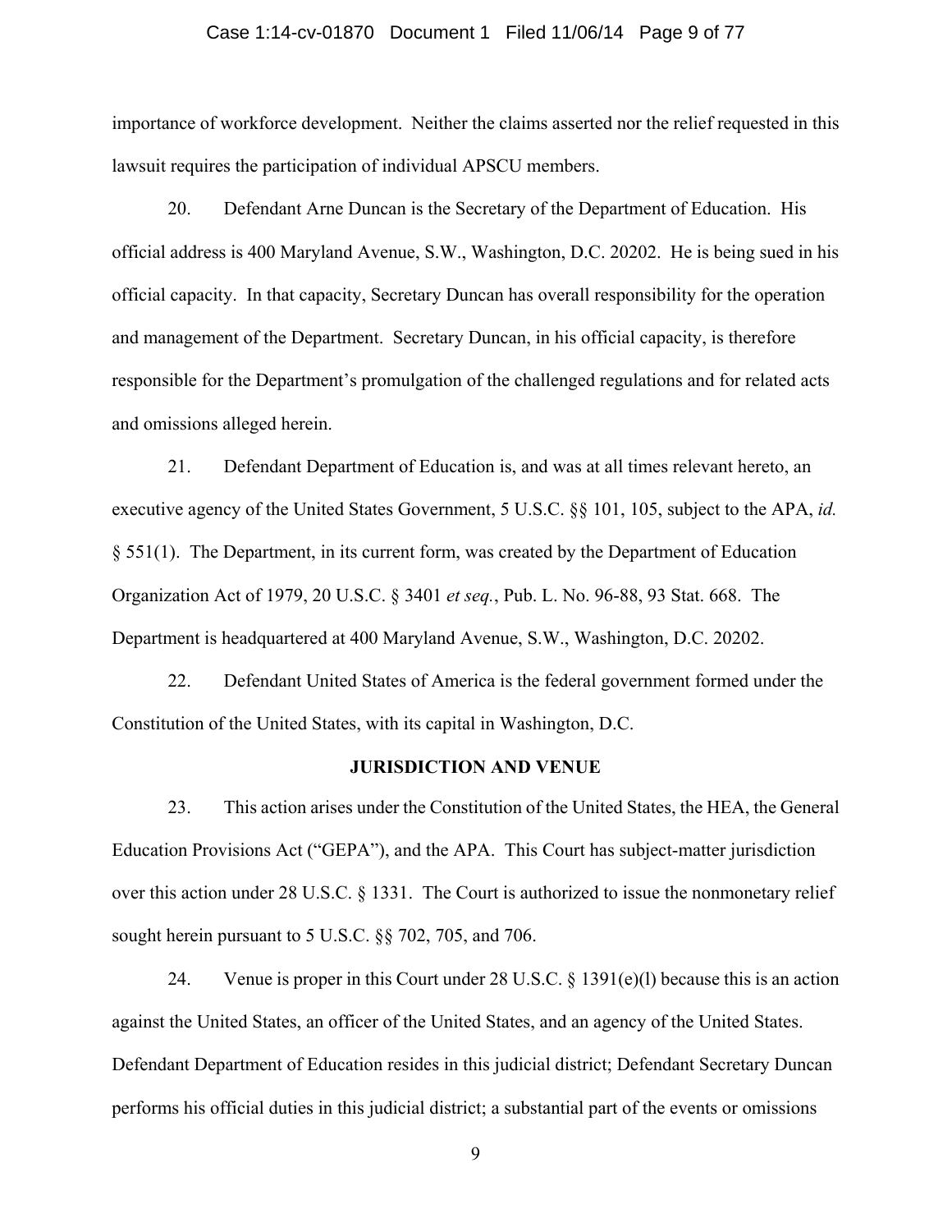importance of workforce development. Neither the claims asserted nor the relief requested in this lawsuit requires the participation of individual APSCU members.

20. Defendant Arne Duncan is the Secretary of the Department of Education. His official address is 400 Maryland Avenue, S.W., Washington, D.C. 20202. He is being sued in his official capacity. In that capacity, Secretary Duncan has overall responsibility for the operation and management of the Department. Secretary Duncan, in his official capacity, is therefore responsible for the Department's promulgation of the challenged regulations and for related acts and omissions alleged herein.

21. Defendant Department of Education is, and was at all times relevant hereto, an executive agency of the United States Government, 5 U.S.C. §§ 101, 105, subject to the APA, *id.* § 551(1). The Department, in its current form, was created by the Department of Education Organization Act of 1979, 20 U.S.C. § 3401 *et seq.*, Pub. L. No. 96-88, 93 Stat. 668. The Department is headquartered at 400 Maryland Avenue, S.W., Washington, D.C. 20202.

22. Defendant United States of America is the federal government formed under the Constitution of the United States, with its capital in Washington, D.C.

## JURISDICTION AND VENUE

23. This action arises under the Constitution of the United States, the HEA, the General Education Provisions Act ("GEPA"), and the APA. This Court has subject-matter jurisdiction over this action under 28 U.S.C. § 1331. The Court is authorized to issue the nonmonetary relief sought herein pursuant to 5 U.S.C. §§ 702, 705, and 706.

24. Venue is proper in this Court under 28 U.S.C. § 1391(e)(l) because this is an action against the United States, an officer of the United States, and an agency of the United States. Defendant Department of Education resides in this judicial district; Defendant Secretary Duncan performs his official duties in this judicial district; a substantial part of the events or omissions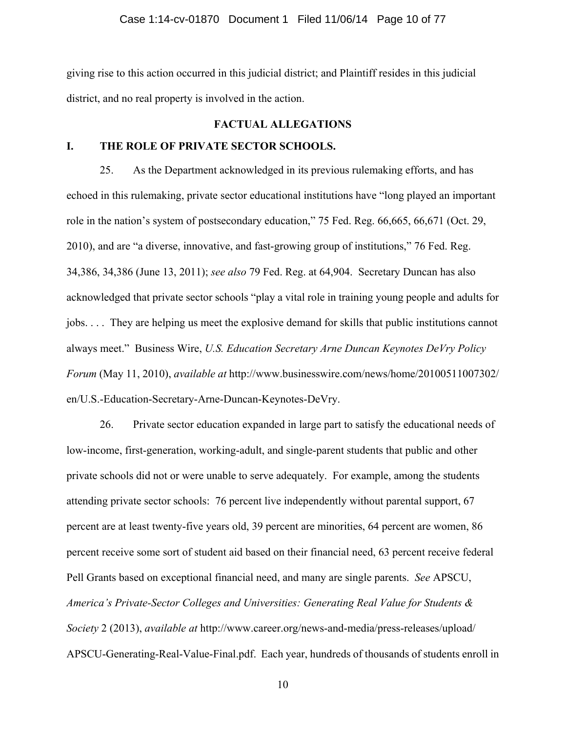giving rise to this action occurred in this judicial district; and Plaintiff resides in this judicial district, and no real property is involved in the action.

## FACTUAL ALLEGATIONS

### I. THE ROLE OF PRIVATE SECTOR SCHOOLS.

25. As the Department acknowledged in its previous rulemaking efforts, and has echoed in this rulemaking, private sector educational institutions have "long played an important role in the nation's system of postsecondary education," 75 Fed. Reg. 66,665, 66,671 (Oct. 29, 2010), and are "a diverse, innovative, and fast-growing group of institutions," 76 Fed. Reg. 34,386, 34,386 (June 13, 2011); *see also* 79 Fed. Reg. at 64,904. Secretary Duncan has also acknowledged that private sector schools "play a vital role in training young people and adults for jobs. . . . They are helping us meet the explosive demand for skills that public institutions cannot always meet." Business Wire, *U.S. Education Secretary Arne Duncan Keynotes DeVry Policy Forum* (May 11, 2010), *available at* http://www.businesswire.com/news/home/20100511007302/en/U.S.-Education-Secretary-Arne-Duncan-Keynotes-DeVry.

26. Private sector education expanded in large part to satisfy the educational needs of low-income, first-generation, working-adult, and single-parent students that public and other private schools did not or were unable to serve adequately. For example, among the students attending private sector schools: 76 percent live independently without parental support, 67 percent are at least twenty-five years old, 39 percent are minorities, 64 percent are women, 86 percent receive some sort of student aid based on their financial need, 63 percent receive federal Pell Grants based on exceptional financial need, and many are single parents. *See* APSCU, *America's Private-Sector Colleges and Universities: Generating Real Value for Students & Society* 2 (2013), *available at* http://www.career.org/news-and-media/press-releases/upload/APSCU-Generating-Real-Value-Final.pdf. Each year, hundreds of thousands of students enroll in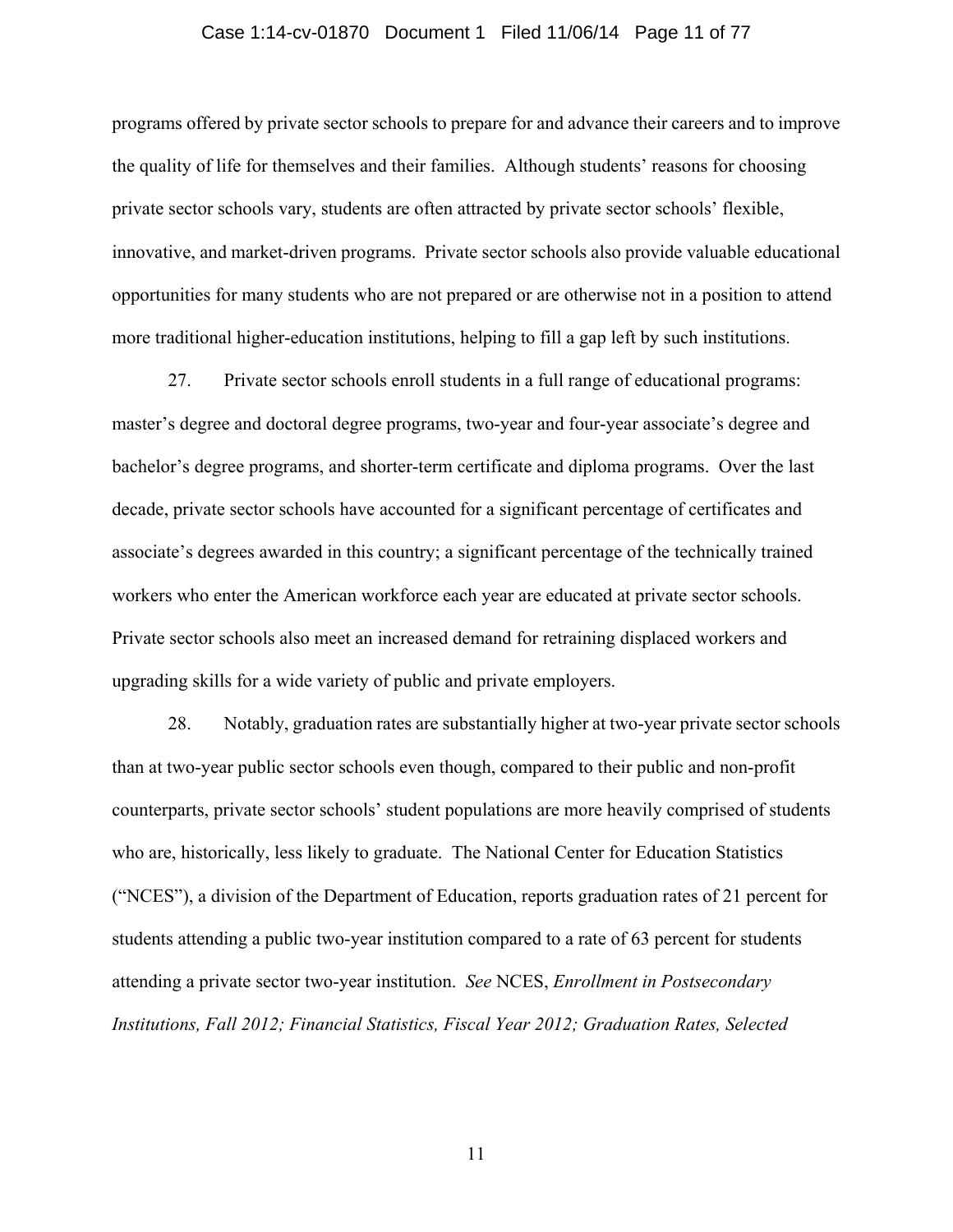programs offered by private sector schools to prepare for and advance their careers and to improve the quality of life for themselves and their families. Although students' reasons for choosing private sector schools vary, students are often attracted by private sector schools' flexible, innovative, and market-driven programs. Private sector schools also provide valuable educational opportunities for many students who are not prepared or are otherwise not in a position to attend more traditional higher-education institutions, helping to fill a gap left by such institutions.

27. Private sector schools enroll students in a full range of educational programs: master's degree and doctoral degree programs, two-year and four-year associate's degree and bachelor's degree programs, and shorter-term certificate and diploma programs. Over the last decade, private sector schools have accounted for a significant percentage of certificates and associate's degrees awarded in this country; a significant percentage of the technically trained workers who enter the American workforce each year are educated at private sector schools. Private sector schools also meet an increased demand for retraining displaced workers and upgrading skills for a wide variety of public and private employers.

28. Notably, graduation rates are substantially higher at two-year private sector schools than at two-year public sector schools even though, compared to their public and non-profit counterparts, private sector schools' student populations are more heavily comprised of students who are, historically, less likely to graduate. The National Center for Education Statistics ("NCES"), a division of the Department of Education, reports graduation rates of 21 percent for students attending a public two-year institution compared to a rate of 63 percent for students attending a private sector two-year institution. *See* NCES, *Enrollment in Postsecondary Institutions, Fall 2012; Financial Statistics, Fiscal Year 2012; Graduation Rates, Selected*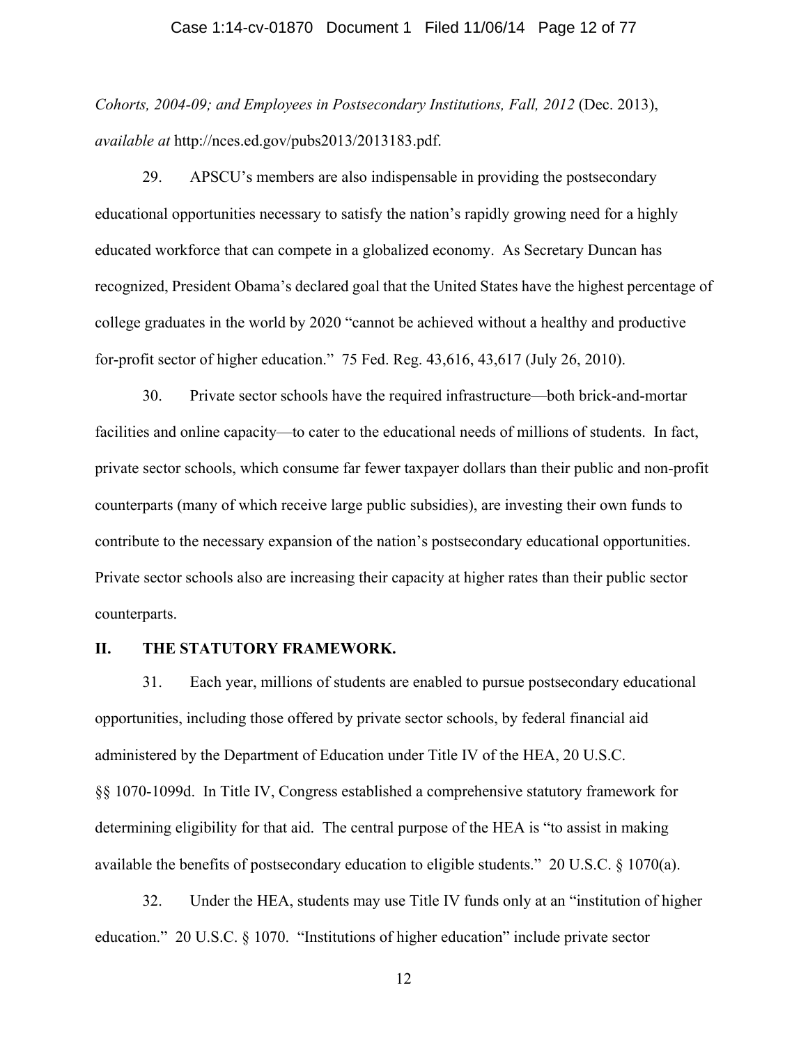*Cohorts, 2004-09; and Employees in Postsecondary Institutions, Fall, 2012* (Dec. 2013), *available at* http://nces.ed.gov/pubs2013/2013183.pdf.

29. APSCU's members are also indispensable in providing the postsecondary educational opportunities necessary to satisfy the nation's rapidly growing need for a highly educated workforce that can compete in a globalized economy. As Secretary Duncan has recognized, President Obama's declared goal that the United States have the highest percentage of college graduates in the world by 2020 "cannot be achieved without a healthy and productive for-profit sector of higher education." 75 Fed. Reg. 43,616, 43,617 (July 26, 2010).

30. Private sector schools have the required infrastructure—both brick-and-mortar facilities and online capacity—to cater to the educational needs of millions of students. In fact, private sector schools, which consume far fewer taxpayer dollars than their public and non-profit counterparts (many of which receive large public subsidies), are investing their own funds to contribute to the necessary expansion of the nation's postsecondary educational opportunities. Private sector schools also are increasing their capacity at higher rates than their public sector counterparts.

## II. THE STATUTORY FRAMEWORK.

31. Each year, millions of students are enabled to pursue postsecondary educational opportunities, including those offered by private sector schools, by federal financial aid administered by the Department of Education under Title IV of the HEA, 20 U.S.C. §§ 1070-1099d. In Title IV, Congress established a comprehensive statutory framework for determining eligibility for that aid. The central purpose of the HEA is "to assist in making available the benefits of postsecondary education to eligible students." 20 U.S.C. § 1070(a).

32. Under the HEA, students may use Title IV funds only at an "institution of higher education." 20 U.S.C. § 1070. "Institutions of higher education" include private sector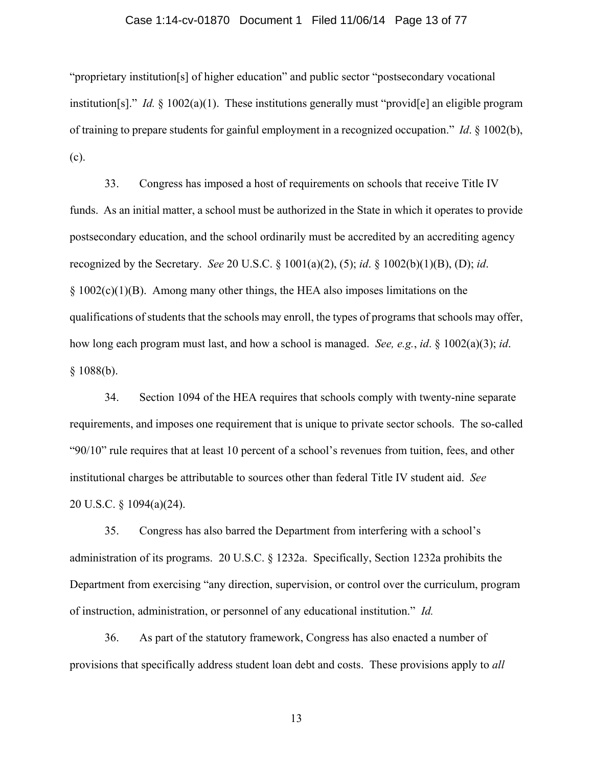"proprietary institution[s] of higher education" and public sector "postsecondary vocational institution[s]." *Id.* § 1002(a)(1). These institutions generally must "provid[e] an eligible program of training to prepare students for gainful employment in a recognized occupation." *Id*. § 1002(b), (c).

33. Congress has imposed a host of requirements on schools that receive Title IV funds. As an initial matter, a school must be authorized in the State in which it operates to provide postsecondary education, and the school ordinarily must be accredited by an accrediting agency recognized by the Secretary. *See* 20 U.S.C. § 1001(a)(2), (5); *id*. § 1002(b)(1)(B), (D); *id*. § 1002(c)(1)(B). Among many other things, the HEA also imposes limitations on the qualifications of students that the schools may enroll, the types of programs that schools may offer, how long each program must last, and how a school is managed. *See, e.g.*, *id*. § 1002(a)(3); *id*. § 1088(b).

34. Section 1094 of the HEA requires that schools comply with twenty-nine separate requirements, and imposes one requirement that is unique to private sector schools. The so-called "90/10" rule requires that at least 10 percent of a school's revenues from tuition, fees, and other institutional charges be attributable to sources other than federal Title IV student aid. *See* 20 U.S.C. § 1094(a)(24).

35. Congress has also barred the Department from interfering with a school's administration of its programs. 20 U.S.C. § 1232a. Specifically, Section 1232a prohibits the Department from exercising "any direction, supervision, or control over the curriculum, program of instruction, administration, or personnel of any educational institution." *Id.*

36. As part of the statutory framework, Congress has also enacted a number of provisions that specifically address student loan debt and costs. These provisions apply to *all*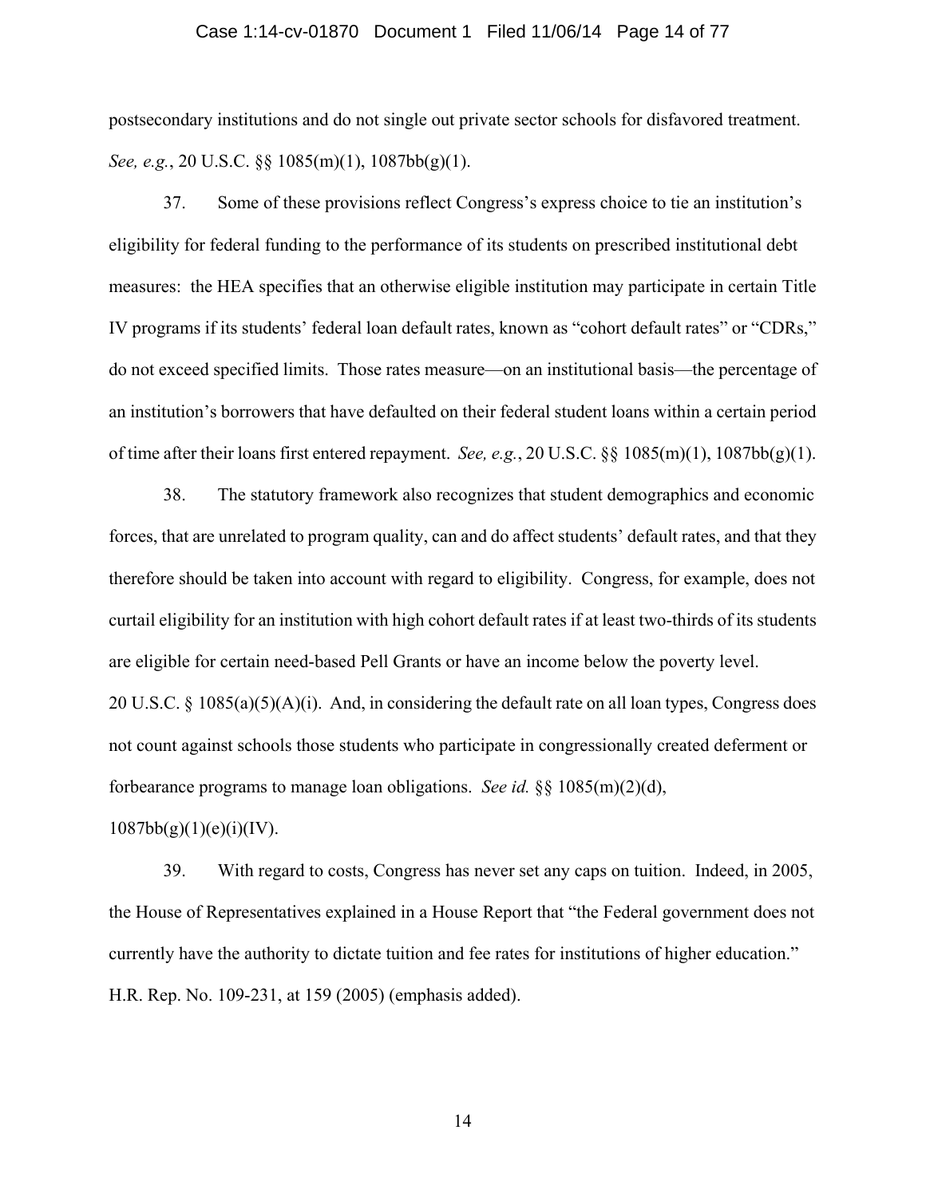postsecondary institutions and do not single out private sector schools for disfavored treatment. *See, e.g.*, 20 U.S.C. §§ 1085(m)(1), 1087bb(g)(1).

37. Some of these provisions reflect Congress's express choice to tie an institution's eligibility for federal funding to the performance of its students on prescribed institutional debt measures: the HEA specifies that an otherwise eligible institution may participate in certain Title IV programs if its students' federal loan default rates, known as "cohort default rates" or "CDRs," do not exceed specified limits. Those rates measure—on an institutional basis—the percentage of an institution's borrowers that have defaulted on their federal student loans within a certain period of time after their loans first entered repayment. *See, e.g.*, 20 U.S.C. §§ 1085(m)(1), 1087bb(g)(1).

38. The statutory framework also recognizes that student demographics and economic forces, that are unrelated to program quality, can and do affect students' default rates, and that they therefore should be taken into account with regard to eligibility. Congress, for example, does not curtail eligibility for an institution with high cohort default rates if at least two-thirds of its students are eligible for certain need-based Pell Grants or have an income below the poverty level. 20 U.S.C. § 1085(a)(5)(A)(i). And, in considering the default rate on all loan types, Congress does not count against schools those students who participate in congressionally created deferment or forbearance programs to manage loan obligations. *See id.* §§ 1085(m)(2)(d), 1087bb(g)(1)(e)(i)(IV).

39. With regard to costs, Congress has never set any caps on tuition. Indeed, in 2005, the House of Representatives explained in a House Report that "the Federal government does not currently have the authority to dictate tuition and fee rates for institutions of higher education." H.R. Rep. No. 109-231, at 159 (2005) (emphasis added).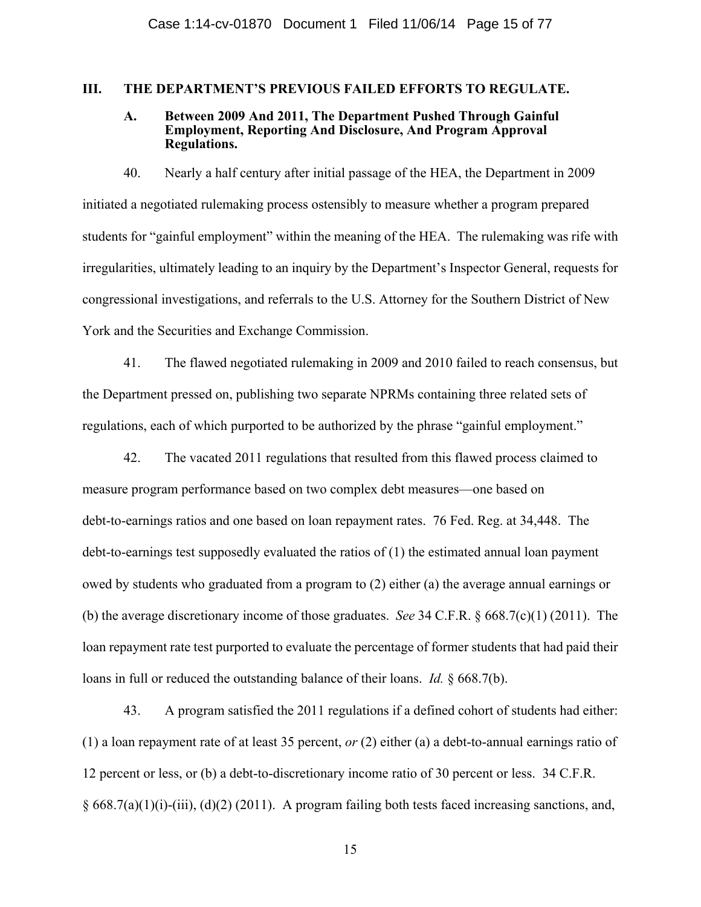## III. THE DEPARTMENT'S PREVIOUS FAILED EFFORTS TO REGULATE.

### A. Between 2009 And 2011, The Department Pushed Through Gainful Employment, Reporting And Disclosure, And Program Approval Regulations.

40. Nearly a half century after initial passage of the HEA, the Department in 2009 initiated a negotiated rulemaking process ostensibly to measure whether a program prepared students for "gainful employment" within the meaning of the HEA. The rulemaking was rife with irregularities, ultimately leading to an inquiry by the Department's Inspector General, requests for congressional investigations, and referrals to the U.S. Attorney for the Southern District of New York and the Securities and Exchange Commission.

41. The flawed negotiated rulemaking in 2009 and 2010 failed to reach consensus, but the Department pressed on, publishing two separate NPRMs containing three related sets of regulations, each of which purported to be authorized by the phrase "gainful employment."

42. The vacated 2011 regulations that resulted from this flawed process claimed to measure program performance based on two complex debt measures—one based on debt-to-earnings ratios and one based on loan repayment rates. 76 Fed. Reg. at 34,448. The debt-to-earnings test supposedly evaluated the ratios of (1) the estimated annual loan payment owed by students who graduated from a program to (2) either (a) the average annual earnings or (b) the average discretionary income of those graduates. *See* 34 C.F.R. § 668.7(c)(1) (2011). The loan repayment rate test purported to evaluate the percentage of former students that had paid their loans in full or reduced the outstanding balance of their loans. *Id.* § 668.7(b).

43. A program satisfied the 2011 regulations if a defined cohort of students had either: (1) a loan repayment rate of at least 35 percent, *or* (2) either (a) a debt-to-annual earnings ratio of 12 percent or less, or (b) a debt-to-discretionary income ratio of 30 percent or less. 34 C.F.R. § 668.7(a)(1)(i)-(iii), (d)(2) (2011). A program failing both tests faced increasing sanctions, and,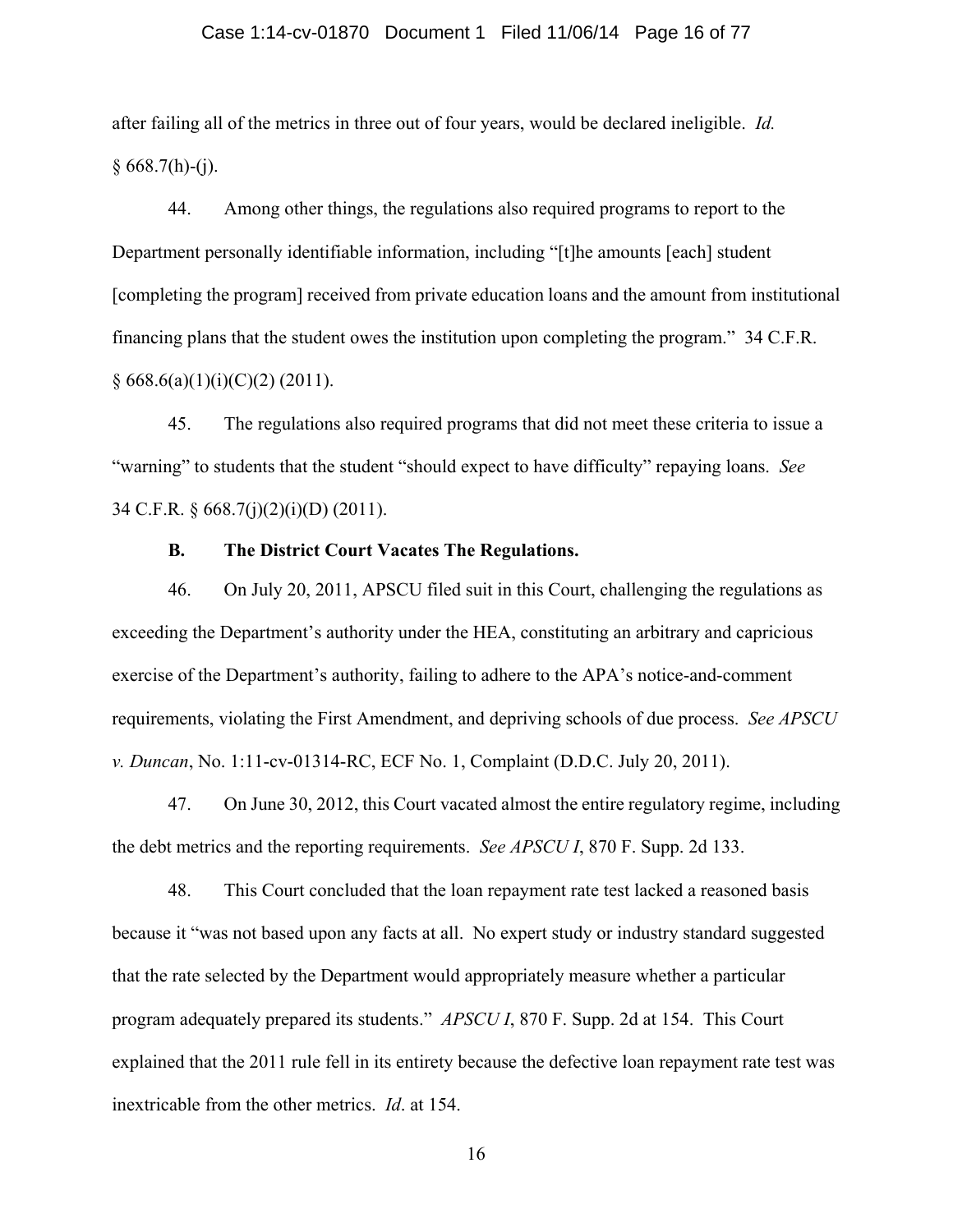after failing all of the metrics in three out of four years, would be declared ineligible. *Id.* § 668.7(h)-(j).

44. Among other things, the regulations also required programs to report to the Department personally identifiable information, including "[t]he amounts [each] student [completing the program] received from private education loans and the amount from institutional financing plans that the student owes the institution upon completing the program." 34 C.F.R. § 668.6(a)(1)(i)(C)(2) (2011).

45. The regulations also required programs that did not meet these criteria to issue a "warning" to students that the student "should expect to have difficulty" repaying loans. *See* 34 C.F.R. § 668.7(j)(2)(i)(D) (2011).

**B. The District Court Vacates The Regulations.**

46. On July 20, 2011, APSCU filed suit in this Court, challenging the regulations as exceeding the Department's authority under the HEA, constituting an arbitrary and capricious exercise of the Department's authority, failing to adhere to the APA's notice-and-comment requirements, violating the First Amendment, and depriving schools of due process. *See APSCU v. Duncan*, No. 1:11-cv-01314-RC, ECF No. 1, Complaint (D.D.C. July 20, 2011).

47. On June 30, 2012, this Court vacated almost the entire regulatory regime, including the debt metrics and the reporting requirements. *See APSCU I*, 870 F. Supp. 2d 133.

48. This Court concluded that the loan repayment rate test lacked a reasoned basis because it "was not based upon any facts at all. No expert study or industry standard suggested that the rate selected by the Department would appropriately measure whether a particular program adequately prepared its students." *APSCU I*, 870 F. Supp. 2d at 154. This Court explained that the 2011 rule fell in its entirety because the defective loan repayment rate test was inextricable from the other metrics. *Id*. at 154.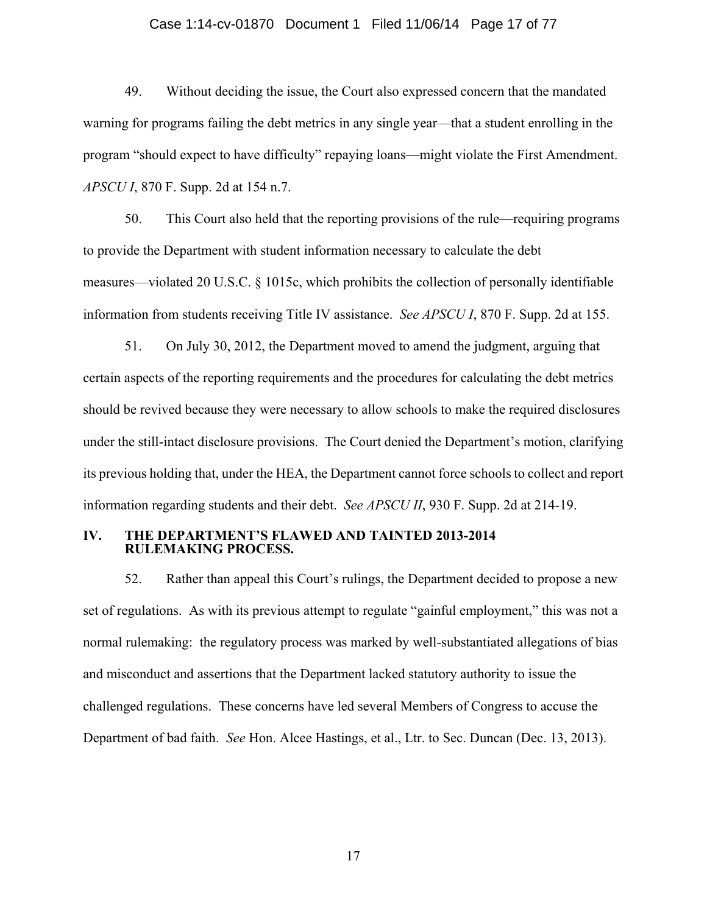49. Without deciding the issue, the Court also expressed concern that the mandated warning for programs failing the debt metrics in any single year—that a student enrolling in the program "should expect to have difficulty" repaying loans—might violate the First Amendment. *APSCU I*, 870 F. Supp. 2d at 154 n.7.

50. This Court also held that the reporting provisions of the rule—requiring programs to provide the Department with student information necessary to calculate the debt measures—violated 20 U.S.C. § 1015c, which prohibits the collection of personally identifiable information from students receiving Title IV assistance. *See APSCU I*, 870 F. Supp. 2d at 155.

51. On July 30, 2012, the Department moved to amend the judgment, arguing that certain aspects of the reporting requirements and the procedures for calculating the debt metrics should be revived because they were necessary to allow schools to make the required disclosures under the still-intact disclosure provisions. The Court denied the Department's motion, clarifying its previous holding that, under the HEA, the Department cannot force schools to collect and report information regarding students and their debt. *See APSCU II*, 930 F. Supp. 2d at 214-19.

## IV. THE DEPARTMENT'S FLAWED AND TAINTED 2013-2014 RULEMAKING PROCESS.

52. Rather than appeal this Court's rulings, the Department decided to propose a new set of regulations. As with its previous attempt to regulate "gainful employment," this was not a normal rulemaking: the regulatory process was marked by well-substantiated allegations of bias and misconduct and assertions that the Department lacked statutory authority to issue the challenged regulations. These concerns have led several Members of Congress to accuse the Department of bad faith. *See* Hon. Alcee Hastings, et al., Ltr. to Sec. Duncan (Dec. 13, 2013).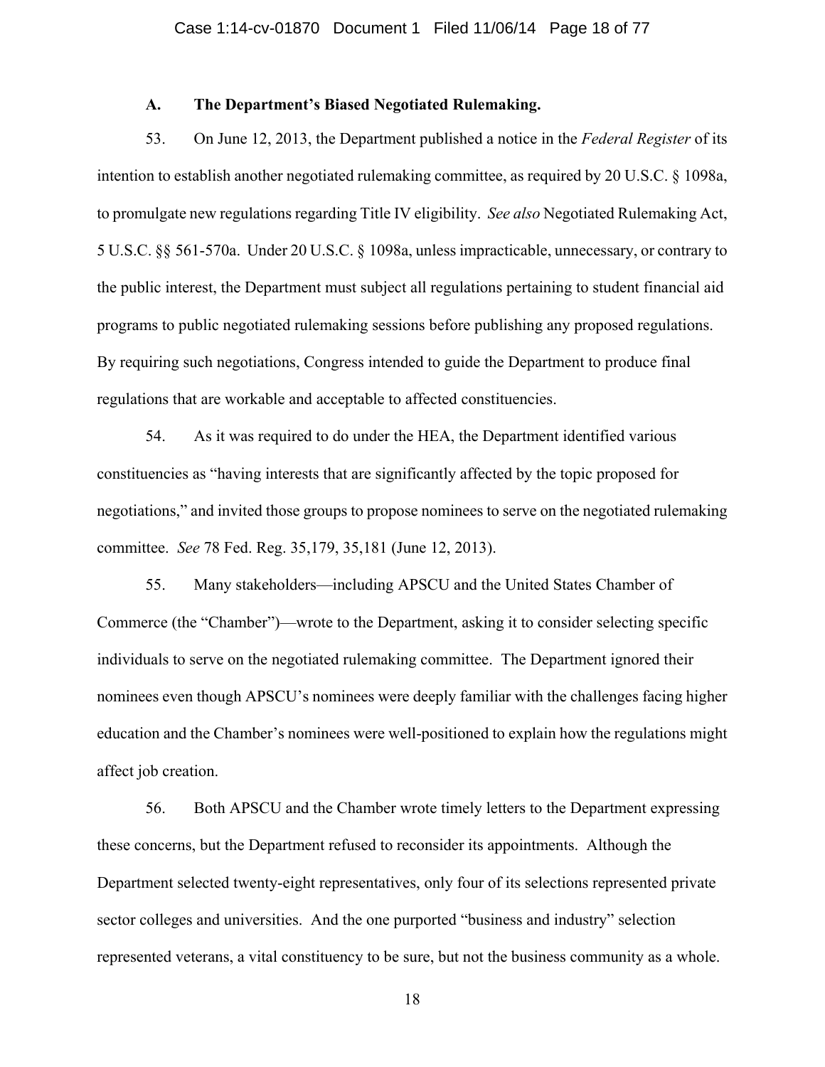### A. The Department's Biased Negotiated Rulemaking.

53. On June 12, 2013, the Department published a notice in the *Federal Register* of its intention to establish another negotiated rulemaking committee, as required by 20 U.S.C. § 1098a, to promulgate new regulations regarding Title IV eligibility. *See also* Negotiated Rulemaking Act, 5 U.S.C. §§ 561-570a. Under 20 U.S.C. § 1098a, unless impracticable, unnecessary, or contrary to the public interest, the Department must subject all regulations pertaining to student financial aid programs to public negotiated rulemaking sessions before publishing any proposed regulations. By requiring such negotiations, Congress intended to guide the Department to produce final regulations that are workable and acceptable to affected constituencies.

54. As it was required to do under the HEA, the Department identified various constituencies as "having interests that are significantly affected by the topic proposed for negotiations," and invited those groups to propose nominees to serve on the negotiated rulemaking committee. *See* 78 Fed. Reg. 35,179, 35,181 (June 12, 2013).

55. Many stakeholders—including APSCU and the United States Chamber of Commerce (the "Chamber")—wrote to the Department, asking it to consider selecting specific individuals to serve on the negotiated rulemaking committee. The Department ignored their nominees even though APSCU's nominees were deeply familiar with the challenges facing higher education and the Chamber's nominees were well-positioned to explain how the regulations might affect job creation.

56. Both APSCU and the Chamber wrote timely letters to the Department expressing these concerns, but the Department refused to reconsider its appointments. Although the Department selected twenty-eight representatives, only four of its selections represented private sector colleges and universities. And the one purported "business and industry" selection represented veterans, a vital constituency to be sure, but not the business community as a whole.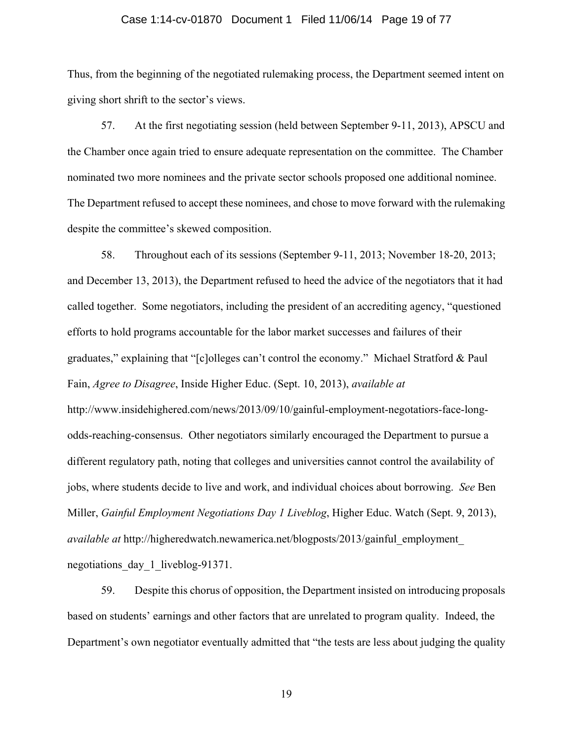Thus, from the beginning of the negotiated rulemaking process, the Department seemed intent on giving short shrift to the sector's views.

57. At the first negotiating session (held between September 9-11, 2013), APSCU and the Chamber once again tried to ensure adequate representation on the committee. The Chamber nominated two more nominees and the private sector schools proposed one additional nominee. The Department refused to accept these nominees, and chose to move forward with the rulemaking despite the committee's skewed composition.

58. Throughout each of its sessions (September 9-11, 2013; November 18-20, 2013; and December 13, 2013), the Department refused to heed the advice of the negotiators that it had called together. Some negotiators, including the president of an accrediting agency, "questioned efforts to hold programs accountable for the labor market successes and failures of their graduates," explaining that "[c]olleges can't control the economy." Michael Stratford & Paul Fain, *Agree to Disagree*, Inside Higher Educ. (Sept. 10, 2013), *available at* http://www.insidehighered.com/news/2013/09/10/gainful-employment-negotatiors-face-long-odds-reaching-consensus. Other negotiators similarly encouraged the Department to pursue a different regulatory path, noting that colleges and universities cannot control the availability of jobs, where students decide to live and work, and individual choices about borrowing. *See* Ben Miller, *Gainful Employment Negotiations Day 1 Liveblog*, Higher Educ. Watch (Sept. 9, 2013), *available at* http://higheredwatch.newamerica.net/blogposts/2013/gainful_employment_negotiations_day_1_liveblog-91371.

59. Despite this chorus of opposition, the Department insisted on introducing proposals based on students' earnings and other factors that are unrelated to program quality. Indeed, the Department's own negotiator eventually admitted that "the tests are less about judging the quality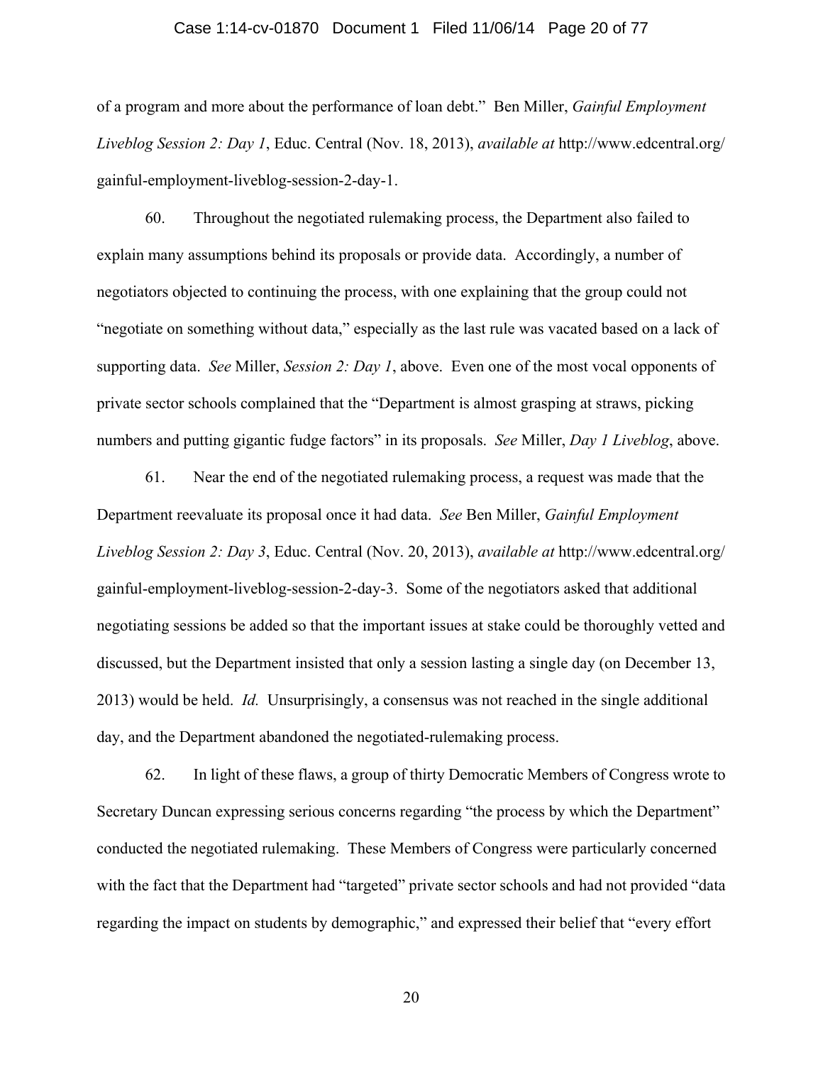of a program and more about the performance of loan debt." Ben Miller, *Gainful Employment Liveblog Session 2: Day 1*, Educ. Central (Nov. 18, 2013), *available at* http://www.edcentral.org/gainful-employment-liveblog-session-2-day-1.

60. Throughout the negotiated rulemaking process, the Department also failed to explain many assumptions behind its proposals or provide data. Accordingly, a number of negotiators objected to continuing the process, with one explaining that the group could not "negotiate on something without data," especially as the last rule was vacated based on a lack of supporting data. *See* Miller, *Session 2: Day 1*, above. Even one of the most vocal opponents of private sector schools complained that the "Department is almost grasping at straws, picking numbers and putting gigantic fudge factors" in its proposals. *See* Miller, *Day 1 Liveblog*, above.

61. Near the end of the negotiated rulemaking process, a request was made that the Department reevaluate its proposal once it had data. *See* Ben Miller, *Gainful Employment Liveblog Session 2: Day 3*, Educ. Central (Nov. 20, 2013), *available at* http://www.edcentral.org/gainful-employment-liveblog-session-2-day-3. Some of the negotiators asked that additional negotiating sessions be added so that the important issues at stake could be thoroughly vetted and discussed, but the Department insisted that only a session lasting a single day (on December 13, 2013) would be held. *Id.* Unsurprisingly, a consensus was not reached in the single additional day, and the Department abandoned the negotiated-rulemaking process.

62. In light of these flaws, a group of thirty Democratic Members of Congress wrote to Secretary Duncan expressing serious concerns regarding "the process by which the Department" conducted the negotiated rulemaking. These Members of Congress were particularly concerned with the fact that the Department had "targeted" private sector schools and had not provided "data regarding the impact on students by demographic," and expressed their belief that "every effort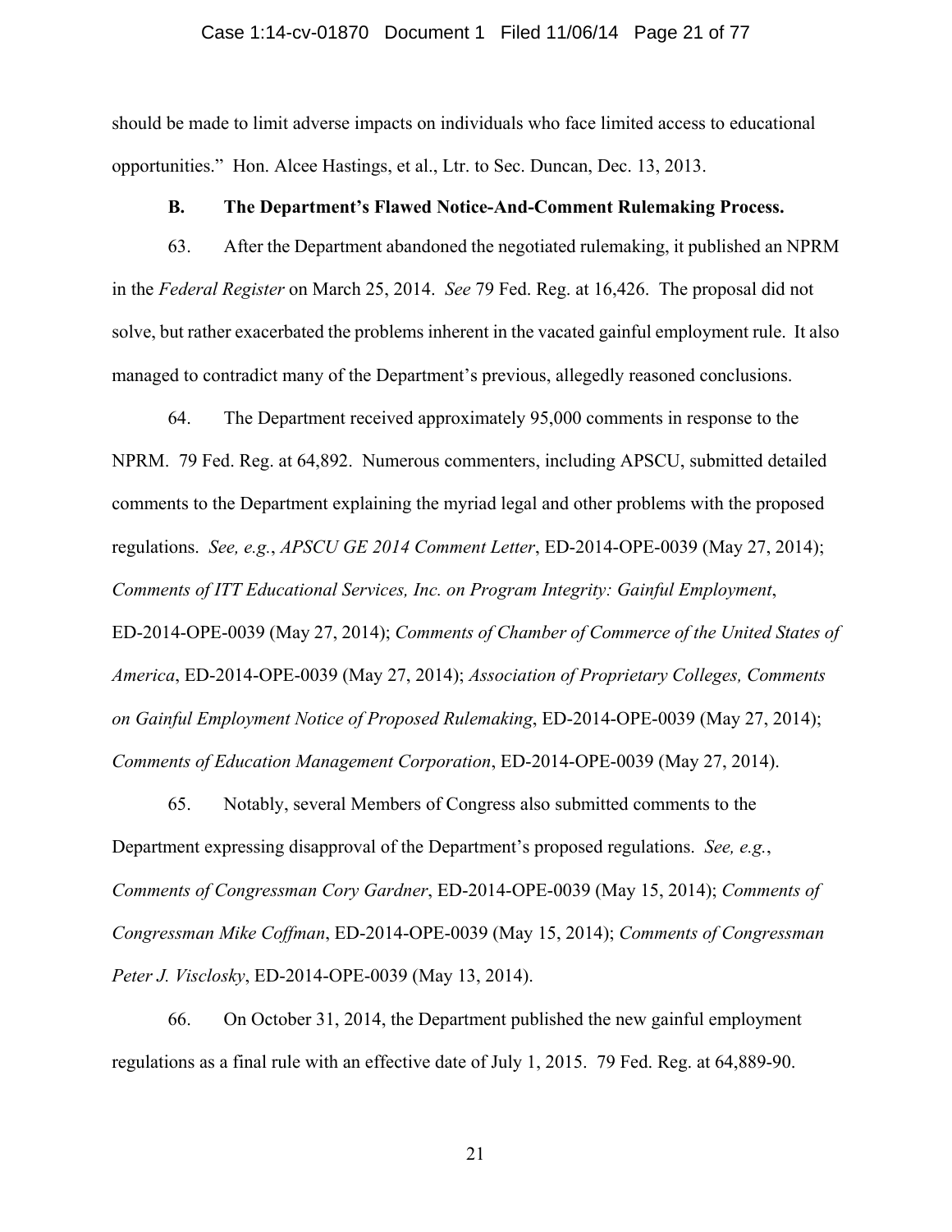should be made to limit adverse impacts on individuals who face limited access to educational opportunities." Hon. Alcee Hastings, et al., Ltr. to Sec. Duncan, Dec. 13, 2013.

### B. The Department's Flawed Notice-And-Comment Rulemaking Process.

63. After the Department abandoned the negotiated rulemaking, it published an NPRM in the *Federal Register* on March 25, 2014. *See* 79 Fed. Reg. at 16,426. The proposal did not solve, but rather exacerbated the problems inherent in the vacated gainful employment rule. It also managed to contradict many of the Department's previous, allegedly reasoned conclusions.

64. The Department received approximately 95,000 comments in response to the NPRM. 79 Fed. Reg. at 64,892. Numerous commenters, including APSCU, submitted detailed comments to the Department explaining the myriad legal and other problems with the proposed regulations. *See, e.g.*, *APSCU GE 2014 Comment Letter*, ED-2014-OPE-0039 (May 27, 2014); *Comments of ITT Educational Services, Inc. on Program Integrity: Gainful Employment*, ED-2014-OPE-0039 (May 27, 2014); *Comments of Chamber of Commerce of the United States of America*, ED-2014-OPE-0039 (May 27, 2014); *Association of Proprietary Colleges, Comments on Gainful Employment Notice of Proposed Rulemaking*, ED-2014-OPE-0039 (May 27, 2014); *Comments of Education Management Corporation*, ED-2014-OPE-0039 (May 27, 2014).

65. Notably, several Members of Congress also submitted comments to the Department expressing disapproval of the Department's proposed regulations. *See, e.g.*, *Comments of Congressman Cory Gardner*, ED-2014-OPE-0039 (May 15, 2014); *Comments of Congressman Mike Coffman*, ED-2014-OPE-0039 (May 15, 2014); *Comments of Congressman Peter J. Visclosky*, ED-2014-OPE-0039 (May 13, 2014).

66. On October 31, 2014, the Department published the new gainful employment regulations as a final rule with an effective date of July 1, 2015. 79 Fed. Reg. at 64,889-90.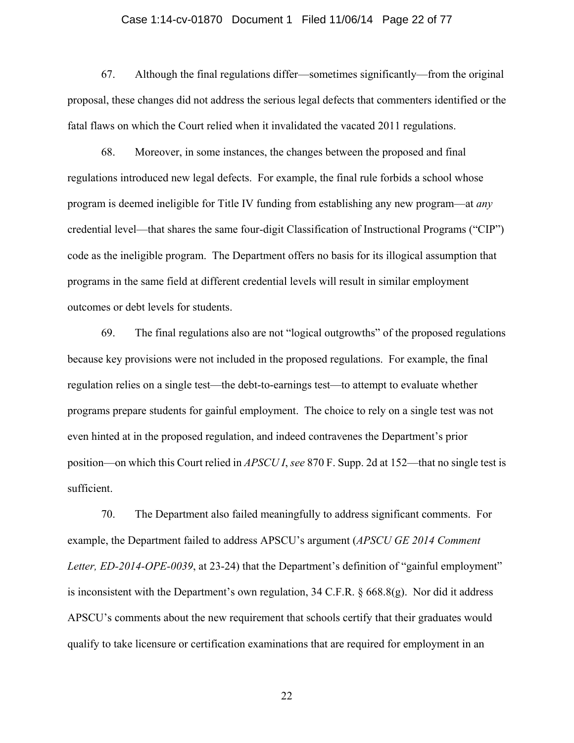67. Although the final regulations differ—sometimes significantly—from the original proposal, these changes did not address the serious legal defects that commenters identified or the fatal flaws on which the Court relied when it invalidated the vacated 2011 regulations.

68. Moreover, in some instances, the changes between the proposed and final regulations introduced new legal defects. For example, the final rule forbids a school whose program is deemed ineligible for Title IV funding from establishing any new program—at *any* credential level—that shares the same four-digit Classification of Instructional Programs ("CIP") code as the ineligible program. The Department offers no basis for its illogical assumption that programs in the same field at different credential levels will result in similar employment outcomes or debt levels for students.

69. The final regulations also are not "logical outgrowths" of the proposed regulations because key provisions were not included in the proposed regulations. For example, the final regulation relies on a single test—the debt-to-earnings test—to attempt to evaluate whether programs prepare students for gainful employment. The choice to rely on a single test was not even hinted at in the proposed regulation, and indeed contravenes the Department's prior position—on which this Court relied in *APSCU I*, *see* 870 F. Supp. 2d at 152—that no single test is sufficient.

70. The Department also failed meaningfully to address significant comments. For example, the Department failed to address APSCU's argument (*APSCU GE 2014 Comment Letter, ED-2014-OPE-0039*, at 23-24) that the Department's definition of "gainful employment" is inconsistent with the Department's own regulation, 34 C.F.R. § 668.8(g). Nor did it address APSCU's comments about the new requirement that schools certify that their graduates would qualify to take licensure or certification examinations that are required for employment in an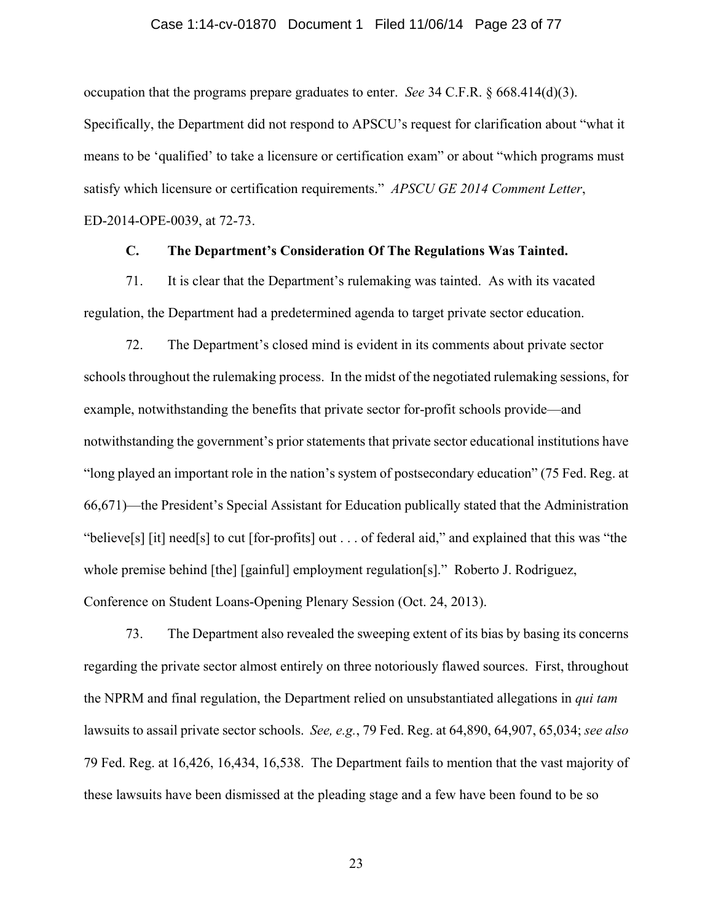occupation that the programs prepare graduates to enter. *See* 34 C.F.R. § 668.414(d)(3). Specifically, the Department did not respond to APSCU's request for clarification about "what it means to be 'qualified' to take a licensure or certification exam" or about "which programs must satisfy which licensure or certification requirements." *APSCU GE 2014 Comment Letter*, ED-2014-OPE-0039, at 72-73.

### C. The Department's Consideration Of The Regulations Was Tainted.

71. It is clear that the Department's rulemaking was tainted. As with its vacated regulation, the Department had a predetermined agenda to target private sector education.

72. The Department's closed mind is evident in its comments about private sector schools throughout the rulemaking process. In the midst of the negotiated rulemaking sessions, for example, notwithstanding the benefits that private sector for-profit schools provide—and notwithstanding the government's prior statements that private sector educational institutions have "long played an important role in the nation's system of postsecondary education" (75 Fed. Reg. at 66,671)—the President's Special Assistant for Education publically stated that the Administration "believe[s] [it] need[s] to cut [for-profits] out . . . of federal aid," and explained that this was "the whole premise behind [the] [gainful] employment regulation[s]." Roberto J. Rodriguez, Conference on Student Loans-Opening Plenary Session (Oct. 24, 2013).

73. The Department also revealed the sweeping extent of its bias by basing its concerns regarding the private sector almost entirely on three notoriously flawed sources. First, throughout the NPRM and final regulation, the Department relied on unsubstantiated allegations in *qui tam* lawsuits to assail private sector schools. *See, e.g.*, 79 Fed. Reg. at 64,890, 64,907, 65,034; *see also* 79 Fed. Reg. at 16,426, 16,434, 16,538. The Department fails to mention that the vast majority of these lawsuits have been dismissed at the pleading stage and a few have been found to be so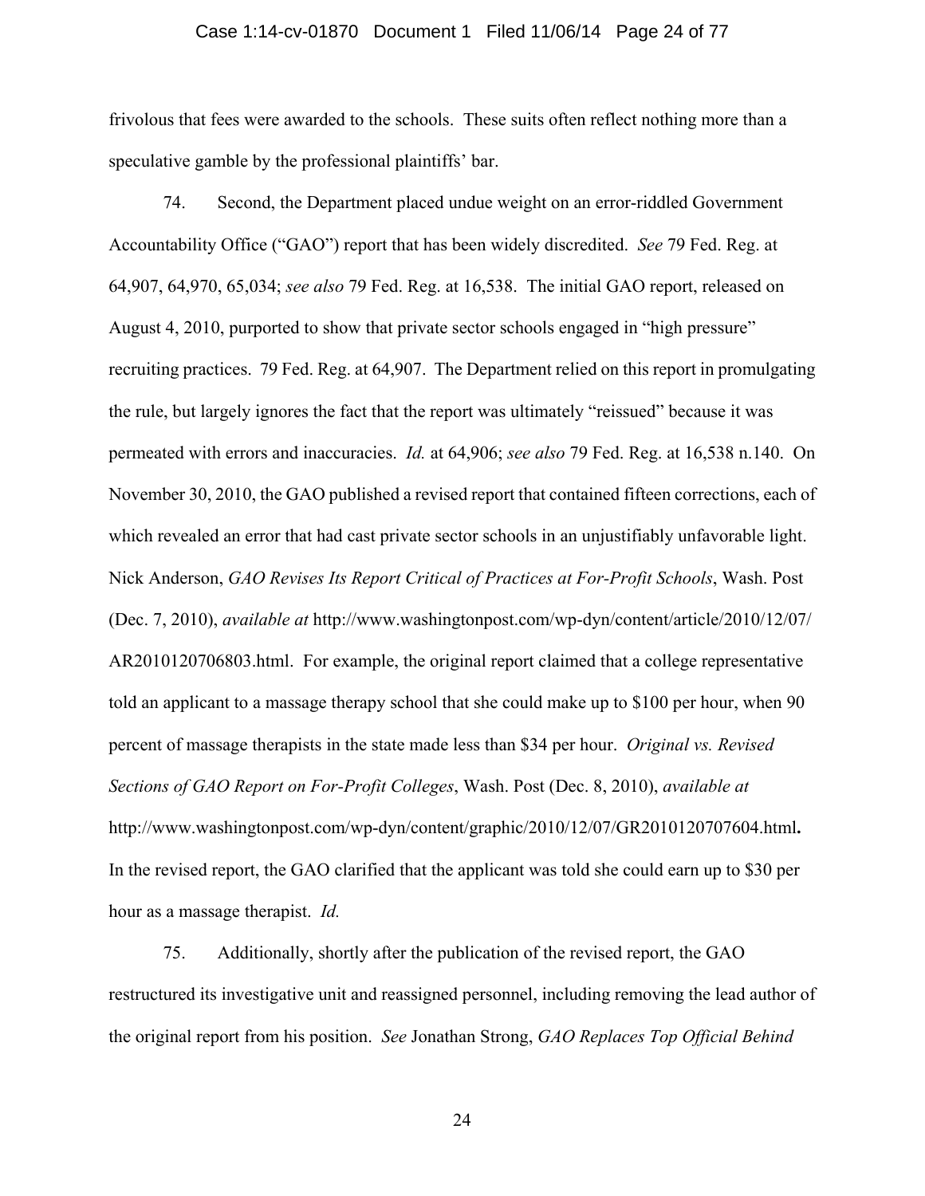frivolous that fees were awarded to the schools. These suits often reflect nothing more than a speculative gamble by the professional plaintiffs' bar.

74. Second, the Department placed undue weight on an error-riddled Government Accountability Office ("GAO") report that has been widely discredited. *See* 79 Fed. Reg. at 64,907, 64,970, 65,034; *see also* 79 Fed. Reg. at 16,538. The initial GAO report, released on August 4, 2010, purported to show that private sector schools engaged in "high pressure" recruiting practices. 79 Fed. Reg. at 64,907. The Department relied on this report in promulgating the rule, but largely ignores the fact that the report was ultimately "reissued" because it was permeated with errors and inaccuracies. *Id.* at 64,906; *see also* 79 Fed. Reg. at 16,538 n.140. On November 30, 2010, the GAO published a revised report that contained fifteen corrections, each of which revealed an error that had cast private sector schools in an unjustifiably unfavorable light. Nick Anderson, *GAO Revises Its Report Critical of Practices at For-Profit Schools*, Wash. Post (Dec. 7, 2010), *available at* http://www.washingtonpost.com/wp-dyn/content/article/2010/12/07/AR2010120706803.html. For example, the original report claimed that a college representative told an applicant to a massage therapy school that she could make up to $100 per hour, when 90 percent of massage therapists in the state made less than $34 per hour. *Original vs. Revised Sections of GAO Report on For-Profit Colleges*, Wash. Post (Dec. 8, 2010), *available at* http://www.washingtonpost.com/wp-dyn/content/graphic/2010/12/07/GR2010120707604.html. In the revised report, the GAO clarified that the applicant was told she could earn up to $30 per hour as a massage therapist. *Id.*

75. Additionally, shortly after the publication of the revised report, the GAO restructured its investigative unit and reassigned personnel, including removing the lead author of the original report from his position. *See* Jonathan Strong, *GAO Replaces Top Official Behind*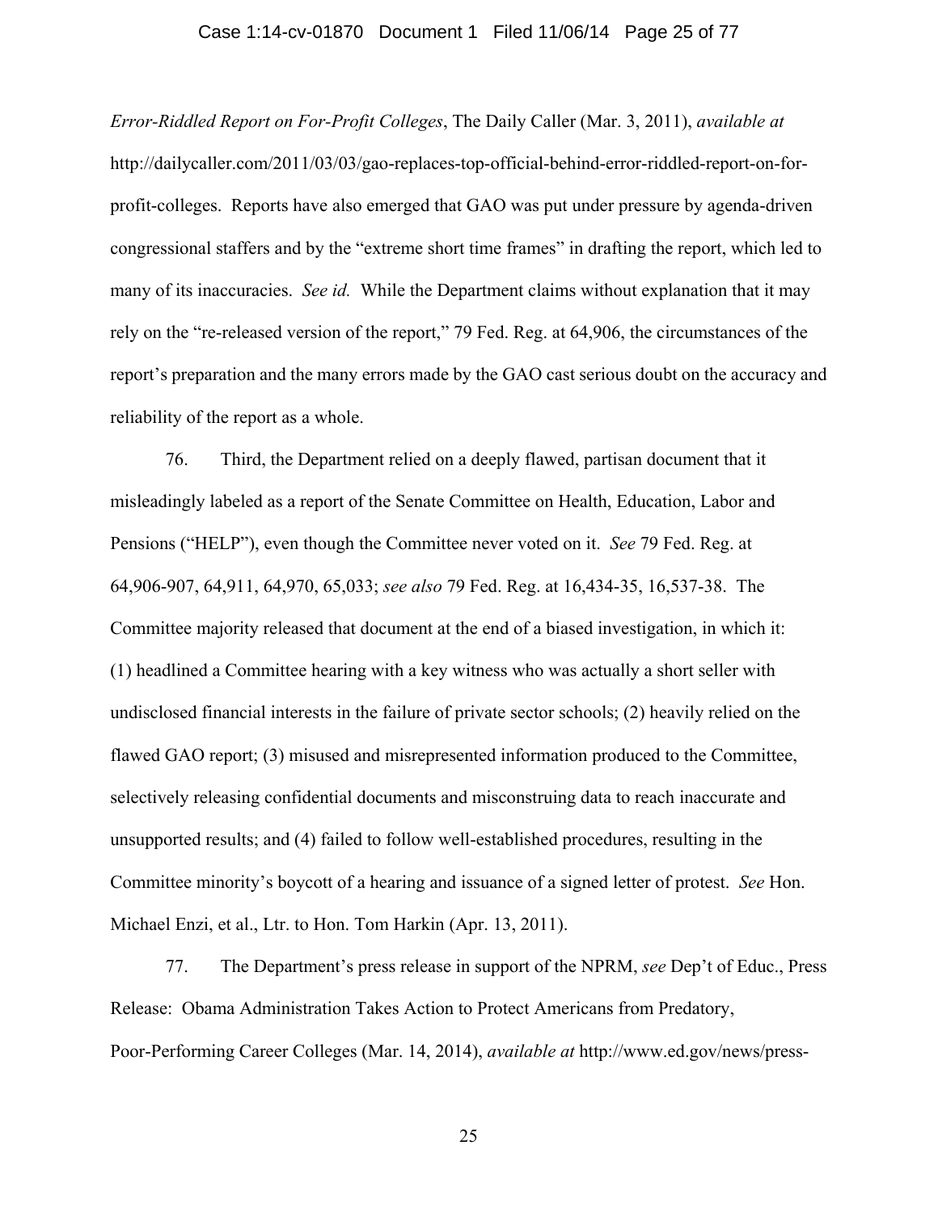*Error-Riddled Report on For-Profit Colleges*, The Daily Caller (Mar. 3, 2011), *available at* http://dailycaller.com/2011/03/03/gao-replaces-top-official-behind-error-riddled-report-on-for-profit-colleges. Reports have also emerged that GAO was put under pressure by agenda-driven congressional staffers and by the "extreme short time frames" in drafting the report, which led to many of its inaccuracies. *See id.* While the Department claims without explanation that it may rely on the "re-released version of the report," 79 Fed. Reg. at 64,906, the circumstances of the report's preparation and the many errors made by the GAO cast serious doubt on the accuracy and reliability of the report as a whole.

76. Third, the Department relied on a deeply flawed, partisan document that it misleadingly labeled as a report of the Senate Committee on Health, Education, Labor and Pensions ("HELP"), even though the Committee never voted on it. *See* 79 Fed. Reg. at 64,906-907, 64,911, 64,970, 65,033; *see also* 79 Fed. Reg. at 16,434-35, 16,537-38. The Committee majority released that document at the end of a biased investigation, in which it: (1) headlined a Committee hearing with a key witness who was actually a short seller with undisclosed financial interests in the failure of private sector schools; (2) heavily relied on the flawed GAO report; (3) misused and misrepresented information produced to the Committee, selectively releasing confidential documents and misconstruing data to reach inaccurate and unsupported results; and (4) failed to follow well-established procedures, resulting in the Committee minority's boycott of a hearing and issuance of a signed letter of protest. *See* Hon. Michael Enzi, et al., Ltr. to Hon. Tom Harkin (Apr. 13, 2011).

77. The Department's press release in support of the NPRM, *see* Dep't of Educ., Press Release: Obama Administration Takes Action to Protect Americans from Predatory, Poor-Performing Career Colleges (Mar. 14, 2014), *available at* http://www.ed.gov/news/press-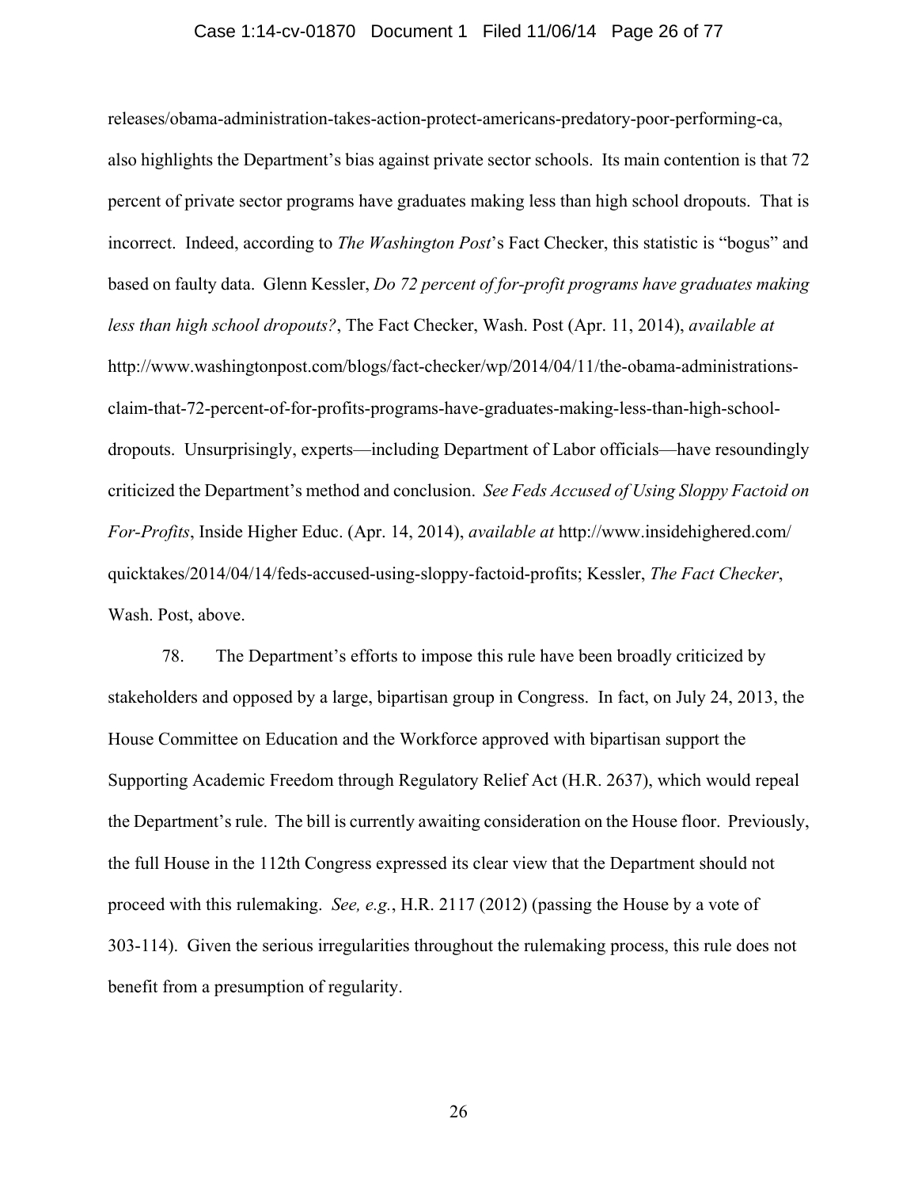releases/obama-administration-takes-action-protect-americans-predatory-poor-performing-ca, also highlights the Department's bias against private sector schools. Its main contention is that 72 percent of private sector programs have graduates making less than high school dropouts. That is incorrect. Indeed, according to *The Washington Post*'s Fact Checker, this statistic is "bogus" and based on faulty data. Glenn Kessler, *Do 72 percent of for-profit programs have graduates making less than high school dropouts?*, The Fact Checker, Wash. Post (Apr. 11, 2014), *available at* http://www.washingtonpost.com/blogs/fact-checker/wp/2014/04/11/the-obama-administrations-claim-that-72-percent-of-for-profits-programs-have-graduates-making-less-than-high-school-dropouts. Unsurprisingly, experts—including Department of Labor officials—have resoundingly criticized the Department's method and conclusion. *See Feds Accused of Using Sloppy Factoid on For-Profits*, Inside Higher Educ. (Apr. 14, 2014), *available at* http://www.insidehighered.com/quicktakes/2014/04/14/feds-accused-using-sloppy-factoid-profits; Kessler, *The Fact Checker*, Wash. Post, above.

78. The Department's efforts to impose this rule have been broadly criticized by stakeholders and opposed by a large, bipartisan group in Congress. In fact, on July 24, 2013, the House Committee on Education and the Workforce approved with bipartisan support the Supporting Academic Freedom through Regulatory Relief Act (H.R. 2637), which would repeal the Department's rule. The bill is currently awaiting consideration on the House floor. Previously, the full House in the 112th Congress expressed its clear view that the Department should not proceed with this rulemaking. *See, e.g.*, H.R. 2117 (2012) (passing the House by a vote of 303-114). Given the serious irregularities throughout the rulemaking process, this rule does not benefit from a presumption of regularity.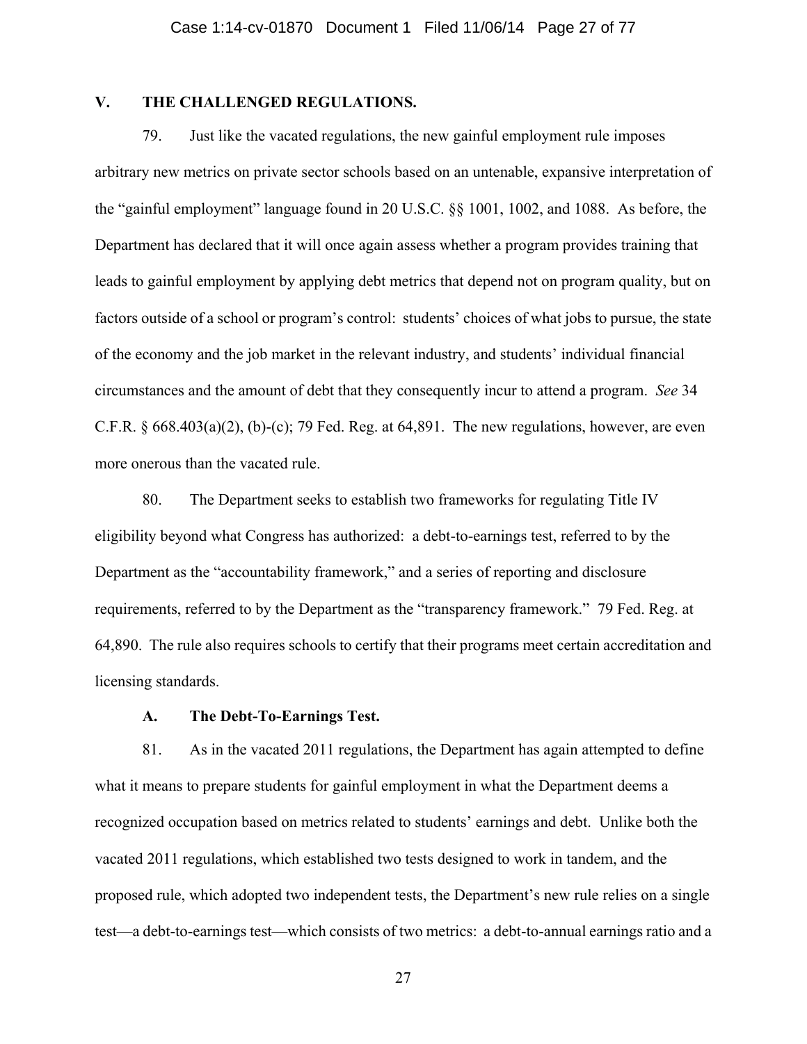## V. THE CHALLENGED REGULATIONS.

79. Just like the vacated regulations, the new gainful employment rule imposes arbitrary new metrics on private sector schools based on an untenable, expansive interpretation of the "gainful employment" language found in 20 U.S.C. §§ 1001, 1002, and 1088. As before, the Department has declared that it will once again assess whether a program provides training that leads to gainful employment by applying debt metrics that depend not on program quality, but on factors outside of a school or program's control: students' choices of what jobs to pursue, the state of the economy and the job market in the relevant industry, and students' individual financial circumstances and the amount of debt that they consequently incur to attend a program. *See* 34 C.F.R. § 668.403(a)(2), (b)-(c); 79 Fed. Reg. at 64,891. The new regulations, however, are even more onerous than the vacated rule.

80. The Department seeks to establish two frameworks for regulating Title IV eligibility beyond what Congress has authorized: a debt-to-earnings test, referred to by the Department as the "accountability framework," and a series of reporting and disclosure requirements, referred to by the Department as the "transparency framework." 79 Fed. Reg. at 64,890. The rule also requires schools to certify that their programs meet certain accreditation and licensing standards.

### A. The Debt-To-Earnings Test.

81. As in the vacated 2011 regulations, the Department has again attempted to define what it means to prepare students for gainful employment in what the Department deems a recognized occupation based on metrics related to students' earnings and debt. Unlike both the vacated 2011 regulations, which established two tests designed to work in tandem, and the proposed rule, which adopted two independent tests, the Department's new rule relies on a single test—a debt-to-earnings test—which consists of two metrics: a debt-to-annual earnings ratio and a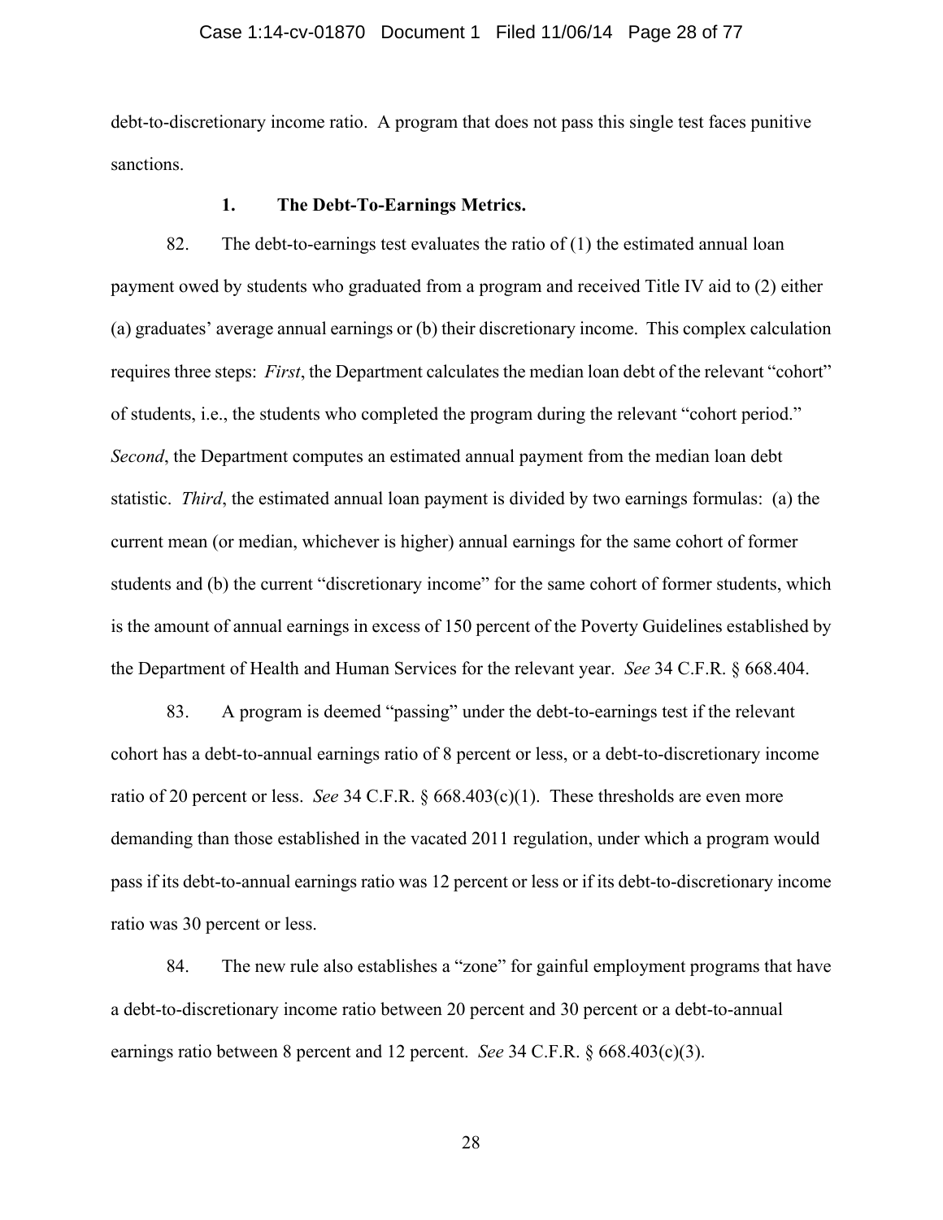debt-to-discretionary income ratio. A program that does not pass this single test faces punitive sanctions.

### 1. The Debt-To-Earnings Metrics.

82. The debt-to-earnings test evaluates the ratio of (1) the estimated annual loan payment owed by students who graduated from a program and received Title IV aid to (2) either (a) graduates' average annual earnings or (b) their discretionary income. This complex calculation requires three steps: *First*, the Department calculates the median loan debt of the relevant "cohort" of students, i.e., the students who completed the program during the relevant "cohort period." *Second*, the Department computes an estimated annual payment from the median loan debt statistic. *Third*, the estimated annual loan payment is divided by two earnings formulas: (a) the current mean (or median, whichever is higher) annual earnings for the same cohort of former students and (b) the current "discretionary income" for the same cohort of former students, which is the amount of annual earnings in excess of 150 percent of the Poverty Guidelines established by the Department of Health and Human Services for the relevant year. *See* 34 C.F.R. § 668.404.

83. A program is deemed "passing" under the debt-to-earnings test if the relevant cohort has a debt-to-annual earnings ratio of 8 percent or less, or a debt-to-discretionary income ratio of 20 percent or less. *See* 34 C.F.R. § 668.403(c)(1). These thresholds are even more demanding than those established in the vacated 2011 regulation, under which a program would pass if its debt-to-annual earnings ratio was 12 percent or less or if its debt-to-discretionary income ratio was 30 percent or less.

84. The new rule also establishes a "zone" for gainful employment programs that have a debt-to-discretionary income ratio between 20 percent and 30 percent or a debt-to-annual earnings ratio between 8 percent and 12 percent. *See* 34 C.F.R. § 668.403(c)(3).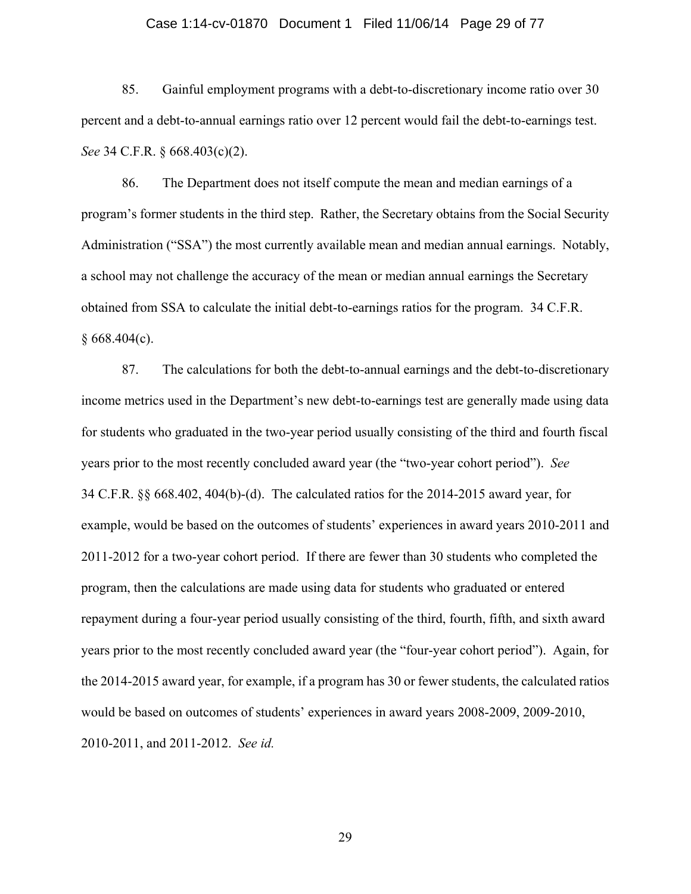85. Gainful employment programs with a debt-to-discretionary income ratio over 30 percent and a debt-to-annual earnings ratio over 12 percent would fail the debt-to-earnings test. *See* 34 C.F.R. § 668.403(c)(2).

86. The Department does not itself compute the mean and median earnings of a program's former students in the third step. Rather, the Secretary obtains from the Social Security Administration ("SSA") the most currently available mean and median annual earnings. Notably, a school may not challenge the accuracy of the mean or median annual earnings the Secretary obtained from SSA to calculate the initial debt-to-earnings ratios for the program. 34 C.F.R. § 668.404(c).

87. The calculations for both the debt-to-annual earnings and the debt-to-discretionary income metrics used in the Department's new debt-to-earnings test are generally made using data for students who graduated in the two-year period usually consisting of the third and fourth fiscal years prior to the most recently concluded award year (the "two-year cohort period"). *See* 34 C.F.R. §§ 668.402, 404(b)-(d). The calculated ratios for the 2014-2015 award year, for example, would be based on the outcomes of students' experiences in award years 2010-2011 and 2011-2012 for a two-year cohort period. If there are fewer than 30 students who completed the program, then the calculations are made using data for students who graduated or entered repayment during a four-year period usually consisting of the third, fourth, fifth, and sixth award years prior to the most recently concluded award year (the "four-year cohort period"). Again, for the 2014-2015 award year, for example, if a program has 30 or fewer students, the calculated ratios would be based on outcomes of students' experiences in award years 2008-2009, 2009-2010, 2010-2011, and 2011-2012. *See id.*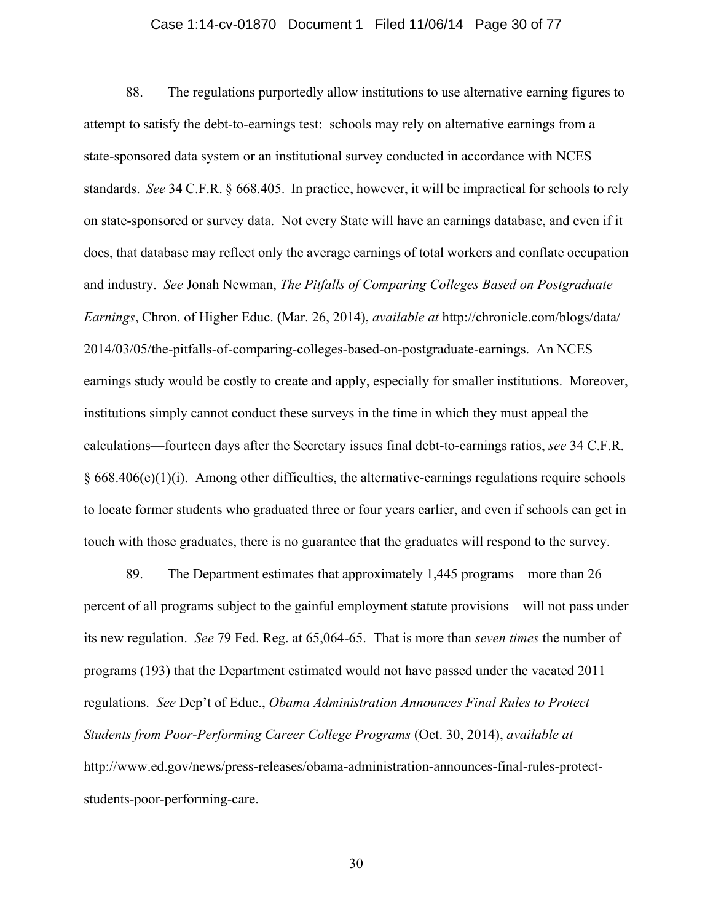88. The regulations purportedly allow institutions to use alternative earning figures to attempt to satisfy the debt-to-earnings test: schools may rely on alternative earnings from a state-sponsored data system or an institutional survey conducted in accordance with NCES standards. *See* 34 C.F.R. § 668.405. In practice, however, it will be impractical for schools to rely on state-sponsored or survey data. Not every State will have an earnings database, and even if it does, that database may reflect only the average earnings of total workers and conflate occupation and industry. *See* Jonah Newman, *The Pitfalls of Comparing Colleges Based on Postgraduate Earnings*, Chron. of Higher Educ. (Mar. 26, 2014), *available at* http://chronicle.com/blogs/data/2014/03/05/the-pitfalls-of-comparing-colleges-based-on-postgraduate-earnings. An NCES earnings study would be costly to create and apply, especially for smaller institutions. Moreover, institutions simply cannot conduct these surveys in the time in which they must appeal the calculations—fourteen days after the Secretary issues final debt-to-earnings ratios, *see* 34 C.F.R. § 668.406(e)(1)(i). Among other difficulties, the alternative-earnings regulations require schools to locate former students who graduated three or four years earlier, and even if schools can get in touch with those graduates, there is no guarantee that the graduates will respond to the survey.

89. The Department estimates that approximately 1,445 programs—more than 26 percent of all programs subject to the gainful employment statute provisions—will not pass under its new regulation. *See* 79 Fed. Reg. at 65,064-65. That is more than *seven times* the number of programs (193) that the Department estimated would not have passed under the vacated 2011 regulations. *See* Dep't of Educ., *Obama Administration Announces Final Rules to Protect Students from Poor-Performing Career College Programs* (Oct. 30, 2014), *available at* http://www.ed.gov/news/press-releases/obama-administration-announces-final-rules-protect-students-poor-performing-care.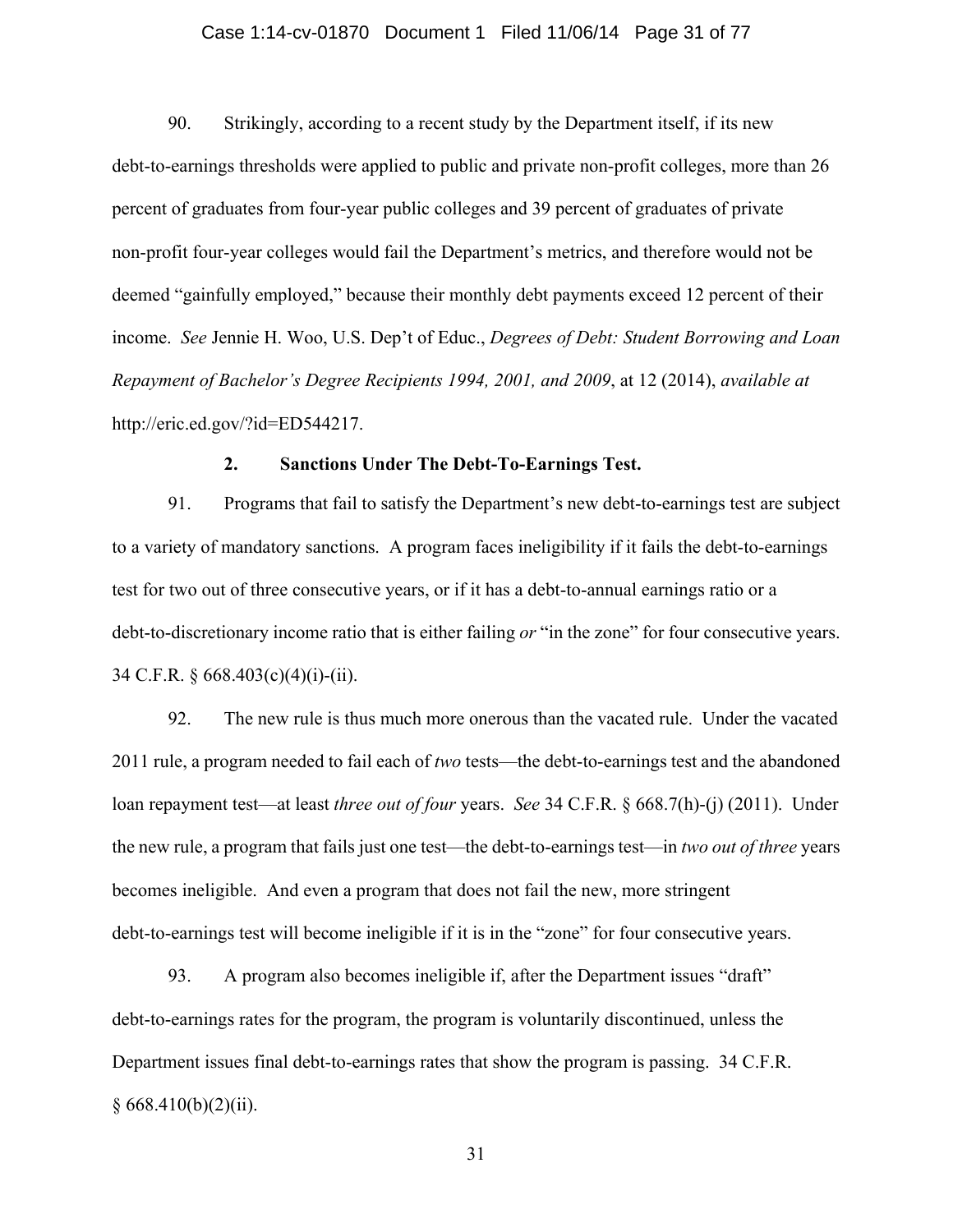90. Strikingly, according to a recent study by the Department itself, if its new debt-to-earnings thresholds were applied to public and private non-profit colleges, more than 26 percent of graduates from four-year public colleges and 39 percent of graduates of private non-profit four-year colleges would fail the Department's metrics, and therefore would not be deemed "gainfully employed," because their monthly debt payments exceed 12 percent of their income. *See* Jennie H. Woo, U.S. Dep't of Educ., *Degrees of Debt: Student Borrowing and Loan Repayment of Bachelor's Degree Recipients 1994, 2001, and 2009*, at 12 (2014), *available at* http://eric.ed.gov/?id=ED544217.

**2. Sanctions Under The Debt-To-Earnings Test.**

91. Programs that fail to satisfy the Department's new debt-to-earnings test are subject to a variety of mandatory sanctions. A program faces ineligibility if it fails the debt-to-earnings test for two out of three consecutive years, or if it has a debt-to-annual earnings ratio or a debt-to-discretionary income ratio that is either failing *or* "in the zone" for four consecutive years. 34 C.F.R. § 668.403(c)(4)(i)-(ii).

92. The new rule is thus much more onerous than the vacated rule. Under the vacated 2011 rule, a program needed to fail each of *two* tests—the debt-to-earnings test and the abandoned loan repayment test—at least *three out of four* years. *See* 34 C.F.R. § 668.7(h)-(j) (2011). Under the new rule, a program that fails just one test—the debt-to-earnings test—in *two out of three* years becomes ineligible. And even a program that does not fail the new, more stringent debt-to-earnings test will become ineligible if it is in the "zone" for four consecutive years.

93. A program also becomes ineligible if, after the Department issues "draft" debt-to-earnings rates for the program, the program is voluntarily discontinued, unless the Department issues final debt-to-earnings rates that show the program is passing. 34 C.F.R. § 668.410(b)(2)(ii).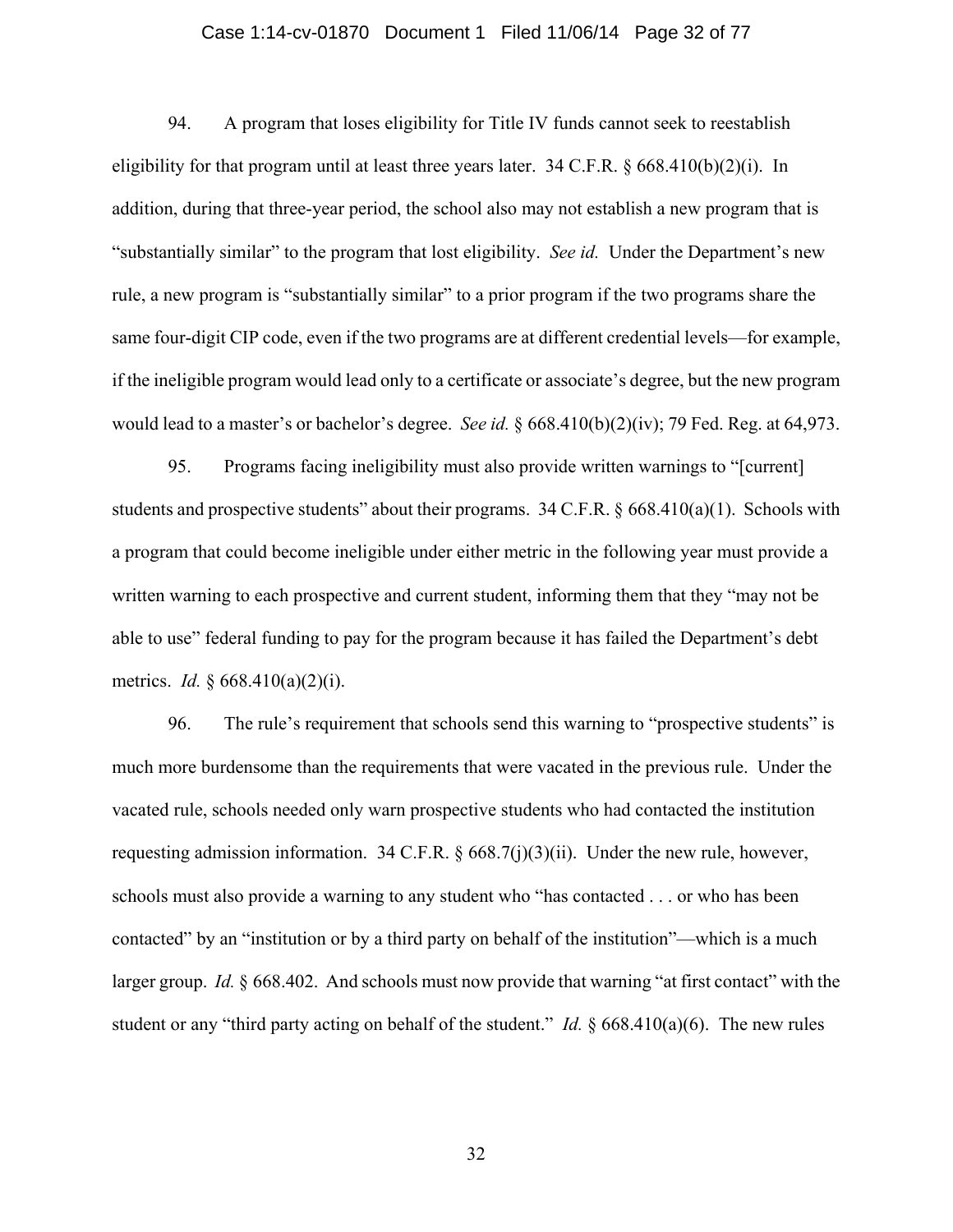94. A program that loses eligibility for Title IV funds cannot seek to reestablish eligibility for that program until at least three years later. 34 C.F.R. § 668.410(b)(2)(i). In addition, during that three-year period, the school also may not establish a new program that is "substantially similar" to the program that lost eligibility. *See id.* Under the Department's new rule, a new program is "substantially similar" to a prior program if the two programs share the same four-digit CIP code, even if the two programs are at different credential levels—for example, if the ineligible program would lead only to a certificate or associate's degree, but the new program would lead to a master's or bachelor's degree. *See id.* § 668.410(b)(2)(iv); 79 Fed. Reg. at 64,973.

95. Programs facing ineligibility must also provide written warnings to "[current] students and prospective students" about their programs. 34 C.F.R. § 668.410(a)(1). Schools with a program that could become ineligible under either metric in the following year must provide a written warning to each prospective and current student, informing them that they "may not be able to use" federal funding to pay for the program because it has failed the Department's debt metrics. *Id.* § 668.410(a)(2)(i).

96. The rule's requirement that schools send this warning to "prospective students" is much more burdensome than the requirements that were vacated in the previous rule. Under the vacated rule, schools needed only warn prospective students who had contacted the institution requesting admission information. 34 C.F.R. § 668.7(j)(3)(ii). Under the new rule, however, schools must also provide a warning to any student who "has contacted . . . or who has been contacted" by an "institution or by a third party on behalf of the institution"—which is a much larger group. *Id.* § 668.402. And schools must now provide that warning "at first contact" with the student or any "third party acting on behalf of the student." *Id.* § 668.410(a)(6). The new rules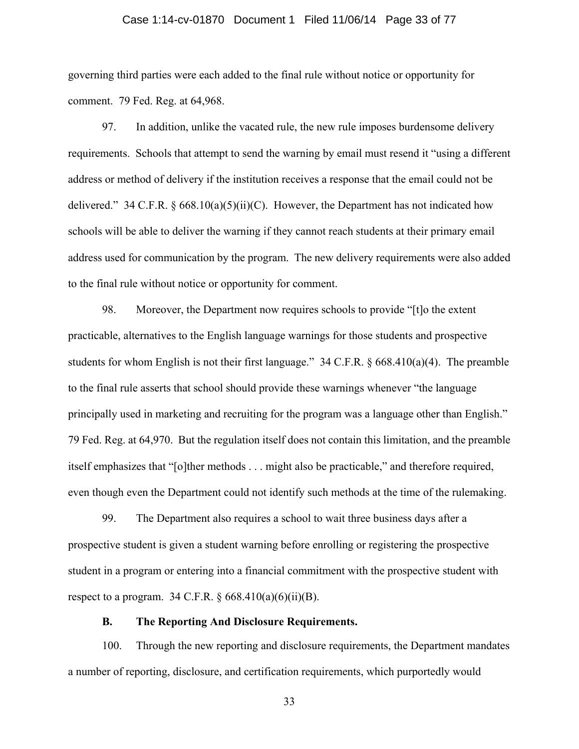governing third parties were each added to the final rule without notice or opportunity for comment. 79 Fed. Reg. at 64,968.

97. In addition, unlike the vacated rule, the new rule imposes burdensome delivery requirements. Schools that attempt to send the warning by email must resend it "using a different address or method of delivery if the institution receives a response that the email could not be delivered." 34 C.F.R. § 668.10(a)(5)(ii)(C). However, the Department has not indicated how schools will be able to deliver the warning if they cannot reach students at their primary email address used for communication by the program. The new delivery requirements were also added to the final rule without notice or opportunity for comment.

98. Moreover, the Department now requires schools to provide "[t]o the extent practicable, alternatives to the English language warnings for those students and prospective students for whom English is not their first language." 34 C.F.R. § 668.410(a)(4). The preamble to the final rule asserts that school should provide these warnings whenever "the language principally used in marketing and recruiting for the program was a language other than English." 79 Fed. Reg. at 64,970. But the regulation itself does not contain this limitation, and the preamble itself emphasizes that "[o]ther methods . . . might also be practicable," and therefore required, even though even the Department could not identify such methods at the time of the rulemaking.

99. The Department also requires a school to wait three business days after a prospective student is given a student warning before enrolling or registering the prospective student in a program or entering into a financial commitment with the prospective student with respect to a program. 34 C.F.R. § 668.410(a)(6)(ii)(B).

**B. The Reporting And Disclosure Requirements.**

100. Through the new reporting and disclosure requirements, the Department mandates a number of reporting, disclosure, and certification requirements, which purportedly would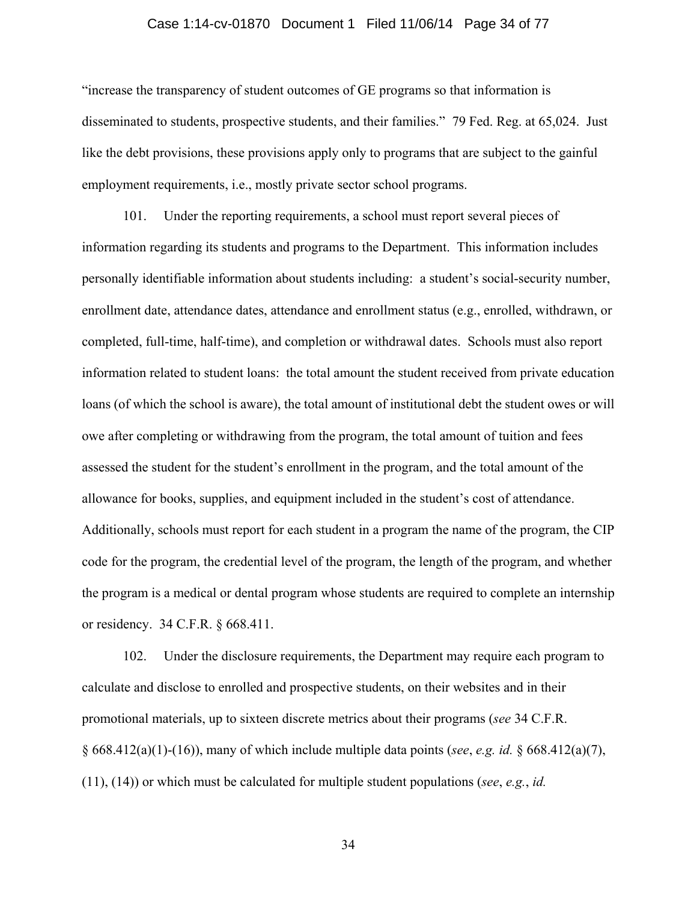"increase the transparency of student outcomes of GE programs so that information is disseminated to students, prospective students, and their families." 79 Fed. Reg. at 65,024. Just like the debt provisions, these provisions apply only to programs that are subject to the gainful employment requirements, i.e., mostly private sector school programs.

101. Under the reporting requirements, a school must report several pieces of information regarding its students and programs to the Department. This information includes personally identifiable information about students including: a student's social-security number, enrollment date, attendance dates, attendance and enrollment status (e.g., enrolled, withdrawn, or completed, full-time, half-time), and completion or withdrawal dates. Schools must also report information related to student loans: the total amount the student received from private education loans (of which the school is aware), the total amount of institutional debt the student owes or will owe after completing or withdrawing from the program, the total amount of tuition and fees assessed the student for the student's enrollment in the program, and the total amount of the allowance for books, supplies, and equipment included in the student's cost of attendance. Additionally, schools must report for each student in a program the name of the program, the CIP code for the program, the credential level of the program, the length of the program, and whether the program is a medical or dental program whose students are required to complete an internship or residency. 34 C.F.R. § 668.411.

102. Under the disclosure requirements, the Department may require each program to calculate and disclose to enrolled and prospective students, on their websites and in their promotional materials, up to sixteen discrete metrics about their programs (*see* 34 C.F.R. § 668.412(a)(1)-(16)), many of which include multiple data points (*see*, *e.g. id.* § 668.412(a)(7), (11), (14)) or which must be calculated for multiple student populations (*see*, *e.g.*, *id.*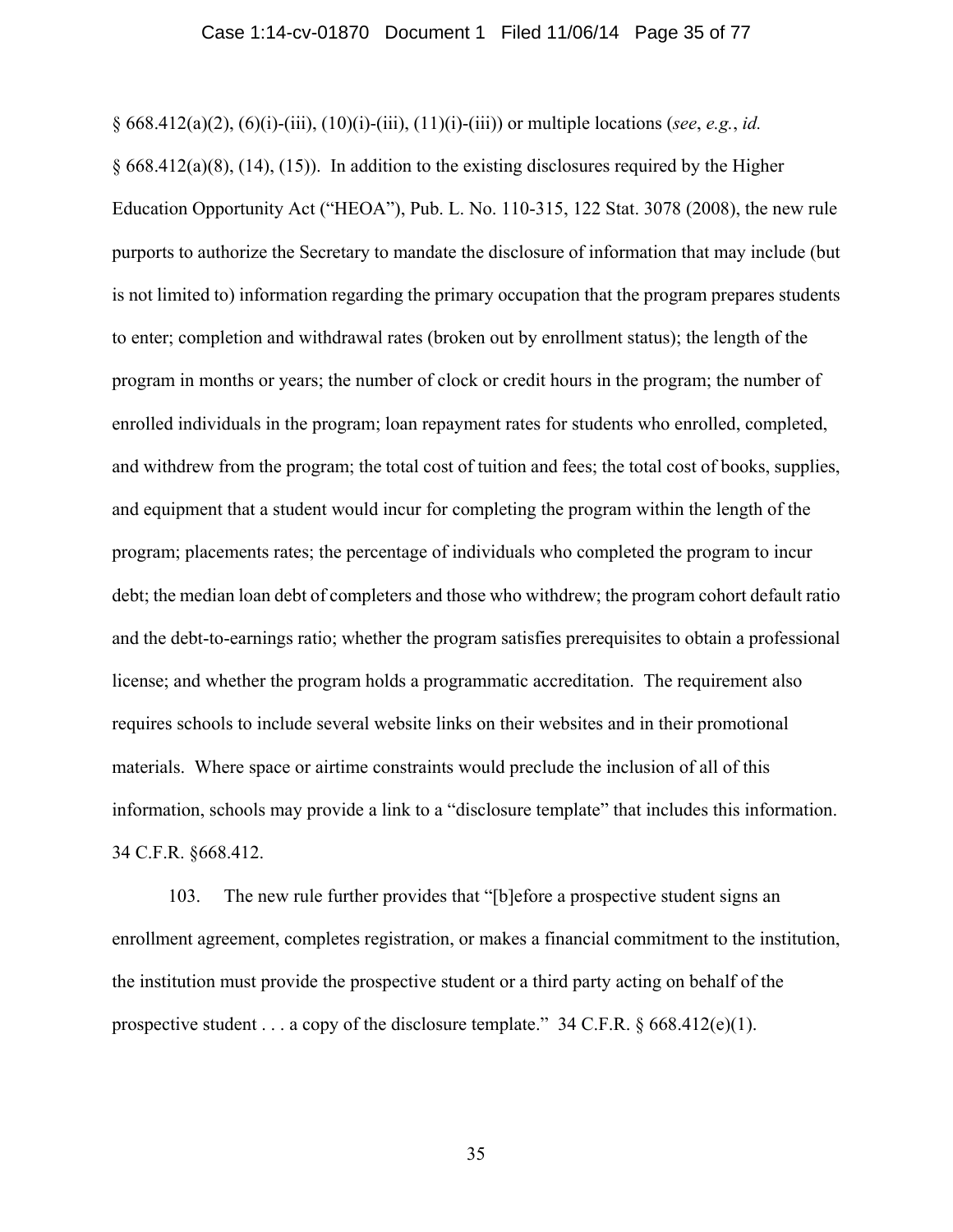§ 668.412(a)(2), (6)(i)-(iii), (10)(i)-(iii), (11)(i)-(iii)) or multiple locations (*see*, *e.g.*, *id.* § 668.412(a)(8), (14), (15)). In addition to the existing disclosures required by the Higher Education Opportunity Act ("HEOA"), Pub. L. No. 110-315, 122 Stat. 3078 (2008), the new rule purports to authorize the Secretary to mandate the disclosure of information that may include (but is not limited to) information regarding the primary occupation that the program prepares students to enter; completion and withdrawal rates (broken out by enrollment status); the length of the program in months or years; the number of clock or credit hours in the program; the number of enrolled individuals in the program; loan repayment rates for students who enrolled, completed, and withdrew from the program; the total cost of tuition and fees; the total cost of books, supplies, and equipment that a student would incur for completing the program within the length of the program; placements rates; the percentage of individuals who completed the program to incur debt; the median loan debt of completers and those who withdrew; the program cohort default ratio and the debt-to-earnings ratio; whether the program satisfies prerequisites to obtain a professional license; and whether the program holds a programmatic accreditation. The requirement also requires schools to include several website links on their websites and in their promotional materials. Where space or airtime constraints would preclude the inclusion of all of this information, schools may provide a link to a "disclosure template" that includes this information. 34 C.F.R. §668.412.

103. The new rule further provides that "[b]efore a prospective student signs an enrollment agreement, completes registration, or makes a financial commitment to the institution, the institution must provide the prospective student or a third party acting on behalf of the prospective student . . . a copy of the disclosure template." 34 C.F.R. § 668.412(e)(1).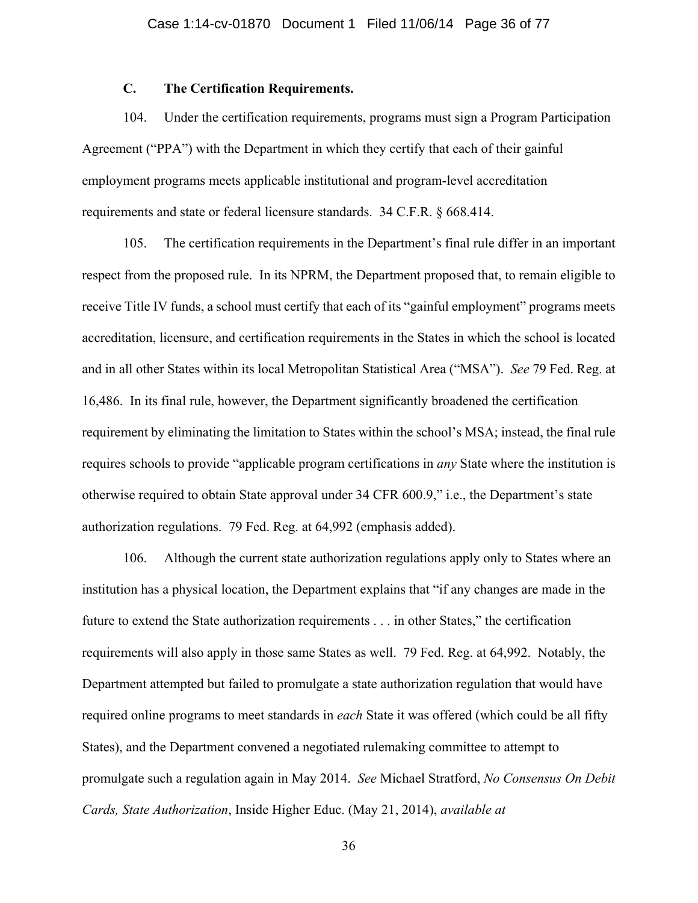### C. The Certification Requirements.

104. Under the certification requirements, programs must sign a Program Participation Agreement ("PPA") with the Department in which they certify that each of their gainful employment programs meets applicable institutional and program-level accreditation requirements and state or federal licensure standards. 34 C.F.R. § 668.414.

105. The certification requirements in the Department's final rule differ in an important respect from the proposed rule. In its NPRM, the Department proposed that, to remain eligible to receive Title IV funds, a school must certify that each of its "gainful employment" programs meets accreditation, licensure, and certification requirements in the States in which the school is located and in all other States within its local Metropolitan Statistical Area ("MSA"). *See* 79 Fed. Reg. at 16,486. In its final rule, however, the Department significantly broadened the certification requirement by eliminating the limitation to States within the school's MSA; instead, the final rule requires schools to provide "applicable program certifications in *any* State where the institution is otherwise required to obtain State approval under 34 CFR 600.9," i.e., the Department's state authorization regulations. 79 Fed. Reg. at 64,992 (emphasis added).

106. Although the current state authorization regulations apply only to States where an institution has a physical location, the Department explains that "if any changes are made in the future to extend the State authorization requirements . . . in other States," the certification requirements will also apply in those same States as well. 79 Fed. Reg. at 64,992. Notably, the Department attempted but failed to promulgate a state authorization regulation that would have required online programs to meet standards in *each* State it was offered (which could be all fifty States), and the Department convened a negotiated rulemaking committee to attempt to promulgate such a regulation again in May 2014. *See* Michael Stratford, *No Consensus On Debit Cards, State Authorization*, Inside Higher Educ. (May 21, 2014), *available at*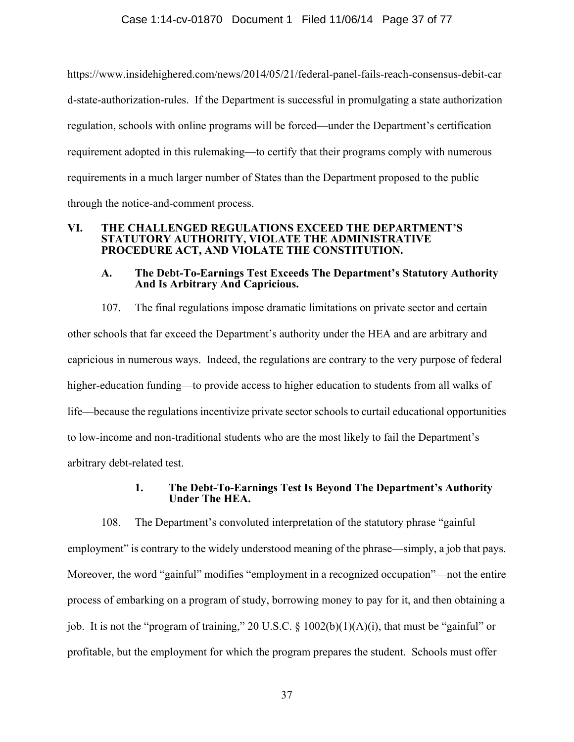https://www.insidehighered.com/news/2014/05/21/federal-panel-fails-reach-consensus-debit-card-state-authorization-rules. If the Department is successful in promulgating a state authorization regulation, schools with online programs will be forced—under the Department's certification requirement adopted in this rulemaking—to certify that their programs comply with numerous requirements in a much larger number of States than the Department proposed to the public through the notice-and-comment process.

## VI. THE CHALLENGED REGULATIONS EXCEED THE DEPARTMENT'S STATUTORY AUTHORITY, VIOLATE THE ADMINISTRATIVE PROCEDURE ACT, AND VIOLATE THE CONSTITUTION.

### A. The Debt-To-Earnings Test Exceeds The Department's Statutory Authority And Is Arbitrary And Capricious.

107. The final regulations impose dramatic limitations on private sector and certain other schools that far exceed the Department's authority under the HEA and are arbitrary and capricious in numerous ways. Indeed, the regulations are contrary to the very purpose of federal higher-education funding—to provide access to higher education to students from all walks of life—because the regulations incentivize private sector schools to curtail educational opportunities to low-income and non-traditional students who are the most likely to fail the Department's arbitrary debt-related test.

#### 1. The Debt-To-Earnings Test Is Beyond The Department's Authority Under The HEA.

108. The Department's convoluted interpretation of the statutory phrase "gainful employment" is contrary to the widely understood meaning of the phrase—simply, a job that pays. Moreover, the word "gainful" modifies "employment in a recognized occupation"—not the entire process of embarking on a program of study, borrowing money to pay for it, and then obtaining a job. It is not the "program of training," 20 U.S.C. § 1002(b)(1)(A)(i), that must be "gainful" or profitable, but the employment for which the program prepares the student. Schools must offer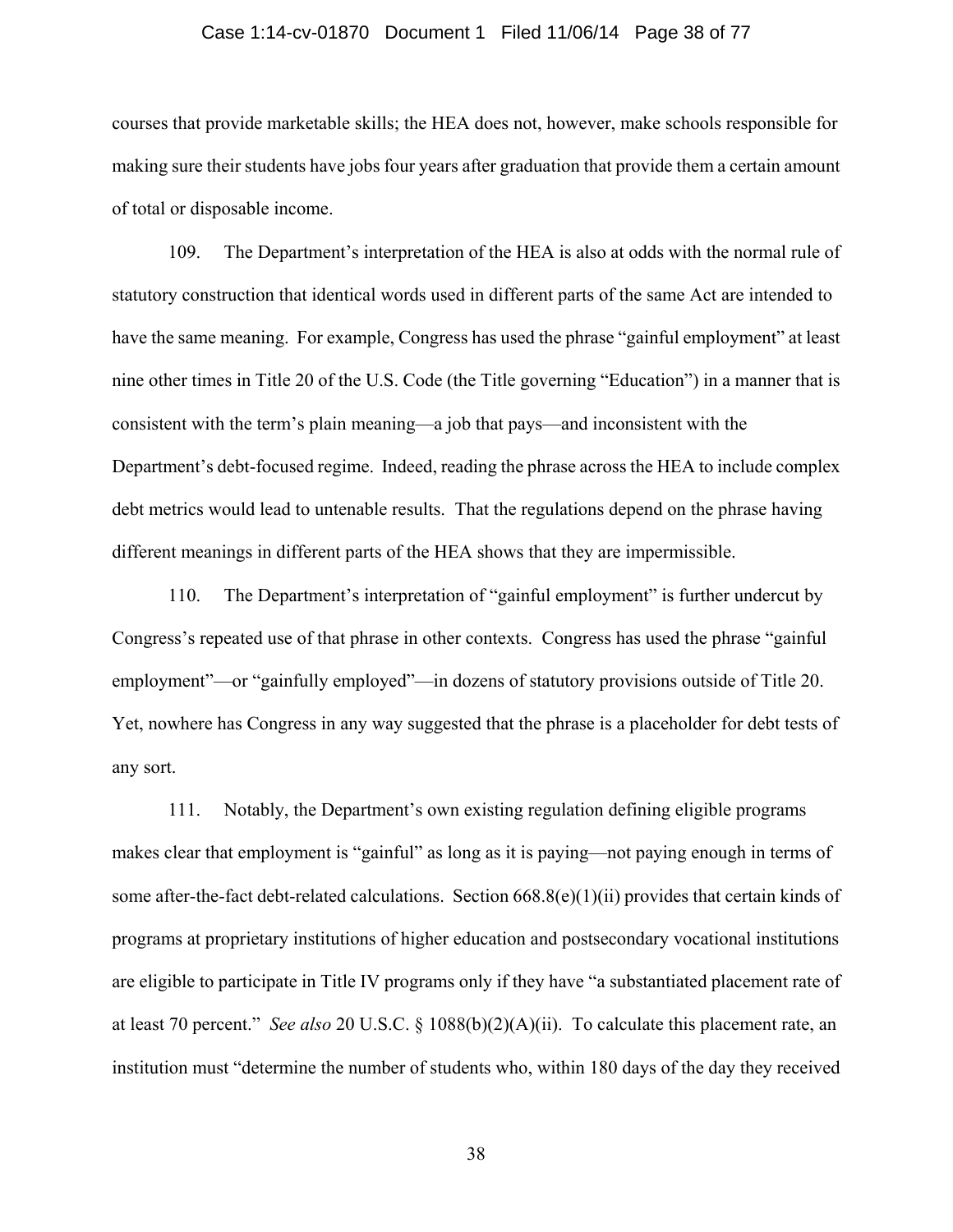courses that provide marketable skills; the HEA does not, however, make schools responsible for making sure their students have jobs four years after graduation that provide them a certain amount of total or disposable income.

109. The Department's interpretation of the HEA is also at odds with the normal rule of statutory construction that identical words used in different parts of the same Act are intended to have the same meaning. For example, Congress has used the phrase "gainful employment" at least nine other times in Title 20 of the U.S. Code (the Title governing "Education") in a manner that is consistent with the term's plain meaning—a job that pays—and inconsistent with the Department's debt-focused regime. Indeed, reading the phrase across the HEA to include complex debt metrics would lead to untenable results. That the regulations depend on the phrase having different meanings in different parts of the HEA shows that they are impermissible.

110. The Department's interpretation of "gainful employment" is further undercut by Congress's repeated use of that phrase in other contexts. Congress has used the phrase "gainful employment"—or "gainfully employed"—in dozens of statutory provisions outside of Title 20. Yet, nowhere has Congress in any way suggested that the phrase is a placeholder for debt tests of any sort.

111. Notably, the Department's own existing regulation defining eligible programs makes clear that employment is "gainful" as long as it is paying—not paying enough in terms of some after-the-fact debt-related calculations. Section 668.8(e)(1)(ii) provides that certain kinds of programs at proprietary institutions of higher education and postsecondary vocational institutions are eligible to participate in Title IV programs only if they have "a substantiated placement rate of at least 70 percent." *See also* 20 U.S.C. § 1088(b)(2)(A)(ii). To calculate this placement rate, an institution must "determine the number of students who, within 180 days of the day they received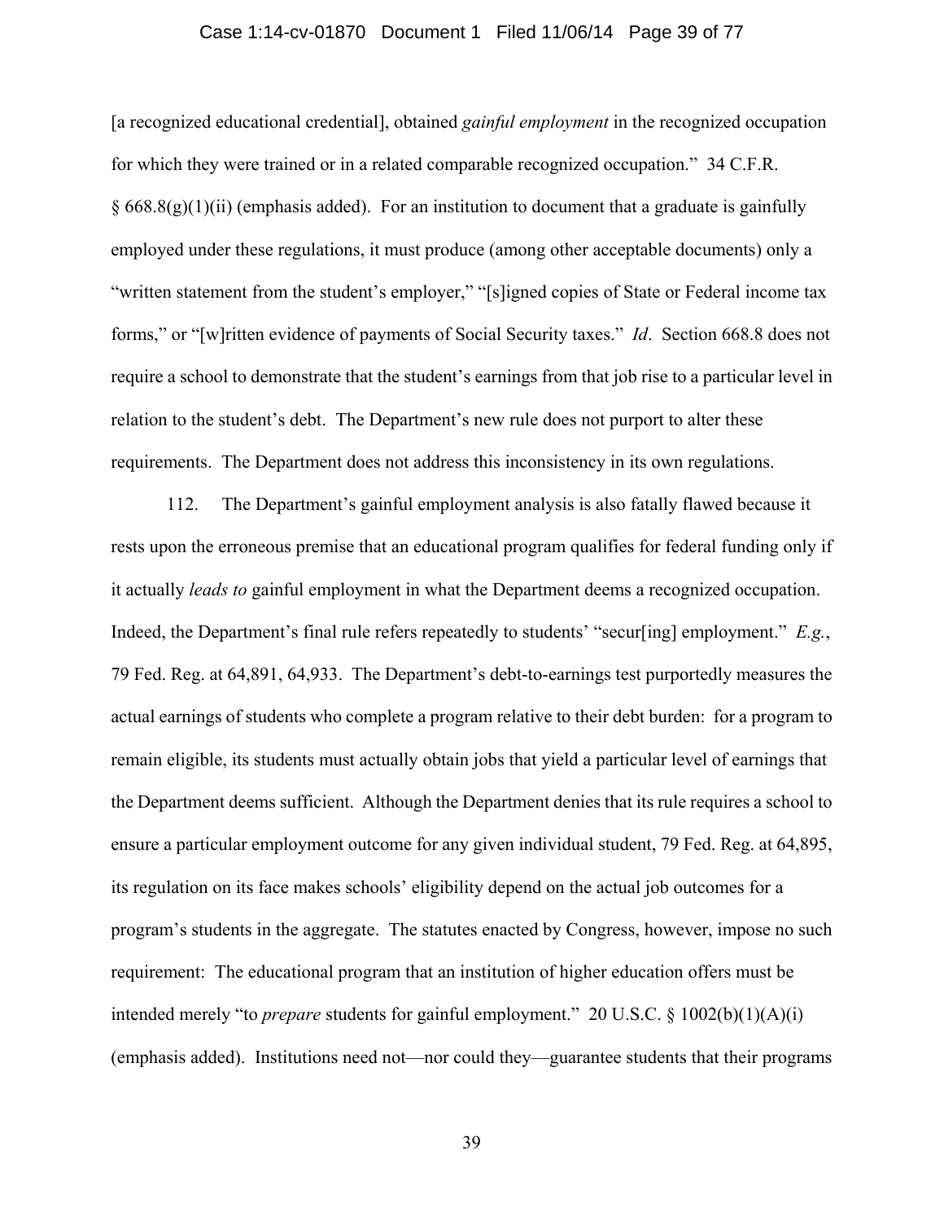[a recognized educational credential], obtained *gainful employment* in the recognized occupation for which they were trained or in a related comparable recognized occupation." 34 C.F.R. § 668.8(g)(1)(ii) (emphasis added). For an institution to document that a graduate is gainfully employed under these regulations, it must produce (among other acceptable documents) only a "written statement from the student's employer," "[s]igned copies of State or Federal income tax forms," or "[w]ritten evidence of payments of Social Security taxes." *Id*. Section 668.8 does not require a school to demonstrate that the student's earnings from that job rise to a particular level in relation to the student's debt. The Department's new rule does not purport to alter these requirements. The Department does not address this inconsistency in its own regulations.

112. The Department's gainful employment analysis is also fatally flawed because it rests upon the erroneous premise that an educational program qualifies for federal funding only if it actually *leads to* gainful employment in what the Department deems a recognized occupation. Indeed, the Department's final rule refers repeatedly to students' "secur[ing] employment." *E.g.*, 79 Fed. Reg. at 64,891, 64,933. The Department's debt-to-earnings test purportedly measures the actual earnings of students who complete a program relative to their debt burden: for a program to remain eligible, its students must actually obtain jobs that yield a particular level of earnings that the Department deems sufficient. Although the Department denies that its rule requires a school to ensure a particular employment outcome for any given individual student, 79 Fed. Reg. at 64,895, its regulation on its face makes schools' eligibility depend on the actual job outcomes for a program's students in the aggregate. The statutes enacted by Congress, however, impose no such requirement: The educational program that an institution of higher education offers must be intended merely "to *prepare* students for gainful employment." 20 U.S.C. § 1002(b)(1)(A)(i) (emphasis added). Institutions need not—nor could they—guarantee students that their programs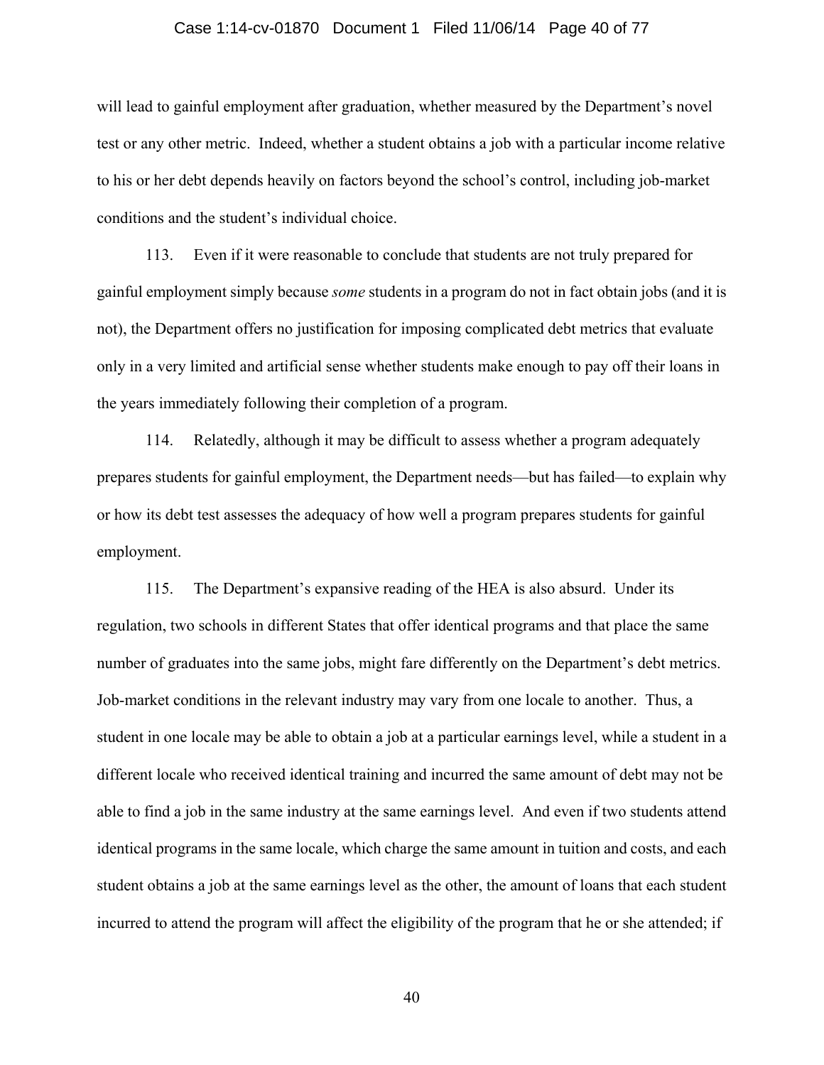will lead to gainful employment after graduation, whether measured by the Department's novel test or any other metric. Indeed, whether a student obtains a job with a particular income relative to his or her debt depends heavily on factors beyond the school's control, including job-market conditions and the student's individual choice.

113. Even if it were reasonable to conclude that students are not truly prepared for gainful employment simply because *some* students in a program do not in fact obtain jobs (and it is not), the Department offers no justification for imposing complicated debt metrics that evaluate only in a very limited and artificial sense whether students make enough to pay off their loans in the years immediately following their completion of a program.

114. Relatedly, although it may be difficult to assess whether a program adequately prepares students for gainful employment, the Department needs—but has failed—to explain why or how its debt test assesses the adequacy of how well a program prepares students for gainful employment.

115. The Department's expansive reading of the HEA is also absurd. Under its regulation, two schools in different States that offer identical programs and that place the same number of graduates into the same jobs, might fare differently on the Department's debt metrics. Job-market conditions in the relevant industry may vary from one locale to another. Thus, a student in one locale may be able to obtain a job at a particular earnings level, while a student in a different locale who received identical training and incurred the same amount of debt may not be able to find a job in the same industry at the same earnings level. And even if two students attend identical programs in the same locale, which charge the same amount in tuition and costs, and each student obtains a job at the same earnings level as the other, the amount of loans that each student incurred to attend the program will affect the eligibility of the program that he or she attended; if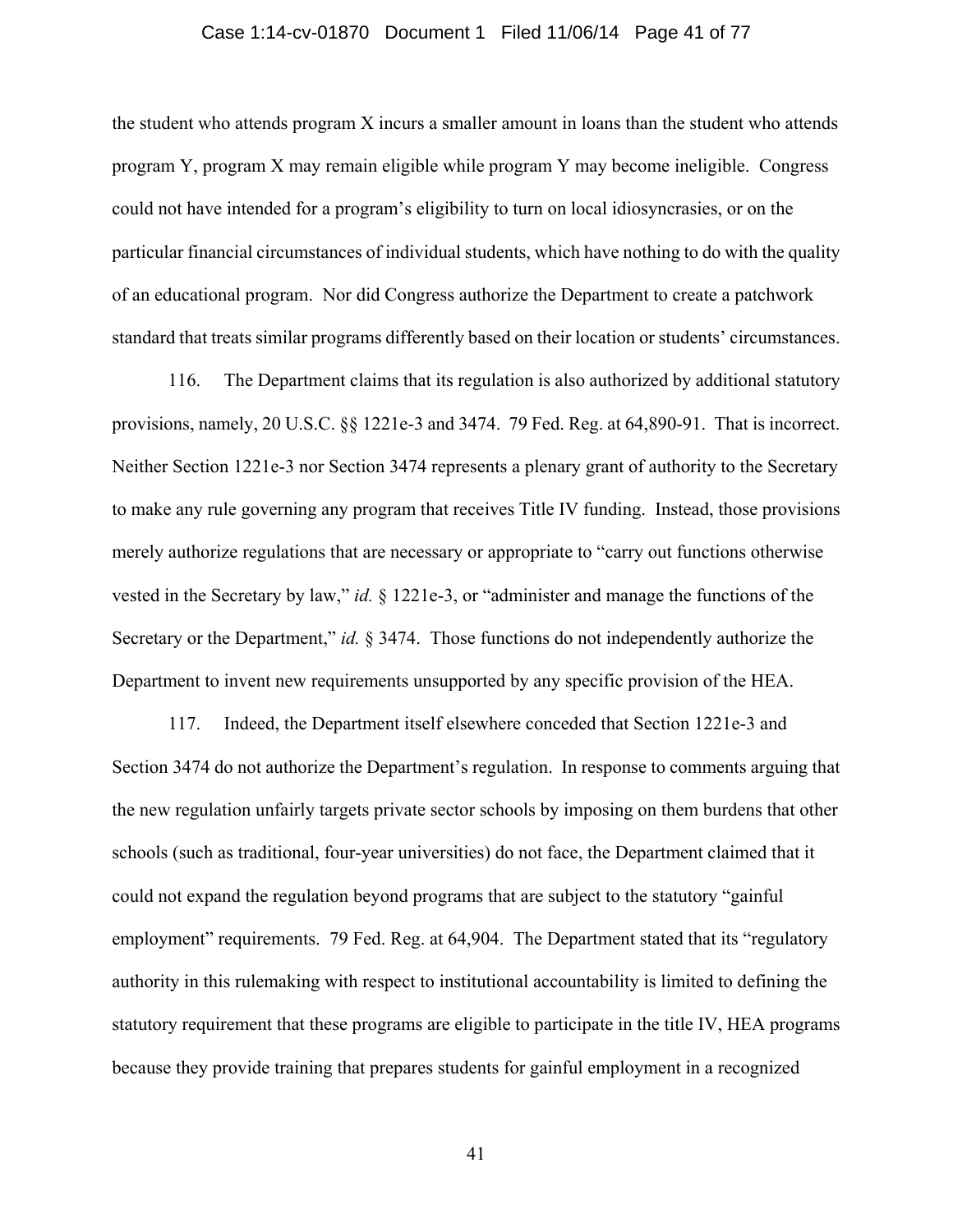the student who attends program X incurs a smaller amount in loans than the student who attends program Y, program X may remain eligible while program Y may become ineligible. Congress could not have intended for a program's eligibility to turn on local idiosyncrasies, or on the particular financial circumstances of individual students, which have nothing to do with the quality of an educational program. Nor did Congress authorize the Department to create a patchwork standard that treats similar programs differently based on their location or students' circumstances.

116. The Department claims that its regulation is also authorized by additional statutory provisions, namely, 20 U.S.C. §§ 1221e-3 and 3474. 79 Fed. Reg. at 64,890-91. That is incorrect. Neither Section 1221e-3 nor Section 3474 represents a plenary grant of authority to the Secretary to make any rule governing any program that receives Title IV funding. Instead, those provisions merely authorize regulations that are necessary or appropriate to "carry out functions otherwise vested in the Secretary by law," *id.* § 1221e-3, or "administer and manage the functions of the Secretary or the Department," *id.* § 3474. Those functions do not independently authorize the Department to invent new requirements unsupported by any specific provision of the HEA.

117. Indeed, the Department itself elsewhere conceded that Section 1221e-3 and Section 3474 do not authorize the Department's regulation. In response to comments arguing that the new regulation unfairly targets private sector schools by imposing on them burdens that other schools (such as traditional, four-year universities) do not face, the Department claimed that it could not expand the regulation beyond programs that are subject to the statutory "gainful employment" requirements. 79 Fed. Reg. at 64,904. The Department stated that its "regulatory authority in this rulemaking with respect to institutional accountability is limited to defining the statutory requirement that these programs are eligible to participate in the title IV, HEA programs because they provide training that prepares students for gainful employment in a recognized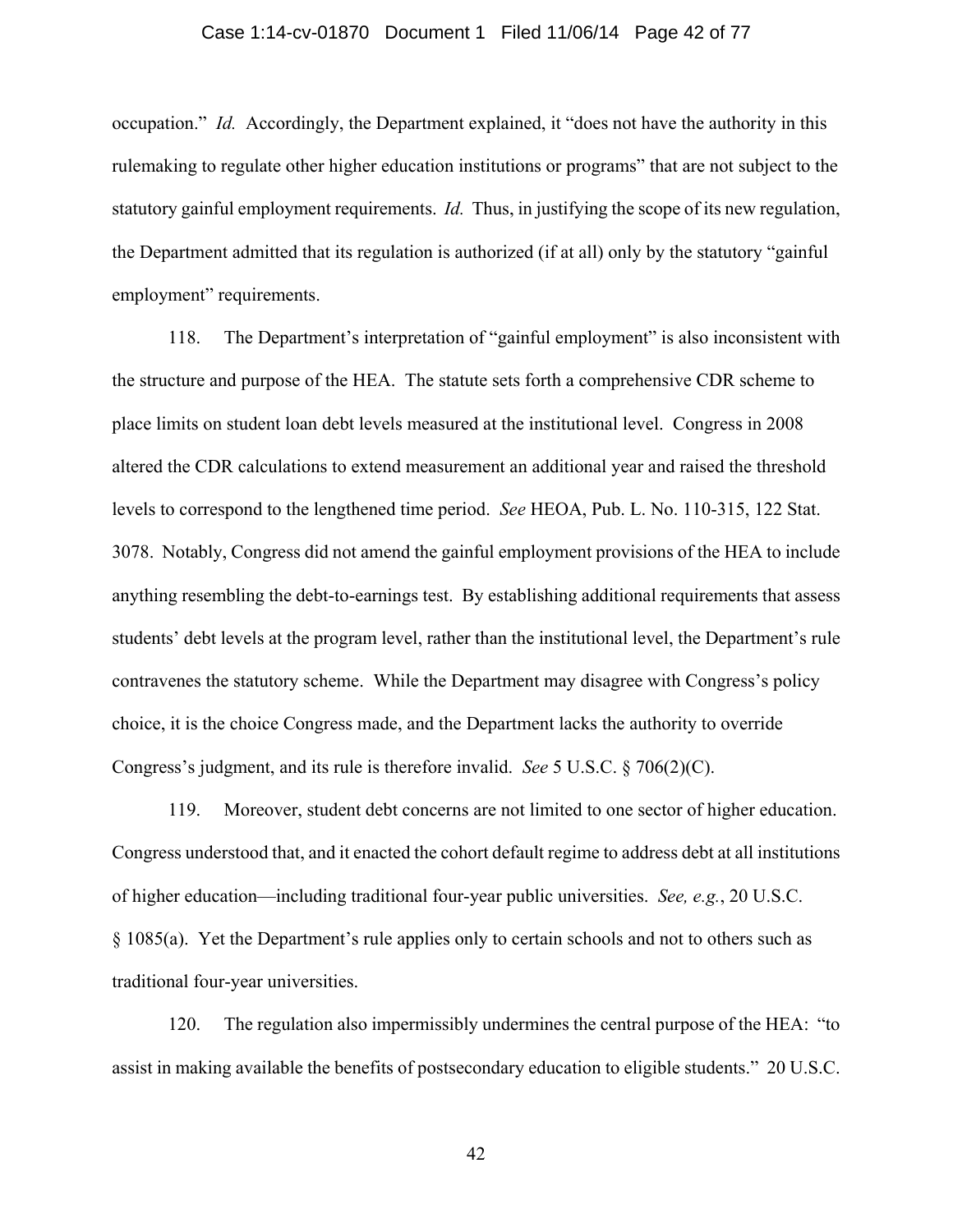occupation." *Id.* Accordingly, the Department explained, it "does not have the authority in this rulemaking to regulate other higher education institutions or programs" that are not subject to the statutory gainful employment requirements. *Id.* Thus, in justifying the scope of its new regulation, the Department admitted that its regulation is authorized (if at all) only by the statutory "gainful employment" requirements.

118. The Department's interpretation of "gainful employment" is also inconsistent with the structure and purpose of the HEA. The statute sets forth a comprehensive CDR scheme to place limits on student loan debt levels measured at the institutional level. Congress in 2008 altered the CDR calculations to extend measurement an additional year and raised the threshold levels to correspond to the lengthened time period. *See* HEOA, Pub. L. No. 110-315, 122 Stat. 3078. Notably, Congress did not amend the gainful employment provisions of the HEA to include anything resembling the debt-to-earnings test. By establishing additional requirements that assess students' debt levels at the program level, rather than the institutional level, the Department's rule contravenes the statutory scheme. While the Department may disagree with Congress's policy choice, it is the choice Congress made, and the Department lacks the authority to override Congress's judgment, and its rule is therefore invalid. *See* 5 U.S.C. § 706(2)(C).

119. Moreover, student debt concerns are not limited to one sector of higher education. Congress understood that, and it enacted the cohort default regime to address debt at all institutions of higher education—including traditional four-year public universities. *See, e.g.*, 20 U.S.C. § 1085(a). Yet the Department's rule applies only to certain schools and not to others such as traditional four-year universities.

120. The regulation also impermissibly undermines the central purpose of the HEA: "to assist in making available the benefits of postsecondary education to eligible students." 20 U.S.C.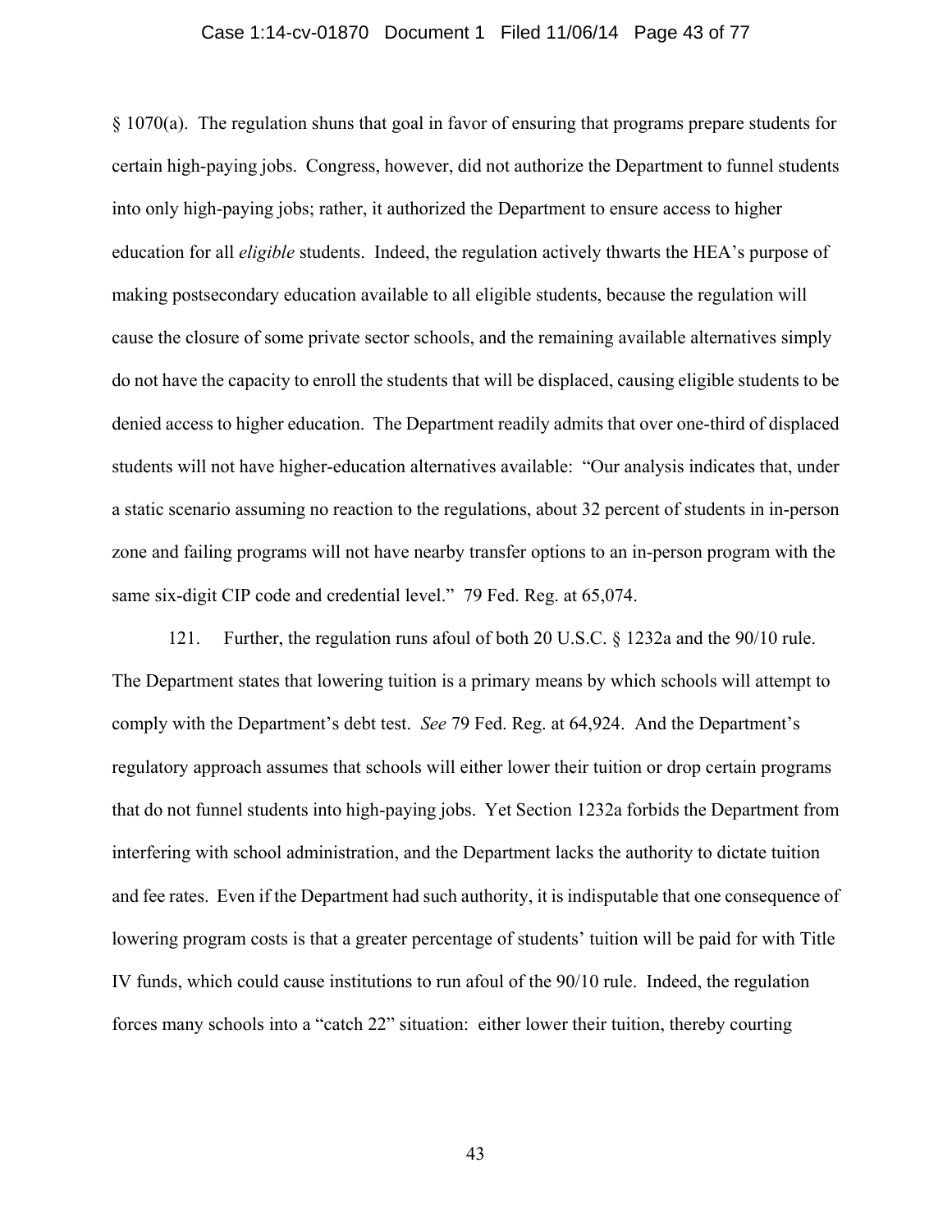§ 1070(a). The regulation shuns that goal in favor of ensuring that programs prepare students for certain high-paying jobs. Congress, however, did not authorize the Department to funnel students into only high-paying jobs; rather, it authorized the Department to ensure access to higher education for all *eligible* students. Indeed, the regulation actively thwarts the HEA's purpose of making postsecondary education available to all eligible students, because the regulation will cause the closure of some private sector schools, and the remaining available alternatives simply do not have the capacity to enroll the students that will be displaced, causing eligible students to be denied access to higher education. The Department readily admits that over one-third of displaced students will not have higher-education alternatives available: "Our analysis indicates that, under a static scenario assuming no reaction to the regulations, about 32 percent of students in in-person zone and failing programs will not have nearby transfer options to an in-person program with the same six-digit CIP code and credential level." 79 Fed. Reg. at 65,074.

121. Further, the regulation runs afoul of both 20 U.S.C. § 1232a and the 90/10 rule. The Department states that lowering tuition is a primary means by which schools will attempt to comply with the Department's debt test. *See* 79 Fed. Reg. at 64,924. And the Department's regulatory approach assumes that schools will either lower their tuition or drop certain programs that do not funnel students into high-paying jobs. Yet Section 1232a forbids the Department from interfering with school administration, and the Department lacks the authority to dictate tuition and fee rates. Even if the Department had such authority, it is indisputable that one consequence of lowering program costs is that a greater percentage of students' tuition will be paid for with Title IV funds, which could cause institutions to run afoul of the 90/10 rule. Indeed, the regulation forces many schools into a "catch 22" situation: either lower their tuition, thereby courting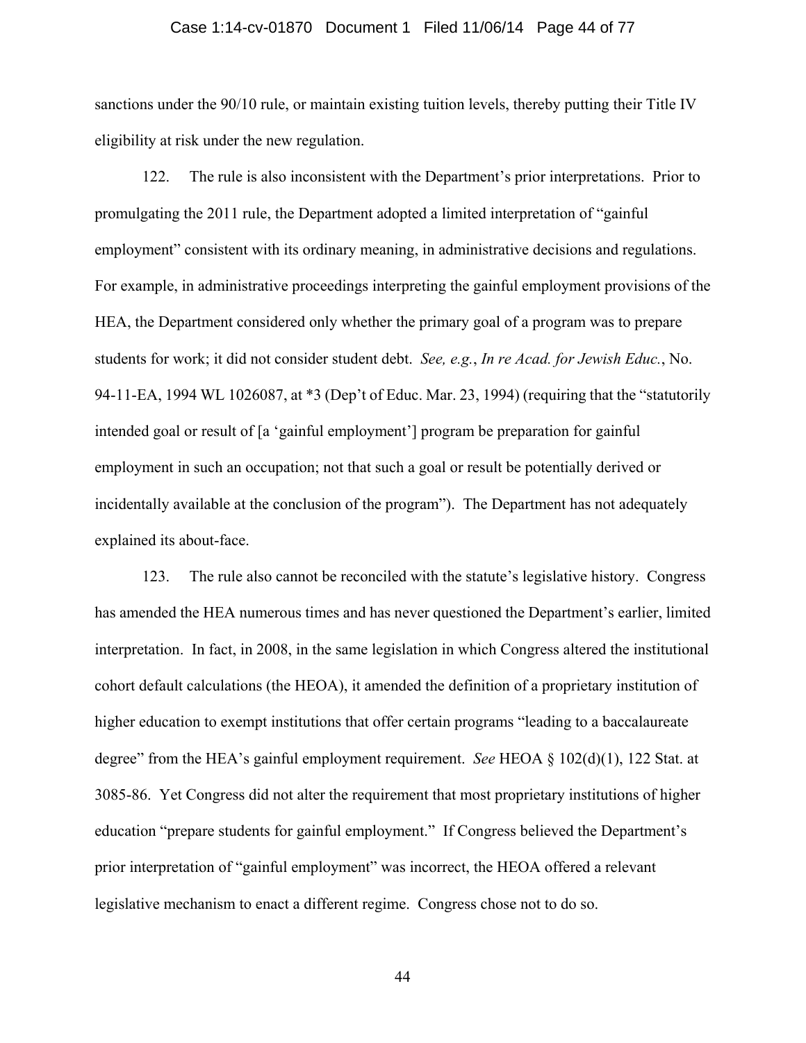sanctions under the 90/10 rule, or maintain existing tuition levels, thereby putting their Title IV eligibility at risk under the new regulation.

122. The rule is also inconsistent with the Department's prior interpretations. Prior to promulgating the 2011 rule, the Department adopted a limited interpretation of "gainful employment" consistent with its ordinary meaning, in administrative decisions and regulations. For example, in administrative proceedings interpreting the gainful employment provisions of the HEA, the Department considered only whether the primary goal of a program was to prepare students for work; it did not consider student debt. *See, e.g.*, *In re Acad. for Jewish Educ.*, No. 94-11-EA, 1994 WL 1026087, at *3 (Dep't of Educ. Mar. 23, 1994) (requiring that the "statutorily intended goal or result of [a 'gainful employment'] program be preparation for gainful employment in such an occupation; not that such a goal or result be potentially derived or incidentally available at the conclusion of the program"). The Department has not adequately explained its about-face.

123. The rule also cannot be reconciled with the statute's legislative history. Congress has amended the HEA numerous times and has never questioned the Department's earlier, limited interpretation. In fact, in 2008, in the same legislation in which Congress altered the institutional cohort default calculations (the HEOA), it amended the definition of a proprietary institution of higher education to exempt institutions that offer certain programs "leading to a baccalaureate degree" from the HEA's gainful employment requirement. *See* HEOA § 102(d)(1), 122 Stat. at 3085-86. Yet Congress did not alter the requirement that most proprietary institutions of higher education "prepare students for gainful employment." If Congress believed the Department's prior interpretation of "gainful employment" was incorrect, the HEOA offered a relevant legislative mechanism to enact a different regime. Congress chose not to do so.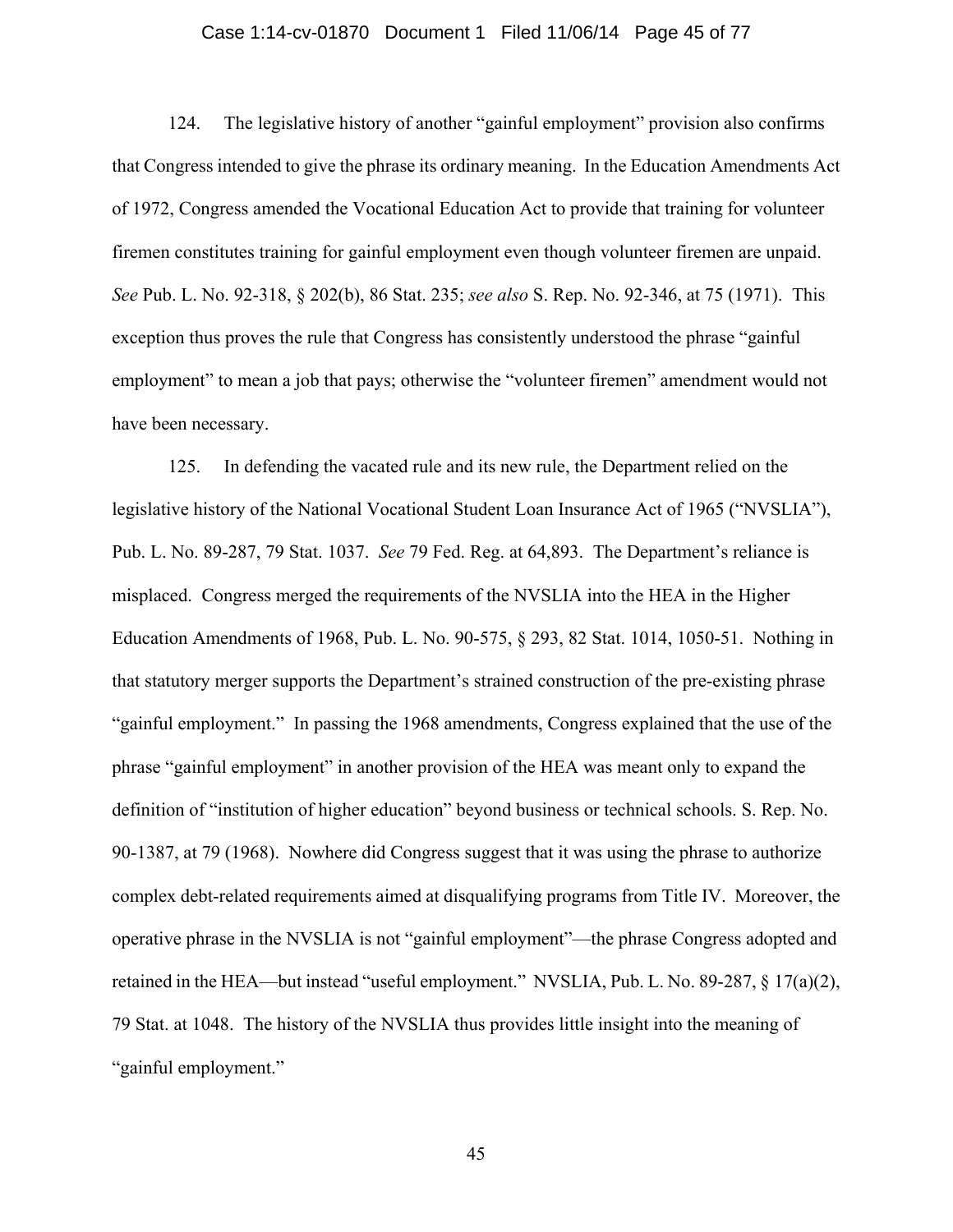124. The legislative history of another "gainful employment" provision also confirms that Congress intended to give the phrase its ordinary meaning. In the Education Amendments Act of 1972, Congress amended the Vocational Education Act to provide that training for volunteer firemen constitutes training for gainful employment even though volunteer firemen are unpaid. *See* Pub. L. No. 92-318, § 202(b), 86 Stat. 235; *see also* S. Rep. No. 92-346, at 75 (1971). This exception thus proves the rule that Congress has consistently understood the phrase "gainful employment" to mean a job that pays; otherwise the "volunteer firemen" amendment would not have been necessary.

125. In defending the vacated rule and its new rule, the Department relied on the legislative history of the National Vocational Student Loan Insurance Act of 1965 ("NVSLIA"), Pub. L. No. 89-287, 79 Stat. 1037. *See* 79 Fed. Reg. at 64,893. The Department's reliance is misplaced. Congress merged the requirements of the NVSLIA into the HEA in the Higher Education Amendments of 1968, Pub. L. No. 90-575, § 293, 82 Stat. 1014, 1050-51. Nothing in that statutory merger supports the Department's strained construction of the pre-existing phrase "gainful employment." In passing the 1968 amendments, Congress explained that the use of the phrase "gainful employment" in another provision of the HEA was meant only to expand the definition of "institution of higher education" beyond business or technical schools. S. Rep. No. 90-1387, at 79 (1968). Nowhere did Congress suggest that it was using the phrase to authorize complex debt-related requirements aimed at disqualifying programs from Title IV. Moreover, the operative phrase in the NVSLIA is not "gainful employment"—the phrase Congress adopted and retained in the HEA—but instead "useful employment." NVSLIA, Pub. L. No. 89-287, § 17(a)(2), 79 Stat. at 1048. The history of the NVSLIA thus provides little insight into the meaning of "gainful employment."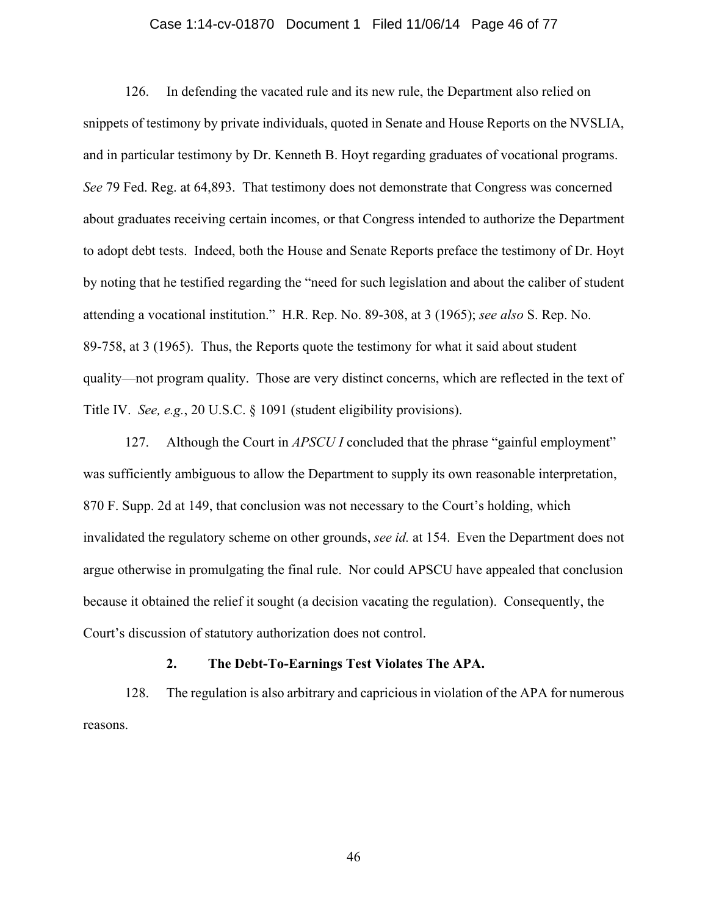126. In defending the vacated rule and its new rule, the Department also relied on snippets of testimony by private individuals, quoted in Senate and House Reports on the NVSLIA, and in particular testimony by Dr. Kenneth B. Hoyt regarding graduates of vocational programs. *See* 79 Fed. Reg. at 64,893. That testimony does not demonstrate that Congress was concerned about graduates receiving certain incomes, or that Congress intended to authorize the Department to adopt debt tests. Indeed, both the House and Senate Reports preface the testimony of Dr. Hoyt by noting that he testified regarding the "need for such legislation and about the caliber of student attending a vocational institution." H.R. Rep. No. 89-308, at 3 (1965); *see also* S. Rep. No. 89-758, at 3 (1965). Thus, the Reports quote the testimony for what it said about student quality—not program quality. Those are very distinct concerns, which are reflected in the text of Title IV. *See, e.g.*, 20 U.S.C. § 1091 (student eligibility provisions).

127. Although the Court in *APSCU I* concluded that the phrase "gainful employment" was sufficiently ambiguous to allow the Department to supply its own reasonable interpretation, 870 F. Supp. 2d at 149, that conclusion was not necessary to the Court's holding, which invalidated the regulatory scheme on other grounds, *see id.* at 154. Even the Department does not argue otherwise in promulgating the final rule. Nor could APSCU have appealed that conclusion because it obtained the relief it sought (a decision vacating the regulation). Consequently, the Court's discussion of statutory authorization does not control.

### 2. The Debt-To-Earnings Test Violates The APA.

128. The regulation is also arbitrary and capricious in violation of the APA for numerous reasons.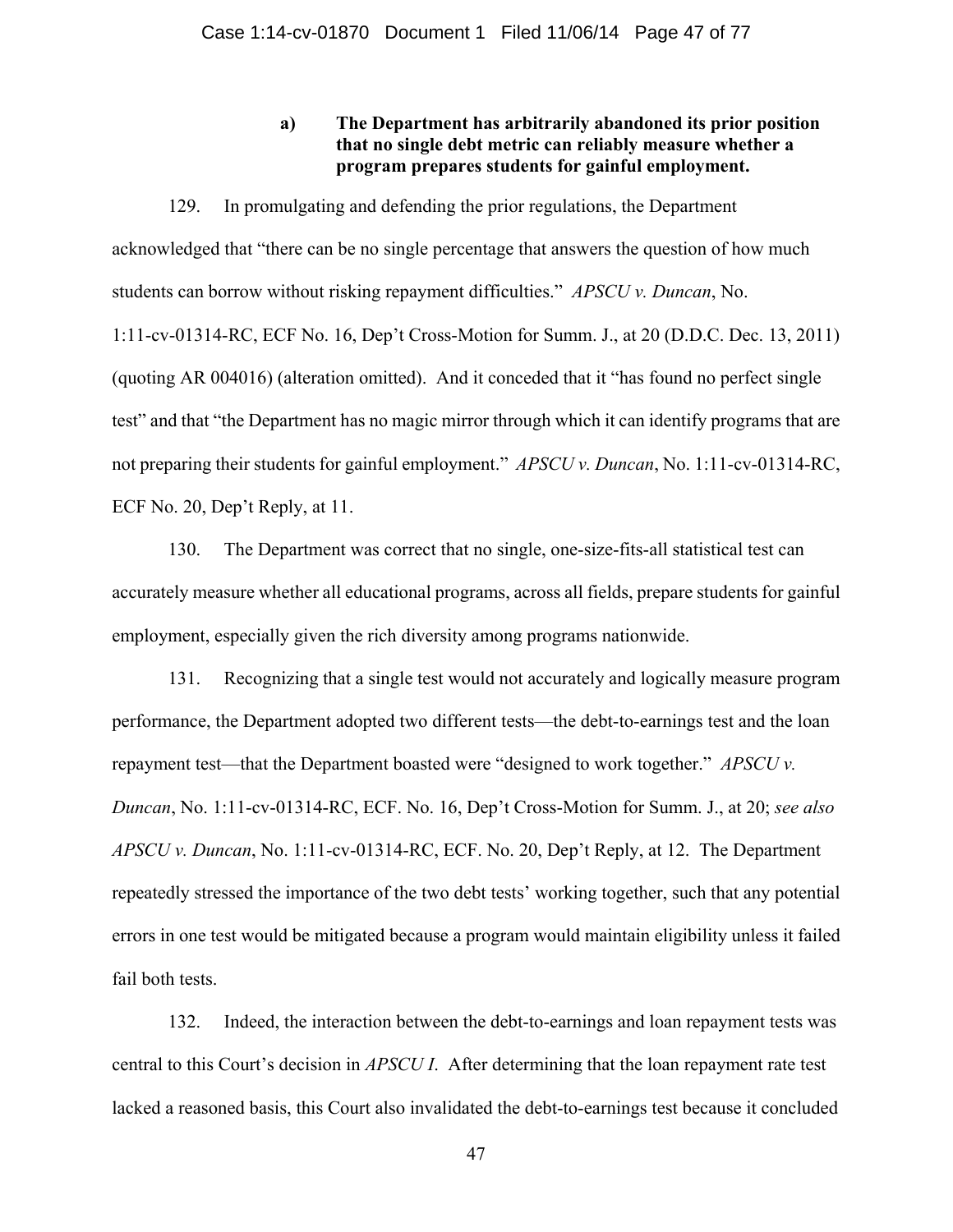#### a) The Department has arbitrarily abandoned its prior position that no single debt metric can reliably measure whether a program prepares students for gainful employment.

129. In promulgating and defending the prior regulations, the Department acknowledged that "there can be no single percentage that answers the question of how much students can borrow without risking repayment difficulties." *APSCU v. Duncan*, No. 1:11-cv-01314-RC, ECF No. 16, Dep't Cross-Motion for Summ. J., at 20 (D.D.C. Dec. 13, 2011) (quoting AR 004016) (alteration omitted). And it conceded that it "has found no perfect single test" and that "the Department has no magic mirror through which it can identify programs that are not preparing their students for gainful employment." *APSCU v. Duncan*, No. 1:11-cv-01314-RC, ECF No. 20, Dep't Reply, at 11.

130. The Department was correct that no single, one-size-fits-all statistical test can accurately measure whether all educational programs, across all fields, prepare students for gainful employment, especially given the rich diversity among programs nationwide.

131. Recognizing that a single test would not accurately and logically measure program performance, the Department adopted two different tests—the debt-to-earnings test and the loan repayment test—that the Department boasted were "designed to work together." *APSCU v. Duncan*, No. 1:11-cv-01314-RC, ECF. No. 16, Dep't Cross-Motion for Summ. J., at 20; *see also APSCU v. Duncan*, No. 1:11-cv-01314-RC, ECF. No. 20, Dep't Reply, at 12. The Department repeatedly stressed the importance of the two debt tests' working together, such that any potential errors in one test would be mitigated because a program would maintain eligibility unless it failed fail both tests.

132. Indeed, the interaction between the debt-to-earnings and loan repayment tests was central to this Court's decision in *APSCU I*. After determining that the loan repayment rate test lacked a reasoned basis, this Court also invalidated the debt-to-earnings test because it concluded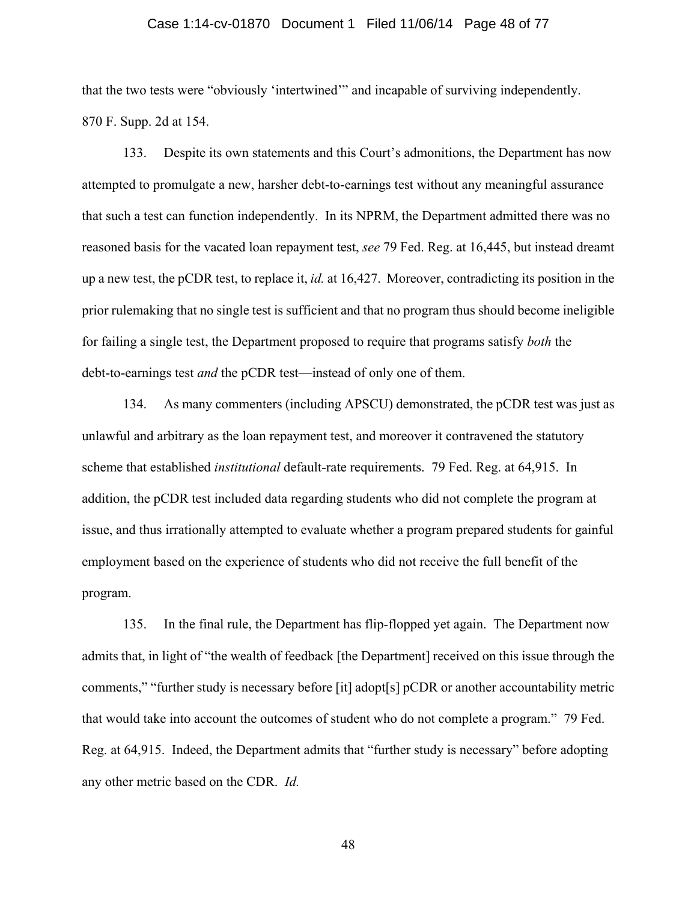that the two tests were "obviously 'intertwined'" and incapable of surviving independently. 870 F. Supp. 2d at 154.

133. Despite its own statements and this Court's admonitions, the Department has now attempted to promulgate a new, harsher debt-to-earnings test without any meaningful assurance that such a test can function independently. In its NPRM, the Department admitted there was no reasoned basis for the vacated loan repayment test, *see* 79 Fed. Reg. at 16,445, but instead dreamt up a new test, the pCDR test, to replace it, *id.* at 16,427. Moreover, contradicting its position in the prior rulemaking that no single test is sufficient and that no program thus should become ineligible for failing a single test, the Department proposed to require that programs satisfy *both* the debt-to-earnings test *and* the pCDR test—instead of only one of them.

134. As many commenters (including APSCU) demonstrated, the pCDR test was just as unlawful and arbitrary as the loan repayment test, and moreover it contravened the statutory scheme that established *institutional* default-rate requirements. 79 Fed. Reg. at 64,915. In addition, the pCDR test included data regarding students who did not complete the program at issue, and thus irrationally attempted to evaluate whether a program prepared students for gainful employment based on the experience of students who did not receive the full benefit of the program.

135. In the final rule, the Department has flip-flopped yet again. The Department now admits that, in light of "the wealth of feedback [the Department] received on this issue through the comments," "further study is necessary before [it] adopt[s] pCDR or another accountability metric that would take into account the outcomes of student who do not complete a program." 79 Fed. Reg. at 64,915. Indeed, the Department admits that "further study is necessary" before adopting any other metric based on the CDR. *Id.*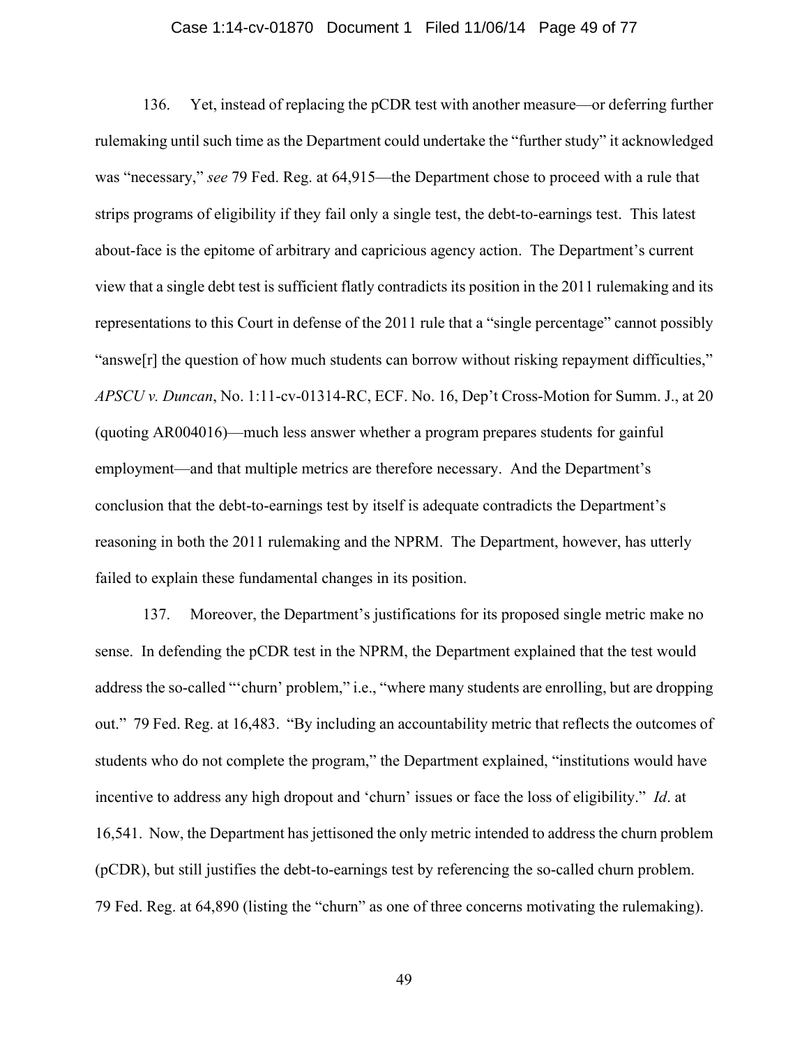136. Yet, instead of replacing the pCDR test with another measure—or deferring further rulemaking until such time as the Department could undertake the "further study" it acknowledged was "necessary," *see* 79 Fed. Reg. at 64,915—the Department chose to proceed with a rule that strips programs of eligibility if they fail only a single test, the debt-to-earnings test. This latest about-face is the epitome of arbitrary and capricious agency action. The Department's current view that a single debt test is sufficient flatly contradicts its position in the 2011 rulemaking and its representations to this Court in defense of the 2011 rule that a "single percentage" cannot possibly "answe[r] the question of how much students can borrow without risking repayment difficulties," *APSCU v. Duncan*, No. 1:11-cv-01314-RC, ECF. No. 16, Dep't Cross-Motion for Summ. J., at 20 (quoting AR004016)—much less answer whether a program prepares students for gainful employment—and that multiple metrics are therefore necessary. And the Department's conclusion that the debt-to-earnings test by itself is adequate contradicts the Department's reasoning in both the 2011 rulemaking and the NPRM. The Department, however, has utterly failed to explain these fundamental changes in its position.

137. Moreover, the Department's justifications for its proposed single metric make no sense. In defending the pCDR test in the NPRM, the Department explained that the test would address the so-called "'churn' problem," i.e., "where many students are enrolling, but are dropping out." 79 Fed. Reg. at 16,483. "By including an accountability metric that reflects the outcomes of students who do not complete the program," the Department explained, "institutions would have incentive to address any high dropout and 'churn' issues or face the loss of eligibility." *Id*. at 16,541. Now, the Department has jettisoned the only metric intended to address the churn problem (pCDR), but still justifies the debt-to-earnings test by referencing the so-called churn problem. 79 Fed. Reg. at 64,890 (listing the "churn" as one of three concerns motivating the rulemaking).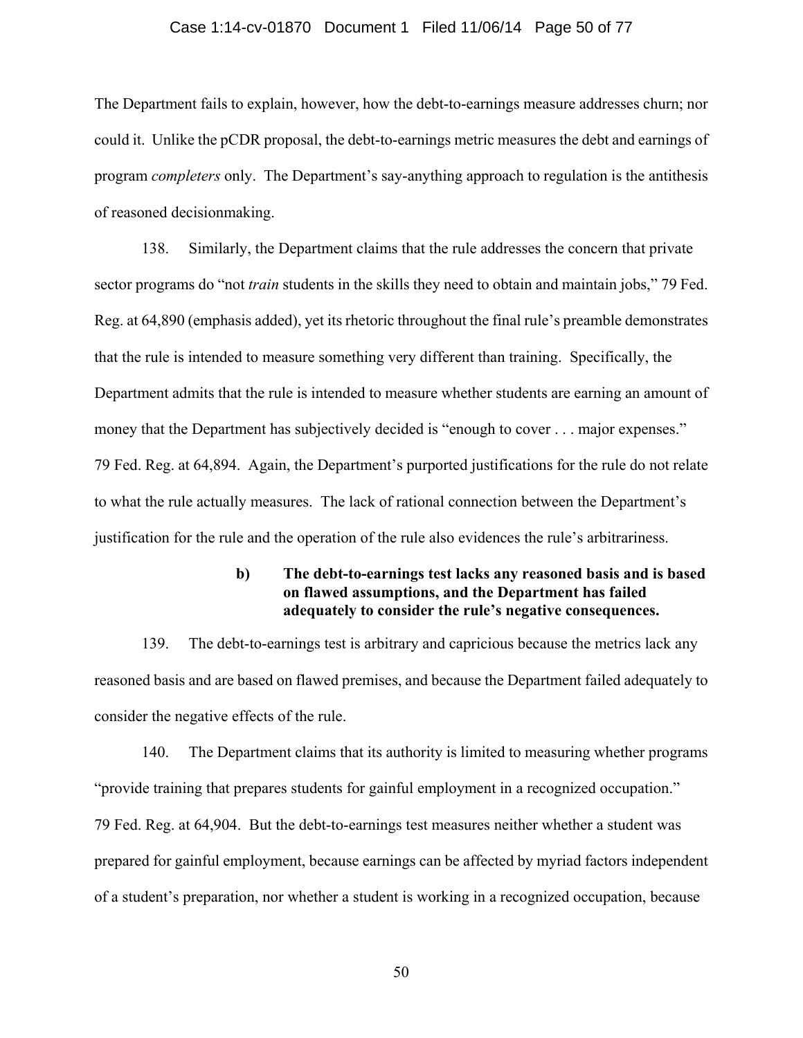The Department fails to explain, however, how the debt-to-earnings measure addresses churn; nor could it. Unlike the pCDR proposal, the debt-to-earnings metric measures the debt and earnings of program *completers* only. The Department's say-anything approach to regulation is the antithesis of reasoned decisionmaking.

138. Similarly, the Department claims that the rule addresses the concern that private sector programs do "not *train* students in the skills they need to obtain and maintain jobs," 79 Fed. Reg. at 64,890 (emphasis added), yet its rhetoric throughout the final rule's preamble demonstrates that the rule is intended to measure something very different than training. Specifically, the Department admits that the rule is intended to measure whether students are earning an amount of money that the Department has subjectively decided is "enough to cover . . . major expenses." 79 Fed. Reg. at 64,894. Again, the Department's purported justifications for the rule do not relate to what the rule actually measures. The lack of rational connection between the Department's justification for the rule and the operation of the rule also evidences the rule's arbitrariness.

#### b) The debt-to-earnings test lacks any reasoned basis and is based on flawed assumptions, and the Department has failed adequately to consider the rule's negative consequences.

139. The debt-to-earnings test is arbitrary and capricious because the metrics lack any reasoned basis and are based on flawed premises, and because the Department failed adequately to consider the negative effects of the rule.

140. The Department claims that its authority is limited to measuring whether programs "provide training that prepares students for gainful employment in a recognized occupation." 79 Fed. Reg. at 64,904. But the debt-to-earnings test measures neither whether a student was prepared for gainful employment, because earnings can be affected by myriad factors independent of a student's preparation, nor whether a student is working in a recognized occupation, because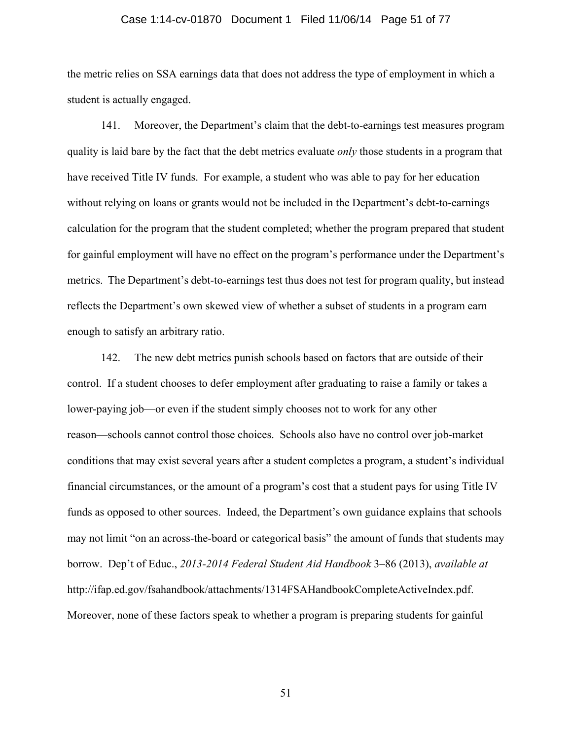the metric relies on SSA earnings data that does not address the type of employment in which a student is actually engaged.

141. Moreover, the Department's claim that the debt-to-earnings test measures program quality is laid bare by the fact that the debt metrics evaluate *only* those students in a program that have received Title IV funds. For example, a student who was able to pay for her education without relying on loans or grants would not be included in the Department's debt-to-earnings calculation for the program that the student completed; whether the program prepared that student for gainful employment will have no effect on the program's performance under the Department's metrics. The Department's debt-to-earnings test thus does not test for program quality, but instead reflects the Department's own skewed view of whether a subset of students in a program earn enough to satisfy an arbitrary ratio.

142. The new debt metrics punish schools based on factors that are outside of their control. If a student chooses to defer employment after graduating to raise a family or takes a lower-paying job—or even if the student simply chooses not to work for any other reason—schools cannot control those choices. Schools also have no control over job-market conditions that may exist several years after a student completes a program, a student's individual financial circumstances, or the amount of a program's cost that a student pays for using Title IV funds as opposed to other sources. Indeed, the Department's own guidance explains that schools may not limit "on an across-the-board or categorical basis" the amount of funds that students may borrow. Dep't of Educ., *2013-2014 Federal Student Aid Handbook* 3–86 (2013), *available at* http://ifap.ed.gov/fsahandbook/attachments/1314FSAHandbookCompleteActiveIndex.pdf. Moreover, none of these factors speak to whether a program is preparing students for gainful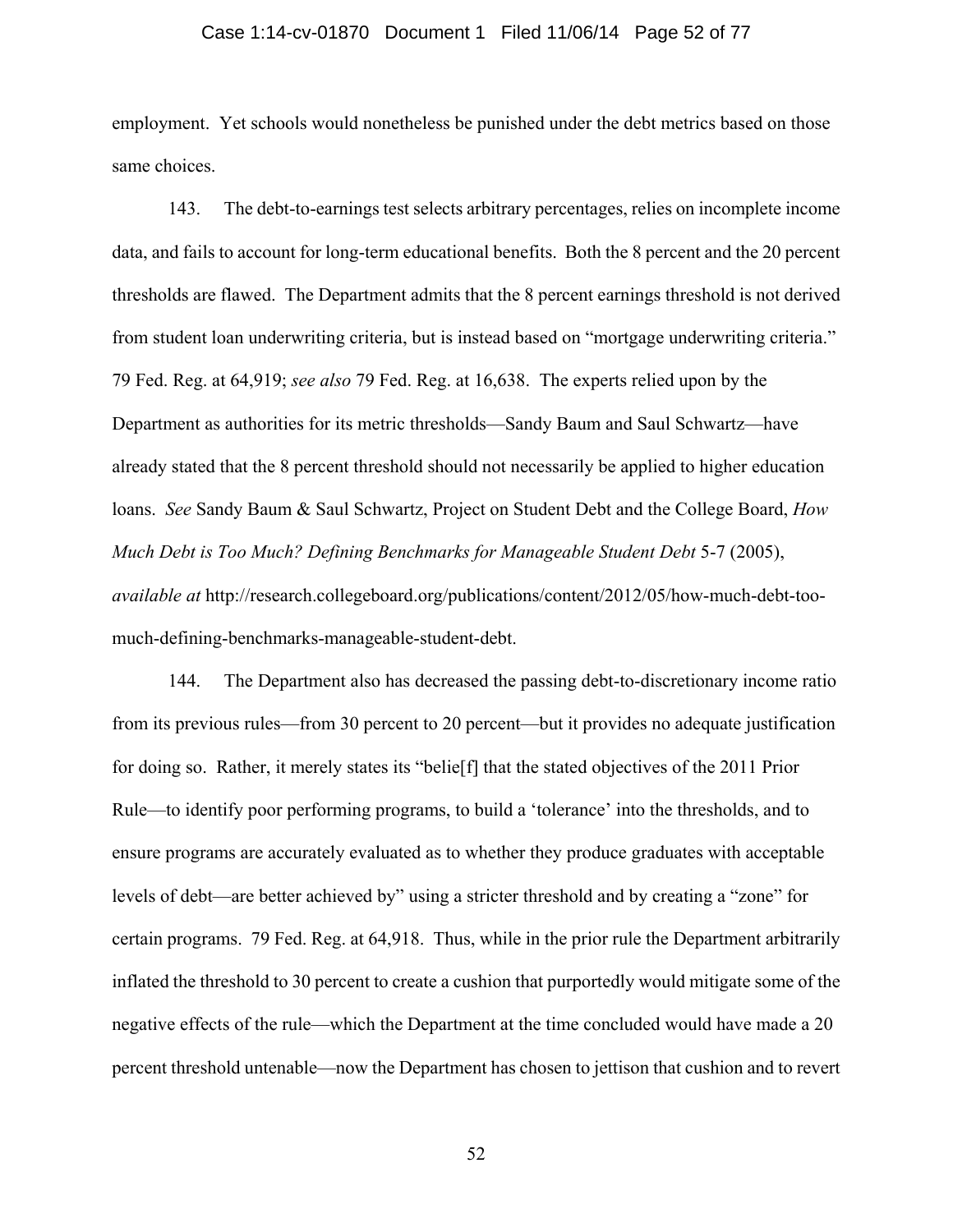employment. Yet schools would nonetheless be punished under the debt metrics based on those same choices.

143. The debt-to-earnings test selects arbitrary percentages, relies on incomplete income data, and fails to account for long-term educational benefits. Both the 8 percent and the 20 percent thresholds are flawed. The Department admits that the 8 percent earnings threshold is not derived from student loan underwriting criteria, but is instead based on "mortgage underwriting criteria." 79 Fed. Reg. at 64,919; *see also* 79 Fed. Reg. at 16,638. The experts relied upon by the Department as authorities for its metric thresholds—Sandy Baum and Saul Schwartz—have already stated that the 8 percent threshold should not necessarily be applied to higher education loans. *See* Sandy Baum & Saul Schwartz, Project on Student Debt and the College Board, *How Much Debt is Too Much? Defining Benchmarks for Manageable Student Debt* 5-7 (2005), *available at* http://research.collegeboard.org/publications/content/2012/05/how-much-debt-too-much-defining-benchmarks-manageable-student-debt.

144. The Department also has decreased the passing debt-to-discretionary income ratio from its previous rules—from 30 percent to 20 percent—but it provides no adequate justification for doing so. Rather, it merely states its "belie[f] that the stated objectives of the 2011 Prior Rule—to identify poor performing programs, to build a 'tolerance' into the thresholds, and to ensure programs are accurately evaluated as to whether they produce graduates with acceptable levels of debt—are better achieved by" using a stricter threshold and by creating a "zone" for certain programs. 79 Fed. Reg. at 64,918. Thus, while in the prior rule the Department arbitrarily inflated the threshold to 30 percent to create a cushion that purportedly would mitigate some of the negative effects of the rule—which the Department at the time concluded would have made a 20 percent threshold untenable—now the Department has chosen to jettison that cushion and to revert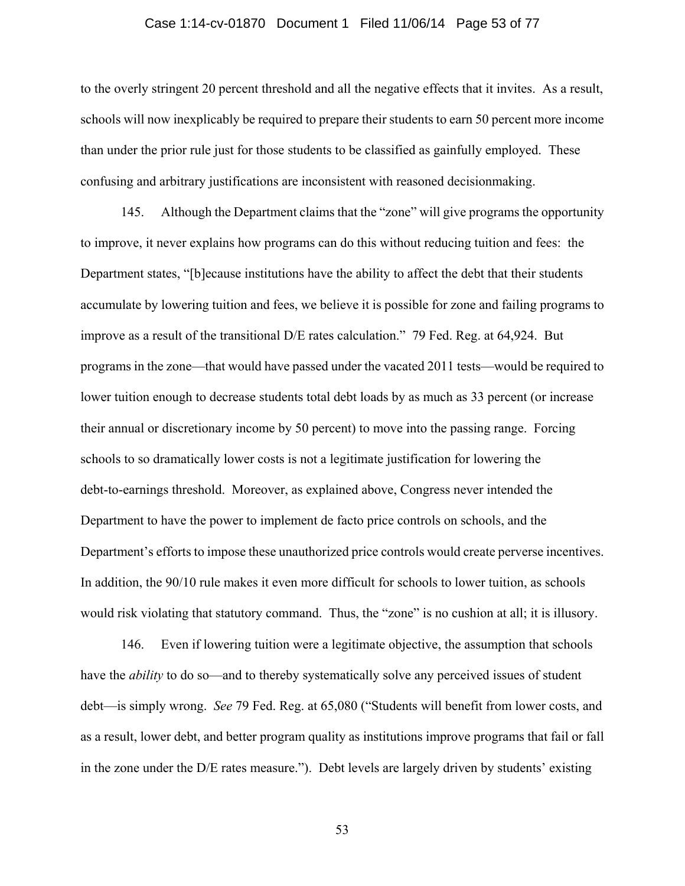to the overly stringent 20 percent threshold and all the negative effects that it invites. As a result, schools will now inexplicably be required to prepare their students to earn 50 percent more income than under the prior rule just for those students to be classified as gainfully employed. These confusing and arbitrary justifications are inconsistent with reasoned decisionmaking.

145. Although the Department claims that the "zone" will give programs the opportunity to improve, it never explains how programs can do this without reducing tuition and fees: the Department states, "[b]ecause institutions have the ability to affect the debt that their students accumulate by lowering tuition and fees, we believe it is possible for zone and failing programs to improve as a result of the transitional D/E rates calculation." 79 Fed. Reg. at 64,924. But programs in the zone—that would have passed under the vacated 2011 tests—would be required to lower tuition enough to decrease students total debt loads by as much as 33 percent (or increase their annual or discretionary income by 50 percent) to move into the passing range. Forcing schools to so dramatically lower costs is not a legitimate justification for lowering the debt-to-earnings threshold. Moreover, as explained above, Congress never intended the Department to have the power to implement de facto price controls on schools, and the Department's efforts to impose these unauthorized price controls would create perverse incentives. In addition, the 90/10 rule makes it even more difficult for schools to lower tuition, as schools would risk violating that statutory command. Thus, the "zone" is no cushion at all; it is illusory.

146. Even if lowering tuition were a legitimate objective, the assumption that schools have the *ability* to do so—and to thereby systematically solve any perceived issues of student debt—is simply wrong. *See* 79 Fed. Reg. at 65,080 ("Students will benefit from lower costs, and as a result, lower debt, and better program quality as institutions improve programs that fail or fall in the zone under the D/E rates measure."). Debt levels are largely driven by students' existing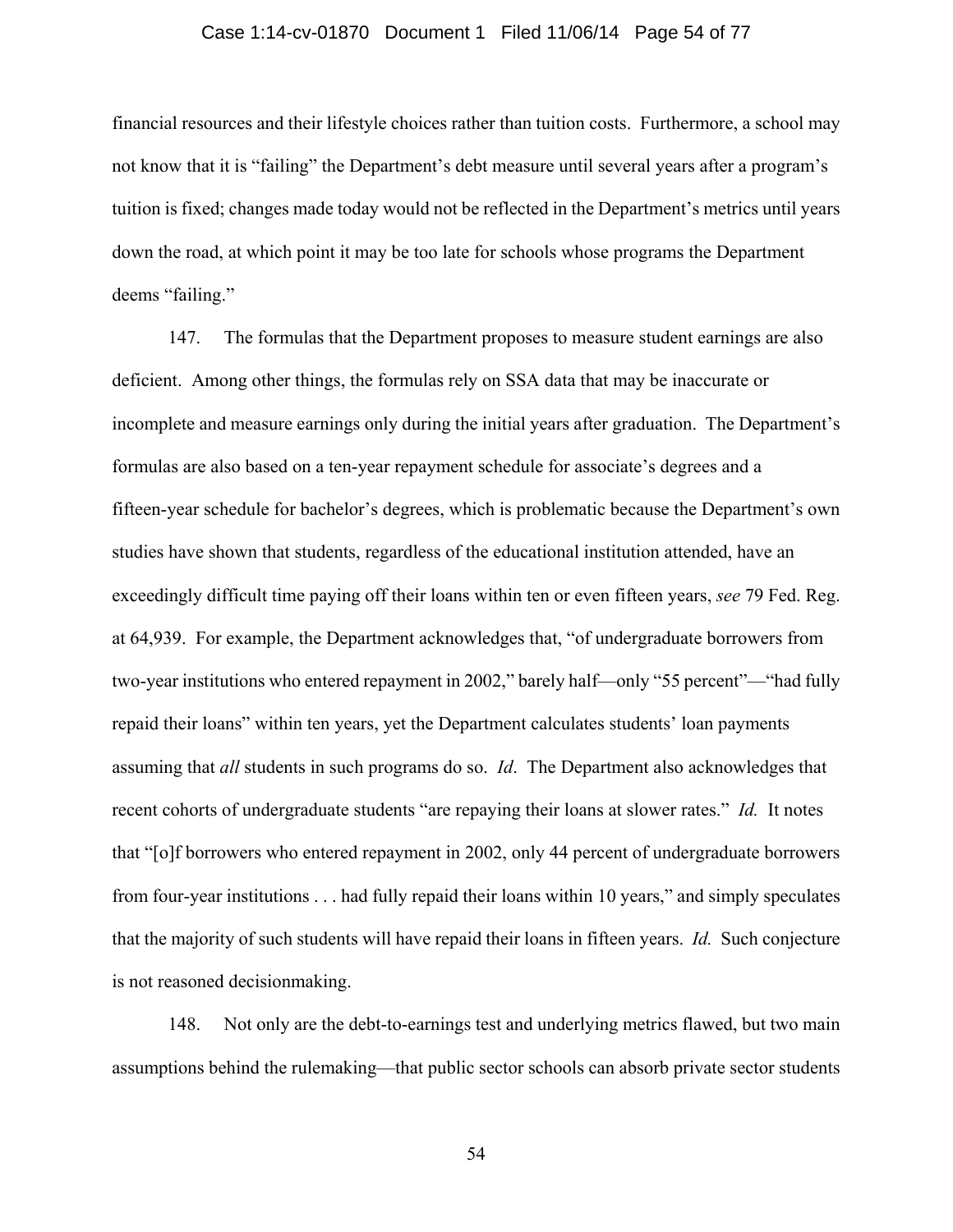financial resources and their lifestyle choices rather than tuition costs. Furthermore, a school may not know that it is "failing" the Department's debt measure until several years after a program's tuition is fixed; changes made today would not be reflected in the Department's metrics until years down the road, at which point it may be too late for schools whose programs the Department deems "failing."

147. The formulas that the Department proposes to measure student earnings are also deficient. Among other things, the formulas rely on SSA data that may be inaccurate or incomplete and measure earnings only during the initial years after graduation. The Department's formulas are also based on a ten-year repayment schedule for associate's degrees and a fifteen-year schedule for bachelor's degrees, which is problematic because the Department's own studies have shown that students, regardless of the educational institution attended, have an exceedingly difficult time paying off their loans within ten or even fifteen years, *see* 79 Fed. Reg. at 64,939. For example, the Department acknowledges that, "of undergraduate borrowers from two-year institutions who entered repayment in 2002," barely half—only "55 percent"—"had fully repaid their loans" within ten years, yet the Department calculates students' loan payments assuming that *all* students in such programs do so. *Id*. The Department also acknowledges that recent cohorts of undergraduate students "are repaying their loans at slower rates." *Id.* It notes that "[o]f borrowers who entered repayment in 2002, only 44 percent of undergraduate borrowers from four-year institutions . . . had fully repaid their loans within 10 years," and simply speculates that the majority of such students will have repaid their loans in fifteen years. *Id.* Such conjecture is not reasoned decisionmaking.

148. Not only are the debt-to-earnings test and underlying metrics flawed, but two main assumptions behind the rulemaking—that public sector schools can absorb private sector students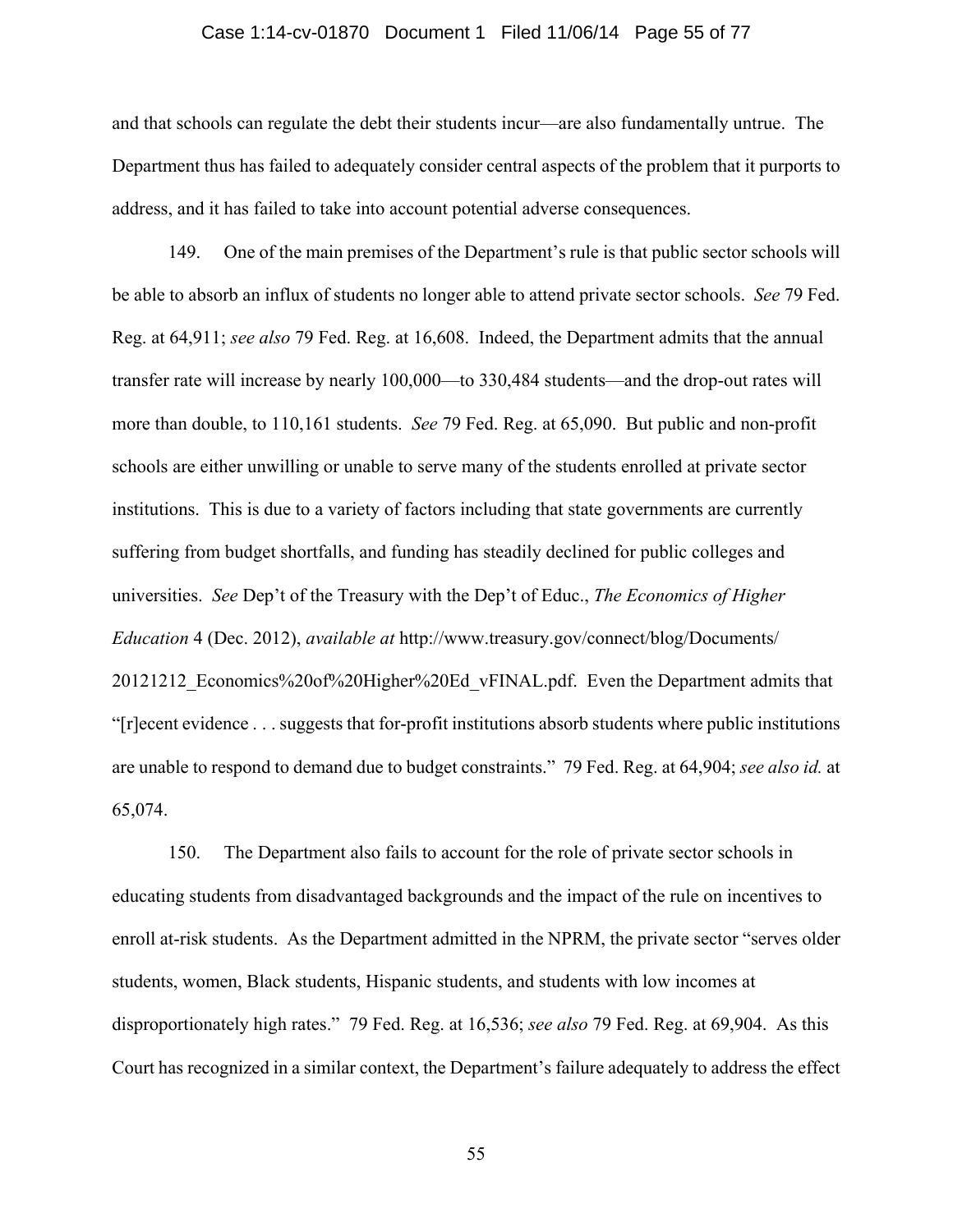and that schools can regulate the debt their students incur—are also fundamentally untrue. The Department thus has failed to adequately consider central aspects of the problem that it purports to address, and it has failed to take into account potential adverse consequences.

149. One of the main premises of the Department's rule is that public sector schools will be able to absorb an influx of students no longer able to attend private sector schools. *See* 79 Fed. Reg. at 64,911; *see also* 79 Fed. Reg. at 16,608. Indeed, the Department admits that the annual transfer rate will increase by nearly 100,000—to 330,484 students—and the drop-out rates will more than double, to 110,161 students. *See* 79 Fed. Reg. at 65,090. But public and non-profit schools are either unwilling or unable to serve many of the students enrolled at private sector institutions. This is due to a variety of factors including that state governments are currently suffering from budget shortfalls, and funding has steadily declined for public colleges and universities. *See* Dep't of the Treasury with the Dep't of Educ., *The Economics of Higher Education* 4 (Dec. 2012), *available at* http://www.treasury.gov/connect/blog/Documents/20121212_Economics%20of%20Higher%20Ed_vFINAL.pdf. Even the Department admits that "[r]ecent evidence . . . suggests that for-profit institutions absorb students where public institutions are unable to respond to demand due to budget constraints." 79 Fed. Reg. at 64,904; *see also id.* at 65,074.

150. The Department also fails to account for the role of private sector schools in educating students from disadvantaged backgrounds and the impact of the rule on incentives to enroll at-risk students. As the Department admitted in the NPRM, the private sector "serves older students, women, Black students, Hispanic students, and students with low incomes at disproportionately high rates." 79 Fed. Reg. at 16,536; *see also* 79 Fed. Reg. at 69,904. As this Court has recognized in a similar context, the Department's failure adequately to address the effect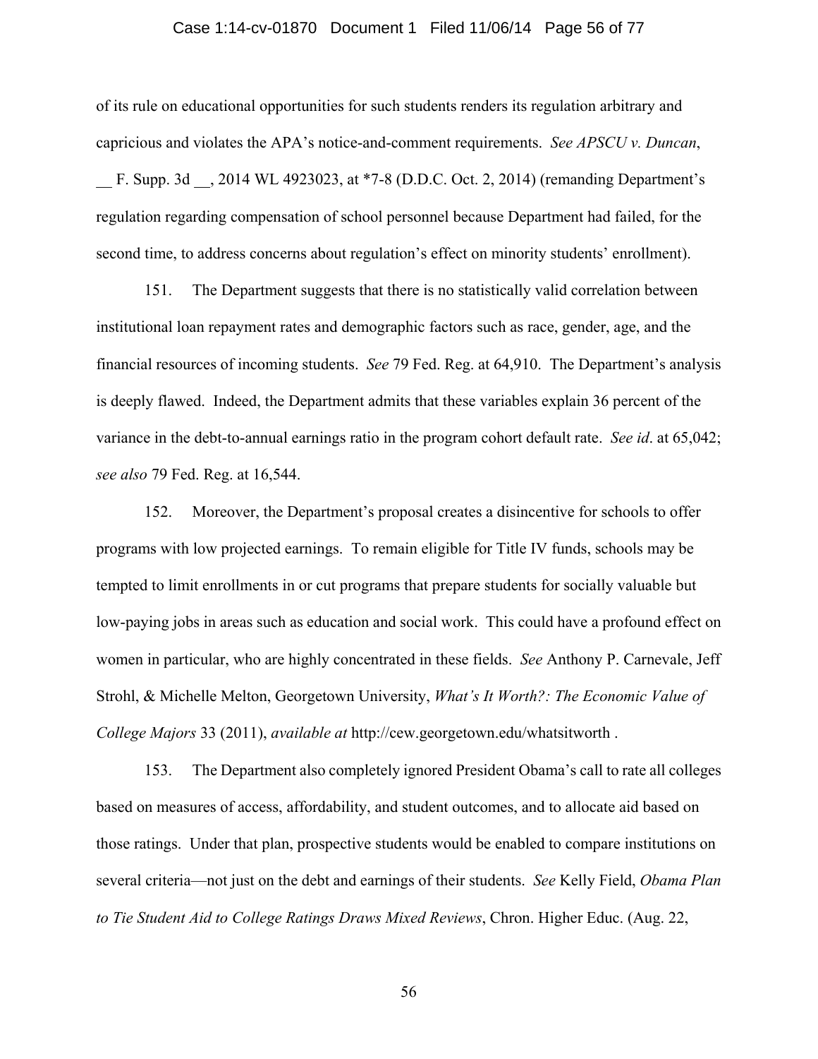of its rule on educational opportunities for such students renders its regulation arbitrary and capricious and violates the APA's notice-and-comment requirements. *See APSCU v. Duncan*, __ F. Supp. 3d __, 2014 WL 4923023, at *7-8 (D.D.C. Oct. 2, 2014) (remanding Department's regulation regarding compensation of school personnel because Department had failed, for the second time, to address concerns about regulation's effect on minority students' enrollment).

151. The Department suggests that there is no statistically valid correlation between institutional loan repayment rates and demographic factors such as race, gender, age, and the financial resources of incoming students. *See* 79 Fed. Reg. at 64,910. The Department's analysis is deeply flawed. Indeed, the Department admits that these variables explain 36 percent of the variance in the debt-to-annual earnings ratio in the program cohort default rate. *See id*. at 65,042; *see also* 79 Fed. Reg. at 16,544.

152. Moreover, the Department's proposal creates a disincentive for schools to offer programs with low projected earnings. To remain eligible for Title IV funds, schools may be tempted to limit enrollments in or cut programs that prepare students for socially valuable but low-paying jobs in areas such as education and social work. This could have a profound effect on women in particular, who are highly concentrated in these fields. *See* Anthony P. Carnevale, Jeff Strohl, & Michelle Melton, Georgetown University, *What's It Worth?: The Economic Value of College Majors* 33 (2011), *available at* http://cew.georgetown.edu/whatsitworth .

153. The Department also completely ignored President Obama's call to rate all colleges based on measures of access, affordability, and student outcomes, and to allocate aid based on those ratings. Under that plan, prospective students would be enabled to compare institutions on several criteria—not just on the debt and earnings of their students. *See* Kelly Field, *Obama Plan to Tie Student Aid to College Ratings Draws Mixed Reviews*, Chron. Higher Educ. (Aug. 22,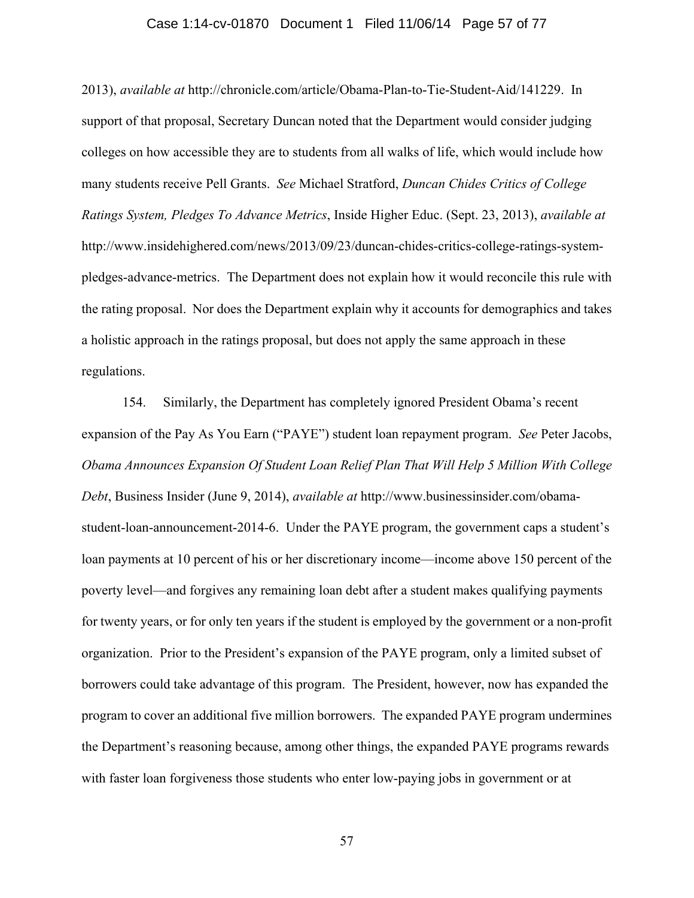2013), *available at* http://chronicle.com/article/Obama-Plan-to-Tie-Student-Aid/141229. In support of that proposal, Secretary Duncan noted that the Department would consider judging colleges on how accessible they are to students from all walks of life, which would include how many students receive Pell Grants. *See* Michael Stratford, *Duncan Chides Critics of College Ratings System, Pledges To Advance Metrics*, Inside Higher Educ. (Sept. 23, 2013), *available at* http://www.insidehighered.com/news/2013/09/23/duncan-chides-critics-college-ratings-system-pledges-advance-metrics. The Department does not explain how it would reconcile this rule with the rating proposal. Nor does the Department explain why it accounts for demographics and takes a holistic approach in the ratings proposal, but does not apply the same approach in these regulations.

154. Similarly, the Department has completely ignored President Obama's recent expansion of the Pay As You Earn ("PAYE") student loan repayment program. *See* Peter Jacobs, *Obama Announces Expansion Of Student Loan Relief Plan That Will Help 5 Million With College Debt*, Business Insider (June 9, 2014), *available at* http://www.businessinsider.com/obama-student-loan-announcement-2014-6. Under the PAYE program, the government caps a student's loan payments at 10 percent of his or her discretionary income—income above 150 percent of the poverty level—and forgives any remaining loan debt after a student makes qualifying payments for twenty years, or for only ten years if the student is employed by the government or a non-profit organization. Prior to the President's expansion of the PAYE program, only a limited subset of borrowers could take advantage of this program. The President, however, now has expanded the program to cover an additional five million borrowers. The expanded PAYE program undermines the Department's reasoning because, among other things, the expanded PAYE programs rewards with faster loan forgiveness those students who enter low-paying jobs in government or at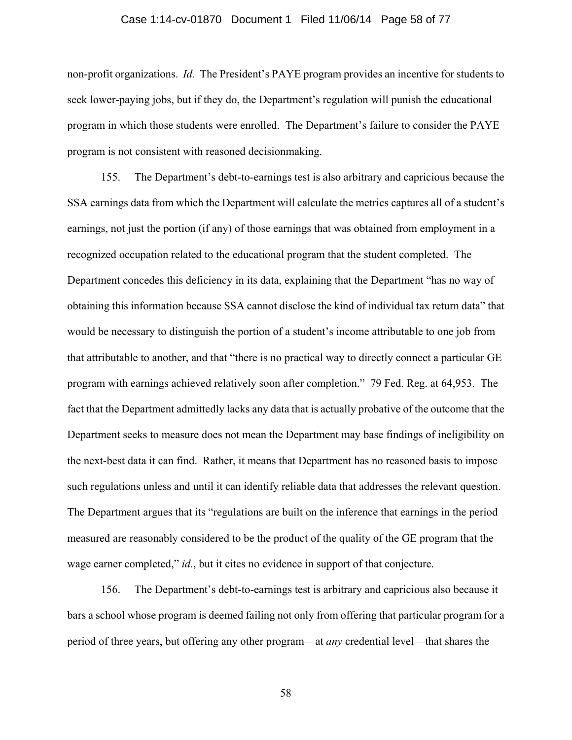non-profit organizations. *Id.* The President's PAYE program provides an incentive for students to seek lower-paying jobs, but if they do, the Department's regulation will punish the educational program in which those students were enrolled. The Department's failure to consider the PAYE program is not consistent with reasoned decisionmaking.

155. The Department's debt-to-earnings test is also arbitrary and capricious because the SSA earnings data from which the Department will calculate the metrics captures all of a student's earnings, not just the portion (if any) of those earnings that was obtained from employment in a recognized occupation related to the educational program that the student completed. The Department concedes this deficiency in its data, explaining that the Department "has no way of obtaining this information because SSA cannot disclose the kind of individual tax return data" that would be necessary to distinguish the portion of a student's income attributable to one job from that attributable to another, and that "there is no practical way to directly connect a particular GE program with earnings achieved relatively soon after completion." 79 Fed. Reg. at 64,953. The fact that the Department admittedly lacks any data that is actually probative of the outcome that the Department seeks to measure does not mean the Department may base findings of ineligibility on the next-best data it can find. Rather, it means that Department has no reasoned basis to impose such regulations unless and until it can identify reliable data that addresses the relevant question. The Department argues that its "regulations are built on the inference that earnings in the period measured are reasonably considered to be the product of the quality of the GE program that the wage earner completed," *id.*, but it cites no evidence in support of that conjecture.

156. The Department's debt-to-earnings test is arbitrary and capricious also because it bars a school whose program is deemed failing not only from offering that particular program for a period of three years, but offering any other program—at *any* credential level—that shares the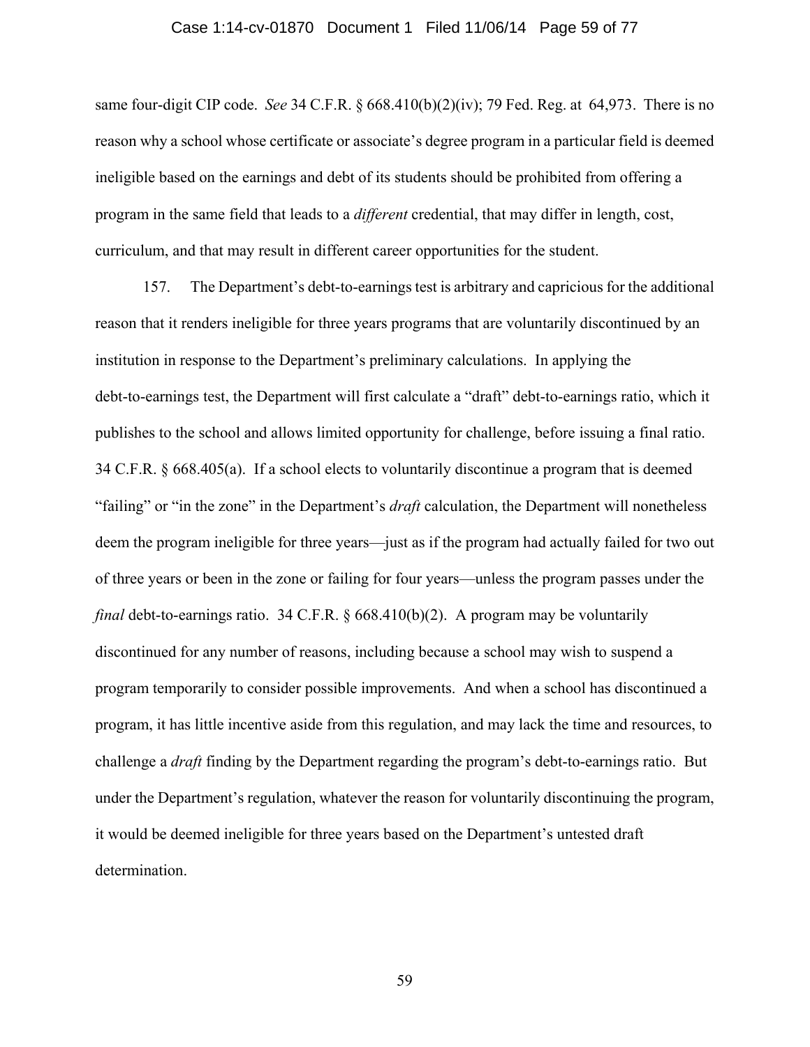same four-digit CIP code. *See* 34 C.F.R. § 668.410(b)(2)(iv); 79 Fed. Reg. at 64,973. There is no reason why a school whose certificate or associate's degree program in a particular field is deemed ineligible based on the earnings and debt of its students should be prohibited from offering a program in the same field that leads to a *different* credential, that may differ in length, cost, curriculum, and that may result in different career opportunities for the student.

157. The Department's debt-to-earnings test is arbitrary and capricious for the additional reason that it renders ineligible for three years programs that are voluntarily discontinued by an institution in response to the Department's preliminary calculations. In applying the debt-to-earnings test, the Department will first calculate a "draft" debt-to-earnings ratio, which it publishes to the school and allows limited opportunity for challenge, before issuing a final ratio. 34 C.F.R. § 668.405(a). If a school elects to voluntarily discontinue a program that is deemed "failing" or "in the zone" in the Department's *draft* calculation, the Department will nonetheless deem the program ineligible for three years—just as if the program had actually failed for two out of three years or been in the zone or failing for four years—unless the program passes under the *final* debt-to-earnings ratio. 34 C.F.R. § 668.410(b)(2). A program may be voluntarily discontinued for any number of reasons, including because a school may wish to suspend a program temporarily to consider possible improvements. And when a school has discontinued a program, it has little incentive aside from this regulation, and may lack the time and resources, to challenge a *draft* finding by the Department regarding the program's debt-to-earnings ratio. But under the Department's regulation, whatever the reason for voluntarily discontinuing the program, it would be deemed ineligible for three years based on the Department's untested draft determination.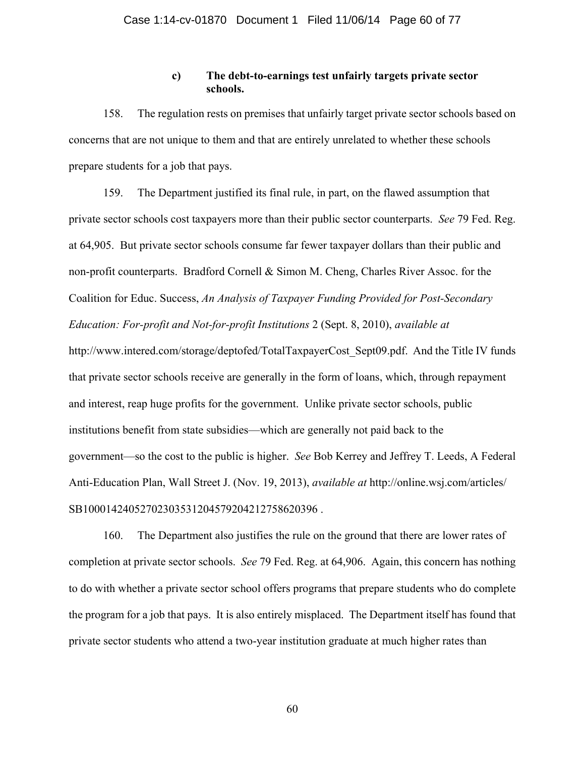#### c) The debt-to-earnings test unfairly targets private sector schools.

158. The regulation rests on premises that unfairly target private sector schools based on concerns that are not unique to them and that are entirely unrelated to whether these schools prepare students for a job that pays.

159. The Department justified its final rule, in part, on the flawed assumption that private sector schools cost taxpayers more than their public sector counterparts. *See* 79 Fed. Reg. at 64,905. But private sector schools consume far fewer taxpayer dollars than their public and non-profit counterparts. Bradford Cornell & Simon M. Cheng, Charles River Assoc. for the Coalition for Educ. Success, *An Analysis of Taxpayer Funding Provided for Post-Secondary Education: For-profit and Not-for-profit Institutions* 2 (Sept. 8, 2010), *available at* http://www.intered.com/storage/deptofed/TotalTaxpayerCost_Sept09.pdf. And the Title IV funds that private sector schools receive are generally in the form of loans, which, through repayment and interest, reap huge profits for the government. Unlike private sector schools, public institutions benefit from state subsidies—which are generally not paid back to the government—so the cost to the public is higher. *See* Bob Kerrey and Jeffrey T. Leeds, A Federal Anti-Education Plan, Wall Street J. (Nov. 19, 2013), *available at* http://online.wsj.com/articles/SB10001424052702303531204579204212758620396 .

160. The Department also justifies the rule on the ground that there are lower rates of completion at private sector schools. *See* 79 Fed. Reg. at 64,906. Again, this concern has nothing to do with whether a private sector school offers programs that prepare students who do complete the program for a job that pays. It is also entirely misplaced. The Department itself has found that private sector students who attend a two-year institution graduate at much higher rates than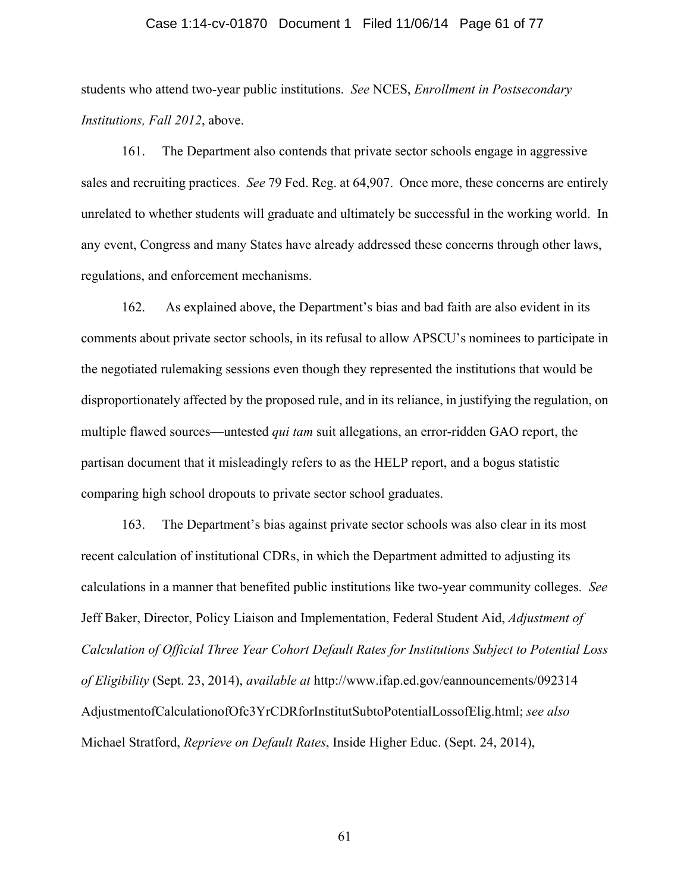students who attend two-year public institutions. *See* NCES, *Enrollment in Postsecondary Institutions, Fall 2012*, above.

161. The Department also contends that private sector schools engage in aggressive sales and recruiting practices. *See* 79 Fed. Reg. at 64,907. Once more, these concerns are entirely unrelated to whether students will graduate and ultimately be successful in the working world. In any event, Congress and many States have already addressed these concerns through other laws, regulations, and enforcement mechanisms.

162. As explained above, the Department's bias and bad faith are also evident in its comments about private sector schools, in its refusal to allow APSCU's nominees to participate in the negotiated rulemaking sessions even though they represented the institutions that would be disproportionately affected by the proposed rule, and in its reliance, in justifying the regulation, on multiple flawed sources—untested *qui tam* suit allegations, an error-ridden GAO report, the partisan document that it misleadingly refers to as the HELP report, and a bogus statistic comparing high school dropouts to private sector school graduates.

163. The Department's bias against private sector schools was also clear in its most recent calculation of institutional CDRs, in which the Department admitted to adjusting its calculations in a manner that benefited public institutions like two-year community colleges. *See* Jeff Baker, Director, Policy Liaison and Implementation, Federal Student Aid, *Adjustment of Calculation of Official Three Year Cohort Default Rates for Institutions Subject to Potential Loss of Eligibility* (Sept. 23, 2014), *available at* http://www.ifap.ed.gov/eannouncements/092314AdjustmentofCalculationofOfc3YrCDRforInstitutSubtoPotentialLossofElig.html; *see also* Michael Stratford, *Reprieve on Default Rates*, Inside Higher Educ. (Sept. 24, 2014),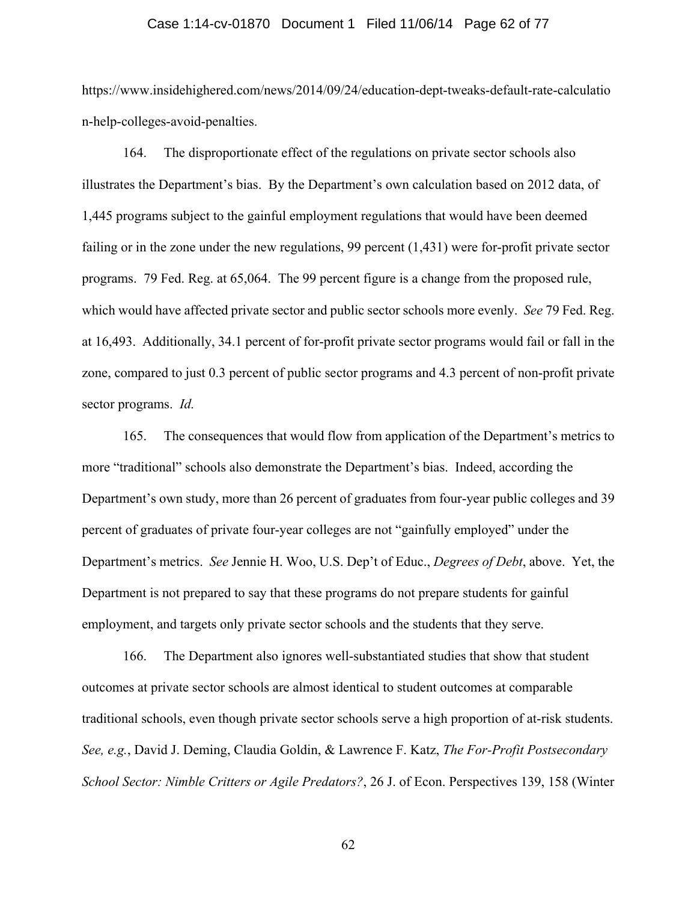https://www.insidehighered.com/news/2014/09/24/education-dept-tweaks-default-rate-calculation-help-colleges-avoid-penalties.

164. The disproportionate effect of the regulations on private sector schools also illustrates the Department's bias. By the Department's own calculation based on 2012 data, of 1,445 programs subject to the gainful employment regulations that would have been deemed failing or in the zone under the new regulations, 99 percent (1,431) were for-profit private sector programs. 79 Fed. Reg. at 65,064. The 99 percent figure is a change from the proposed rule, which would have affected private sector and public sector schools more evenly. *See* 79 Fed. Reg. at 16,493. Additionally, 34.1 percent of for-profit private sector programs would fail or fall in the zone, compared to just 0.3 percent of public sector programs and 4.3 percent of non-profit private sector programs. *Id.*

165. The consequences that would flow from application of the Department's metrics to more "traditional" schools also demonstrate the Department's bias. Indeed, according the Department's own study, more than 26 percent of graduates from four-year public colleges and 39 percent of graduates of private four-year colleges are not "gainfully employed" under the Department's metrics. *See* Jennie H. Woo, U.S. Dep't of Educ., *Degrees of Debt*, above. Yet, the Department is not prepared to say that these programs do not prepare students for gainful employment, and targets only private sector schools and the students that they serve.

166. The Department also ignores well-substantiated studies that show that student outcomes at private sector schools are almost identical to student outcomes at comparable traditional schools, even though private sector schools serve a high proportion of at-risk students. *See, e.g.*, David J. Deming, Claudia Goldin, & Lawrence F. Katz, *The For-Profit Postsecondary School Sector: Nimble Critters or Agile Predators?*, 26 J. of Econ. Perspectives 139, 158 (Winter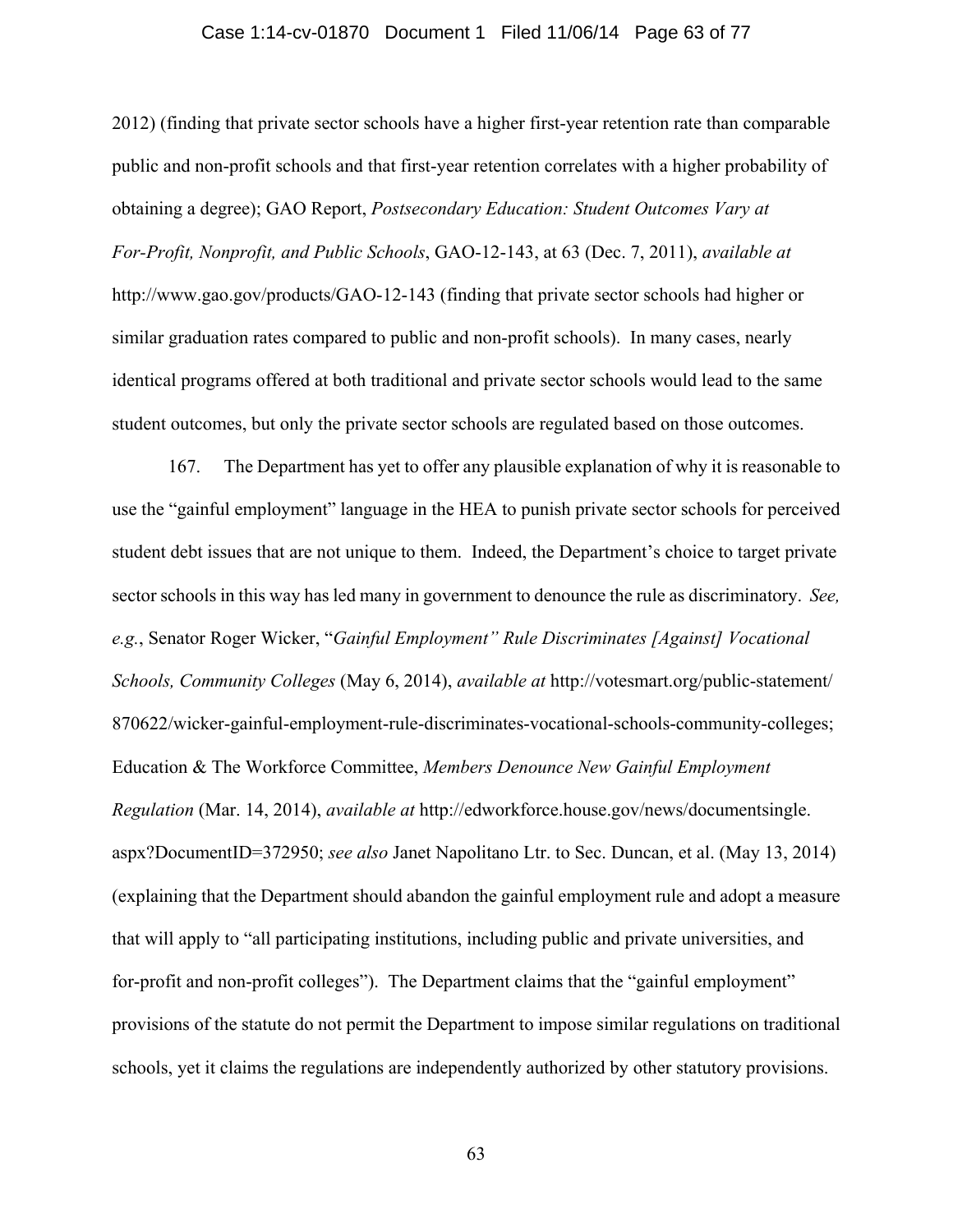2012) (finding that private sector schools have a higher first-year retention rate than comparable public and non-profit schools and that first-year retention correlates with a higher probability of obtaining a degree); GAO Report, *Postsecondary Education: Student Outcomes Vary at For-Profit, Nonprofit, and Public Schools*, GAO-12-143, at 63 (Dec. 7, 2011), *available at* http://www.gao.gov/products/GAO-12-143 (finding that private sector schools had higher or similar graduation rates compared to public and non-profit schools). In many cases, nearly identical programs offered at both traditional and private sector schools would lead to the same student outcomes, but only the private sector schools are regulated based on those outcomes.

167. The Department has yet to offer any plausible explanation of why it is reasonable to use the "gainful employment" language in the HEA to punish private sector schools for perceived student debt issues that are not unique to them. Indeed, the Department's choice to target private sector schools in this way has led many in government to denounce the rule as discriminatory. *See, e.g.*, Senator Roger Wicker, "*Gainful Employment" Rule Discriminates [Against] Vocational Schools, Community Colleges* (May 6, 2014), *available at* http://votesmart.org/public-statement/870622/wicker-gainful-employment-rule-discriminates-vocational-schools-community-colleges; Education & The Workforce Committee, *Members Denounce New Gainful Employment Regulation* (Mar. 14, 2014), *available at* http://edworkforce.house.gov/news/documentsingle.aspx?DocumentID=372950; *see also* Janet Napolitano Ltr. to Sec. Duncan, et al. (May 13, 2014) (explaining that the Department should abandon the gainful employment rule and adopt a measure that will apply to "all participating institutions, including public and private universities, and for-profit and non-profit colleges"). The Department claims that the "gainful employment" provisions of the statute do not permit the Department to impose similar regulations on traditional schools, yet it claims the regulations are independently authorized by other statutory provisions.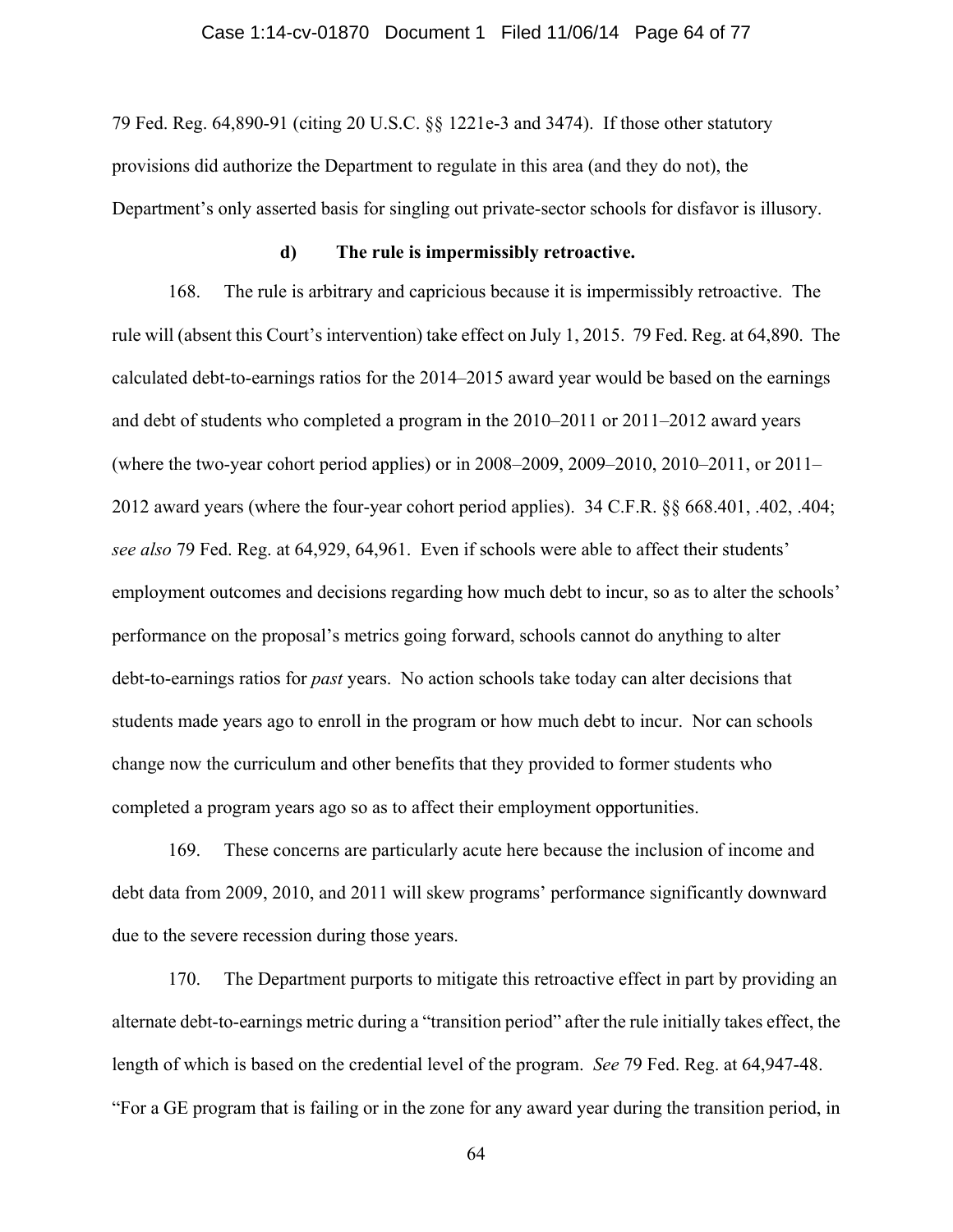79 Fed. Reg. 64,890-91 (citing 20 U.S.C. §§ 1221e-3 and 3474). If those other statutory provisions did authorize the Department to regulate in this area (and they do not), the Department's only asserted basis for singling out private-sector schools for disfavor is illusory.

#### d) The rule is impermissibly retroactive.

168. The rule is arbitrary and capricious because it is impermissibly retroactive. The rule will (absent this Court's intervention) take effect on July 1, 2015. 79 Fed. Reg. at 64,890. The calculated debt-to-earnings ratios for the 2014–2015 award year would be based on the earnings and debt of students who completed a program in the 2010–2011 or 2011–2012 award years (where the two-year cohort period applies) or in 2008–2009, 2009–2010, 2010–2011, or 2011–2012 award years (where the four-year cohort period applies). 34 C.F.R. §§ 668.401, .402, .404; *see also* 79 Fed. Reg. at 64,929, 64,961. Even if schools were able to affect their students' employment outcomes and decisions regarding how much debt to incur, so as to alter the schools' performance on the proposal's metrics going forward, schools cannot do anything to alter debt-to-earnings ratios for *past* years. No action schools take today can alter decisions that students made years ago to enroll in the program or how much debt to incur. Nor can schools change now the curriculum and other benefits that they provided to former students who completed a program years ago so as to affect their employment opportunities.

169. These concerns are particularly acute here because the inclusion of income and debt data from 2009, 2010, and 2011 will skew programs' performance significantly downward due to the severe recession during those years.

170. The Department purports to mitigate this retroactive effect in part by providing an alternate debt-to-earnings metric during a "transition period" after the rule initially takes effect, the length of which is based on the credential level of the program. *See* 79 Fed. Reg. at 64,947-48. "For a GE program that is failing or in the zone for any award year during the transition period, in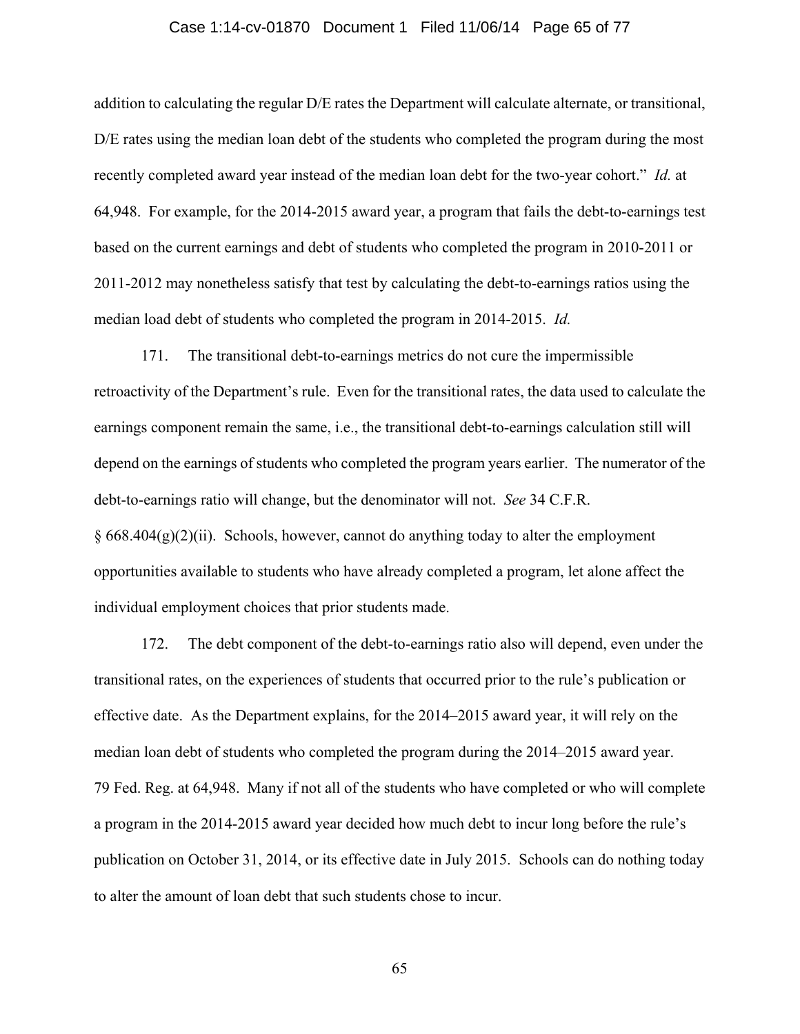addition to calculating the regular D/E rates the Department will calculate alternate, or transitional, D/E rates using the median loan debt of the students who completed the program during the most recently completed award year instead of the median loan debt for the two-year cohort." *Id.* at 64,948. For example, for the 2014-2015 award year, a program that fails the debt-to-earnings test based on the current earnings and debt of students who completed the program in 2010-2011 or 2011-2012 may nonetheless satisfy that test by calculating the debt-to-earnings ratios using the median load debt of students who completed the program in 2014-2015. *Id.*

171. The transitional debt-to-earnings metrics do not cure the impermissible retroactivity of the Department's rule. Even for the transitional rates, the data used to calculate the earnings component remain the same, i.e., the transitional debt-to-earnings calculation still will depend on the earnings of students who completed the program years earlier. The numerator of the debt-to-earnings ratio will change, but the denominator will not. *See* 34 C.F.R. § 668.404(g)(2)(ii). Schools, however, cannot do anything today to alter the employment opportunities available to students who have already completed a program, let alone affect the individual employment choices that prior students made.

172. The debt component of the debt-to-earnings ratio also will depend, even under the transitional rates, on the experiences of students that occurred prior to the rule's publication or effective date. As the Department explains, for the 2014–2015 award year, it will rely on the median loan debt of students who completed the program during the 2014–2015 award year. 79 Fed. Reg. at 64,948. Many if not all of the students who have completed or who will complete a program in the 2014-2015 award year decided how much debt to incur long before the rule's publication on October 31, 2014, or its effective date in July 2015. Schools can do nothing today to alter the amount of loan debt that such students chose to incur.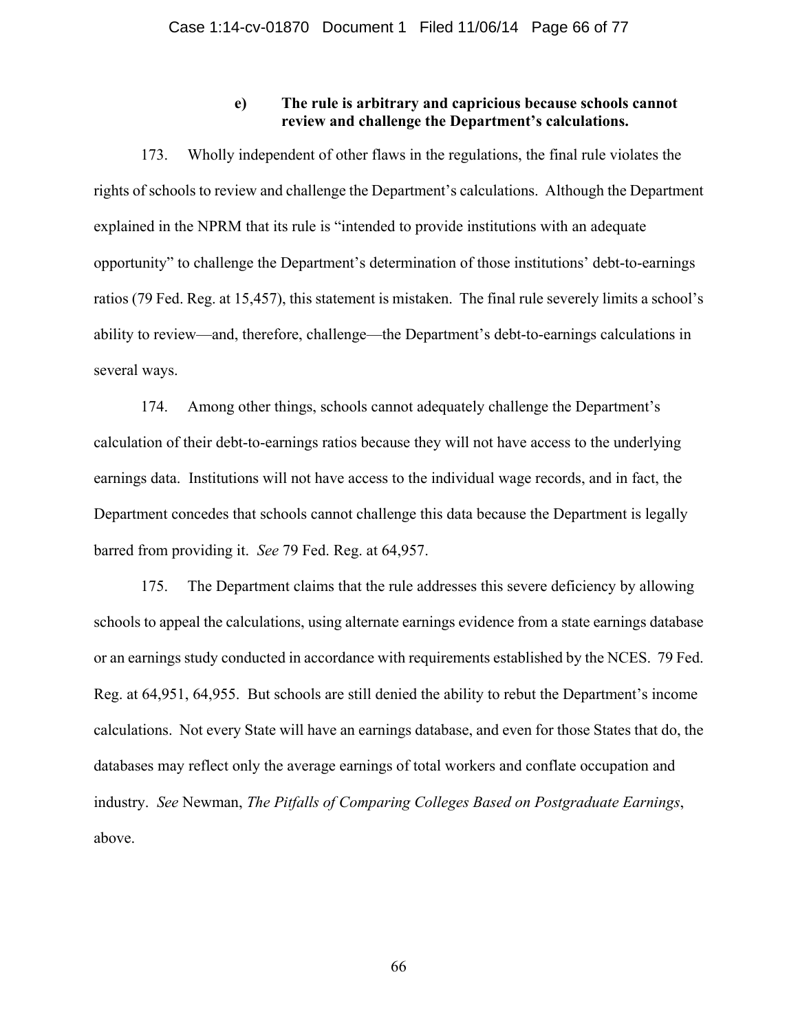#### e) The rule is arbitrary and capricious because schools cannot review and challenge the Department's calculations.

173. Wholly independent of other flaws in the regulations, the final rule violates the rights of schools to review and challenge the Department's calculations. Although the Department explained in the NPRM that its rule is "intended to provide institutions with an adequate opportunity" to challenge the Department's determination of those institutions' debt-to-earnings ratios (79 Fed. Reg. at 15,457), this statement is mistaken. The final rule severely limits a school's ability to review—and, therefore, challenge—the Department's debt-to-earnings calculations in several ways.

174. Among other things, schools cannot adequately challenge the Department's calculation of their debt-to-earnings ratios because they will not have access to the underlying earnings data. Institutions will not have access to the individual wage records, and in fact, the Department concedes that schools cannot challenge this data because the Department is legally barred from providing it. *See* 79 Fed. Reg. at 64,957.

175. The Department claims that the rule addresses this severe deficiency by allowing schools to appeal the calculations, using alternate earnings evidence from a state earnings database or an earnings study conducted in accordance with requirements established by the NCES. 79 Fed. Reg. at 64,951, 64,955. But schools are still denied the ability to rebut the Department's income calculations. Not every State will have an earnings database, and even for those States that do, the databases may reflect only the average earnings of total workers and conflate occupation and industry. *See* Newman, *The Pitfalls of Comparing Colleges Based on Postgraduate Earnings*, above.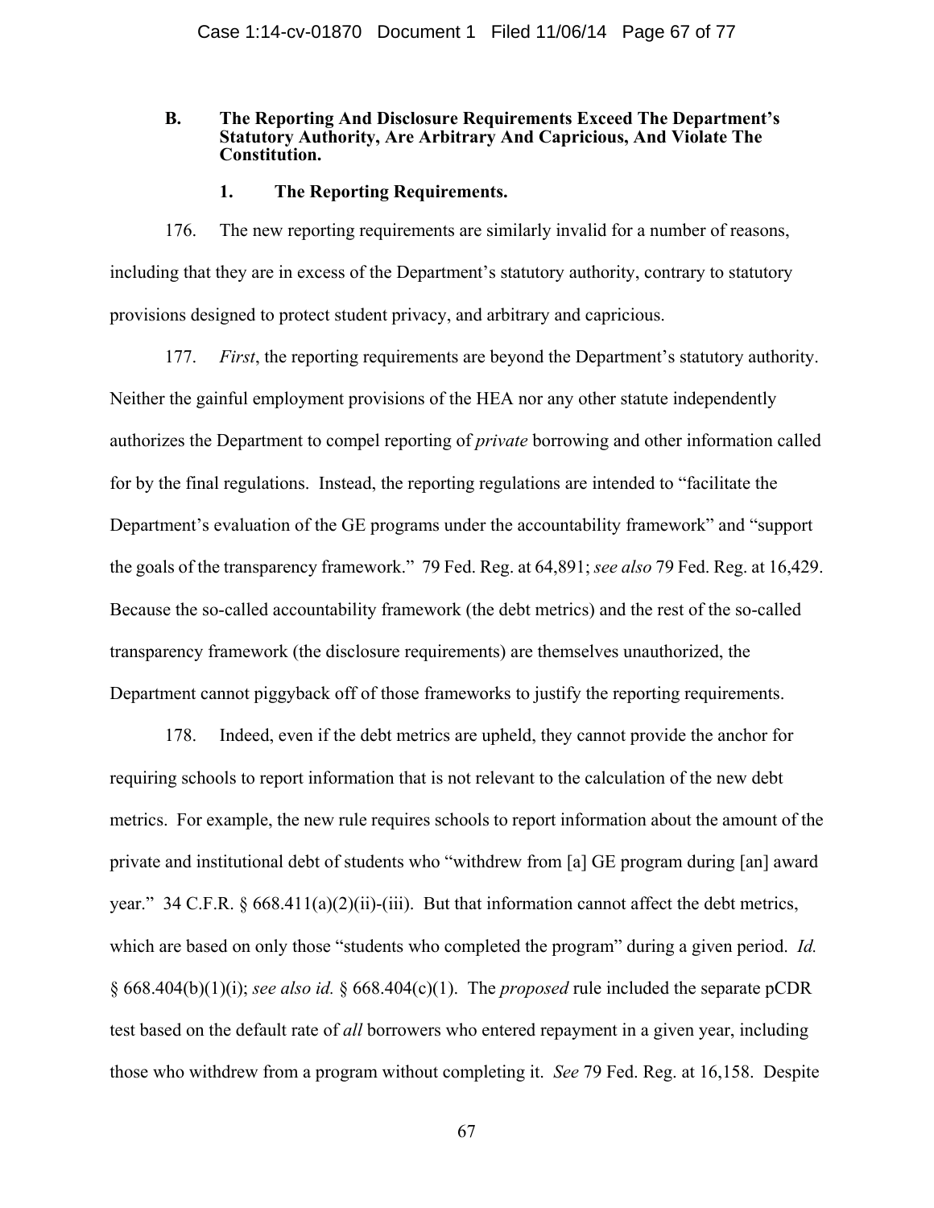### B. The Reporting And Disclosure Requirements Exceed The Department's Statutory Authority, Are Arbitrary And Capricious, And Violate The Constitution.

#### 1. The Reporting Requirements.

176. The new reporting requirements are similarly invalid for a number of reasons, including that they are in excess of the Department's statutory authority, contrary to statutory provisions designed to protect student privacy, and arbitrary and capricious.

177. *First*, the reporting requirements are beyond the Department's statutory authority. Neither the gainful employment provisions of the HEA nor any other statute independently authorizes the Department to compel reporting of *private* borrowing and other information called for by the final regulations. Instead, the reporting regulations are intended to "facilitate the Department's evaluation of the GE programs under the accountability framework" and "support the goals of the transparency framework." 79 Fed. Reg. at 64,891; *see also* 79 Fed. Reg. at 16,429. Because the so-called accountability framework (the debt metrics) and the rest of the so-called transparency framework (the disclosure requirements) are themselves unauthorized, the Department cannot piggyback off of those frameworks to justify the reporting requirements.

178. Indeed, even if the debt metrics are upheld, they cannot provide the anchor for requiring schools to report information that is not relevant to the calculation of the new debt metrics. For example, the new rule requires schools to report information about the amount of the private and institutional debt of students who "withdrew from [a] GE program during [an] award year." 34 C.F.R. § 668.411(a)(2)(ii)-(iii). But that information cannot affect the debt metrics, which are based on only those "students who completed the program" during a given period. *Id.* § 668.404(b)(1)(i); *see also id.* § 668.404(c)(1). The *proposed* rule included the separate pCDR test based on the default rate of *all* borrowers who entered repayment in a given year, including those who withdrew from a program without completing it. *See* 79 Fed. Reg. at 16,158. Despite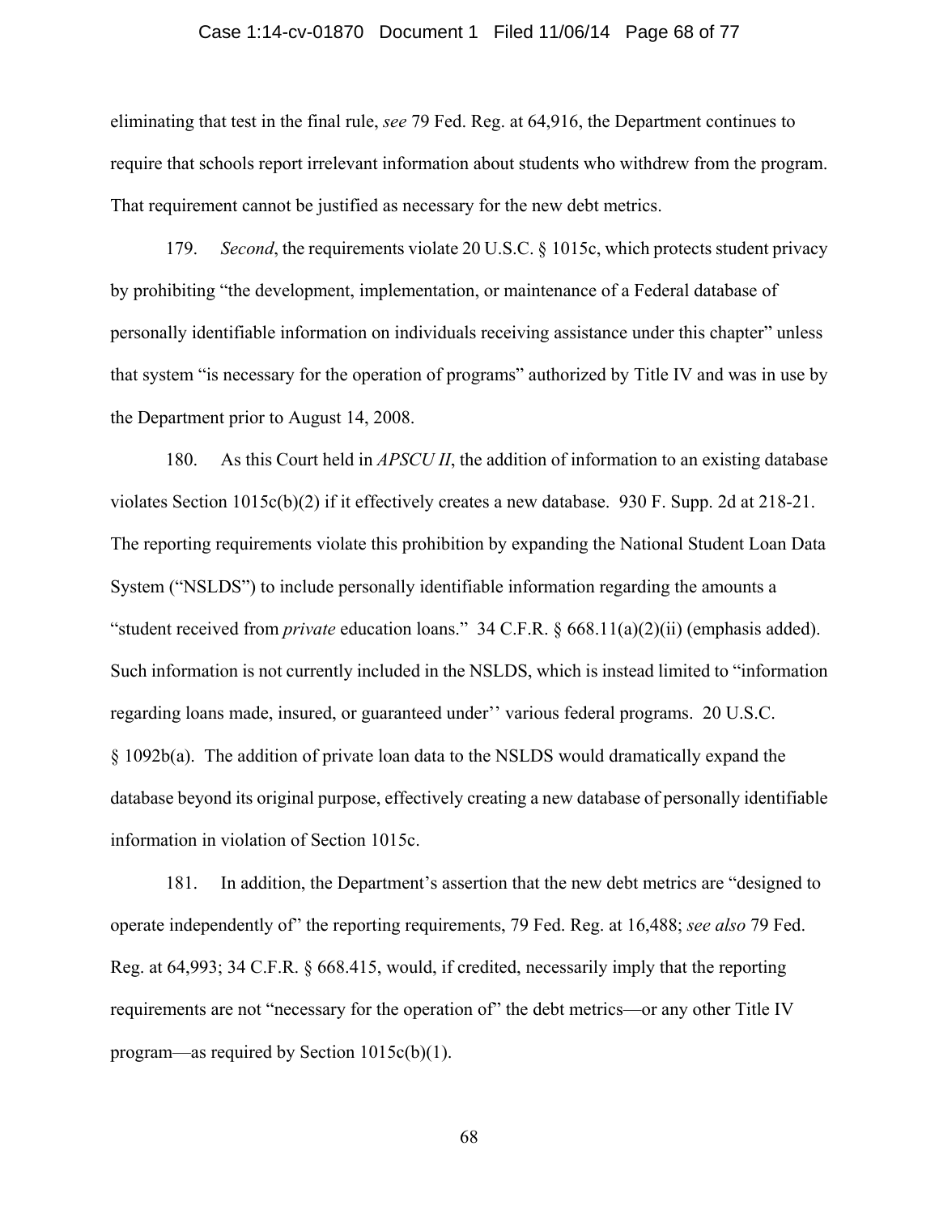eliminating that test in the final rule, *see* 79 Fed. Reg. at 64,916, the Department continues to require that schools report irrelevant information about students who withdrew from the program. That requirement cannot be justified as necessary for the new debt metrics.

179. *Second*, the requirements violate 20 U.S.C. § 1015c, which protects student privacy by prohibiting "the development, implementation, or maintenance of a Federal database of personally identifiable information on individuals receiving assistance under this chapter" unless that system "is necessary for the operation of programs" authorized by Title IV and was in use by the Department prior to August 14, 2008.

180. As this Court held in *APSCU II*, the addition of information to an existing database violates Section 1015c(b)(2) if it effectively creates a new database. 930 F. Supp. 2d at 218-21. The reporting requirements violate this prohibition by expanding the National Student Loan Data System ("NSLDS") to include personally identifiable information regarding the amounts a "student received from *private* education loans." 34 C.F.R. § 668.11(a)(2)(ii) (emphasis added). Such information is not currently included in the NSLDS, which is instead limited to "information regarding loans made, insured, or guaranteed under'' various federal programs. 20 U.S.C. § 1092b(a). The addition of private loan data to the NSLDS would dramatically expand the database beyond its original purpose, effectively creating a new database of personally identifiable information in violation of Section 1015c.

181. In addition, the Department's assertion that the new debt metrics are "designed to operate independently of" the reporting requirements, 79 Fed. Reg. at 16,488; *see also* 79 Fed. Reg. at 64,993; 34 C.F.R. § 668.415, would, if credited, necessarily imply that the reporting requirements are not "necessary for the operation of" the debt metrics—or any other Title IV program—as required by Section 1015c(b)(1).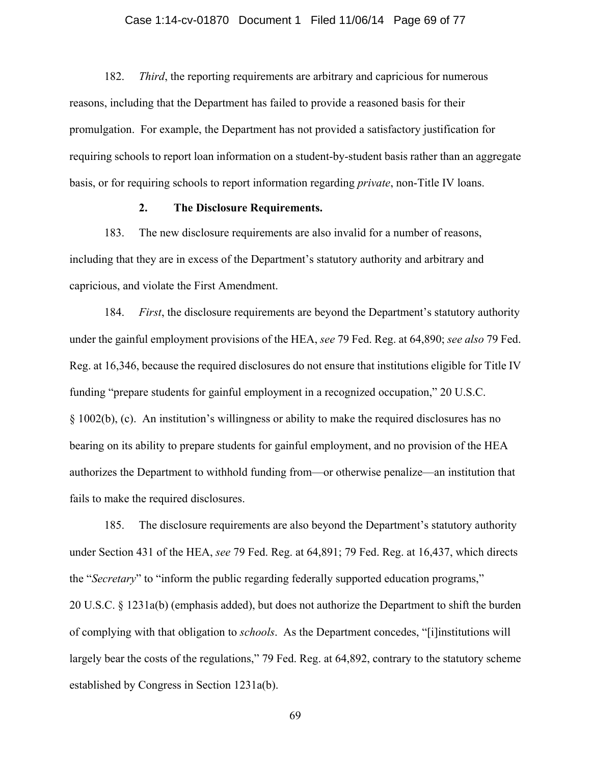182. *Third*, the reporting requirements are arbitrary and capricious for numerous reasons, including that the Department has failed to provide a reasoned basis for their promulgation. For example, the Department has not provided a satisfactory justification for requiring schools to report loan information on a student-by-student basis rather than an aggregate basis, or for requiring schools to report information regarding *private*, non-Title IV loans.

**2. The Disclosure Requirements.**

183. The new disclosure requirements are also invalid for a number of reasons, including that they are in excess of the Department's statutory authority and arbitrary and capricious, and violate the First Amendment.

184. *First*, the disclosure requirements are beyond the Department's statutory authority under the gainful employment provisions of the HEA, *see* 79 Fed. Reg. at 64,890; *see also* 79 Fed. Reg. at 16,346, because the required disclosures do not ensure that institutions eligible for Title IV funding "prepare students for gainful employment in a recognized occupation," 20 U.S.C. § 1002(b), (c). An institution's willingness or ability to make the required disclosures has no bearing on its ability to prepare students for gainful employment, and no provision of the HEA authorizes the Department to withhold funding from—or otherwise penalize—an institution that fails to make the required disclosures.

185. The disclosure requirements are also beyond the Department's statutory authority under Section 431 of the HEA, *see* 79 Fed. Reg. at 64,891; 79 Fed. Reg. at 16,437, which directs the "*Secretary*" to "inform the public regarding federally supported education programs," 20 U.S.C. § 1231a(b) (emphasis added), but does not authorize the Department to shift the burden of complying with that obligation to *schools*. As the Department concedes, "[i]institutions will largely bear the costs of the regulations," 79 Fed. Reg. at 64,892, contrary to the statutory scheme established by Congress in Section 1231a(b).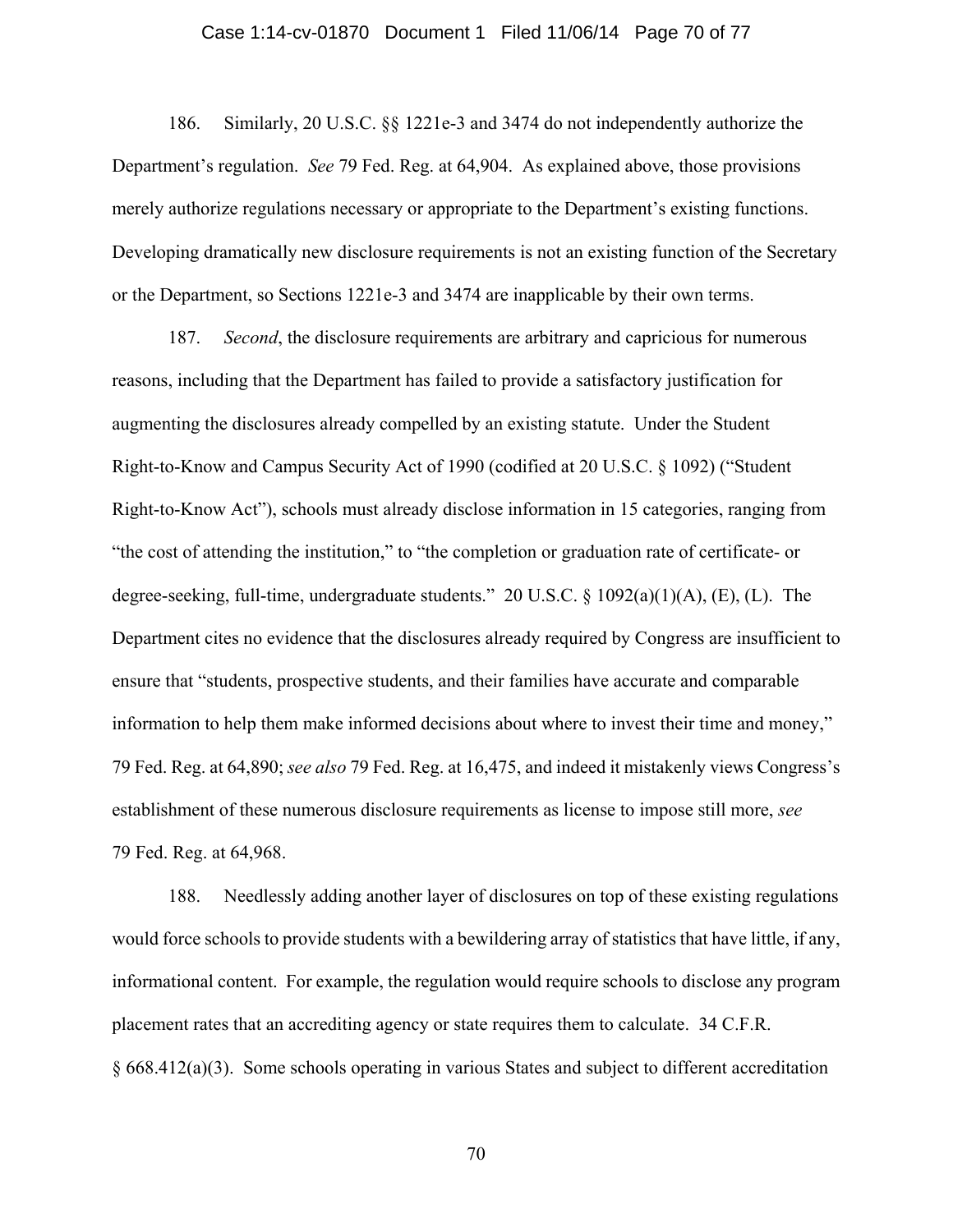186. Similarly, 20 U.S.C. §§ 1221e-3 and 3474 do not independently authorize the Department's regulation. *See* 79 Fed. Reg. at 64,904. As explained above, those provisions merely authorize regulations necessary or appropriate to the Department's existing functions. Developing dramatically new disclosure requirements is not an existing function of the Secretary or the Department, so Sections 1221e-3 and 3474 are inapplicable by their own terms.

187. *Second*, the disclosure requirements are arbitrary and capricious for numerous reasons, including that the Department has failed to provide a satisfactory justification for augmenting the disclosures already compelled by an existing statute. Under the Student Right-to-Know and Campus Security Act of 1990 (codified at 20 U.S.C. § 1092) ("Student Right-to-Know Act"), schools must already disclose information in 15 categories, ranging from "the cost of attending the institution," to "the completion or graduation rate of certificate- or degree-seeking, full-time, undergraduate students." 20 U.S.C. § 1092(a)(1)(A), (E), (L). The Department cites no evidence that the disclosures already required by Congress are insufficient to ensure that "students, prospective students, and their families have accurate and comparable information to help them make informed decisions about where to invest their time and money," 79 Fed. Reg. at 64,890; *see also* 79 Fed. Reg. at 16,475, and indeed it mistakenly views Congress's establishment of these numerous disclosure requirements as license to impose still more, *see* 79 Fed. Reg. at 64,968.

188. Needlessly adding another layer of disclosures on top of these existing regulations would force schools to provide students with a bewildering array of statistics that have little, if any, informational content. For example, the regulation would require schools to disclose any program placement rates that an accrediting agency or state requires them to calculate. 34 C.F.R. § 668.412(a)(3). Some schools operating in various States and subject to different accreditation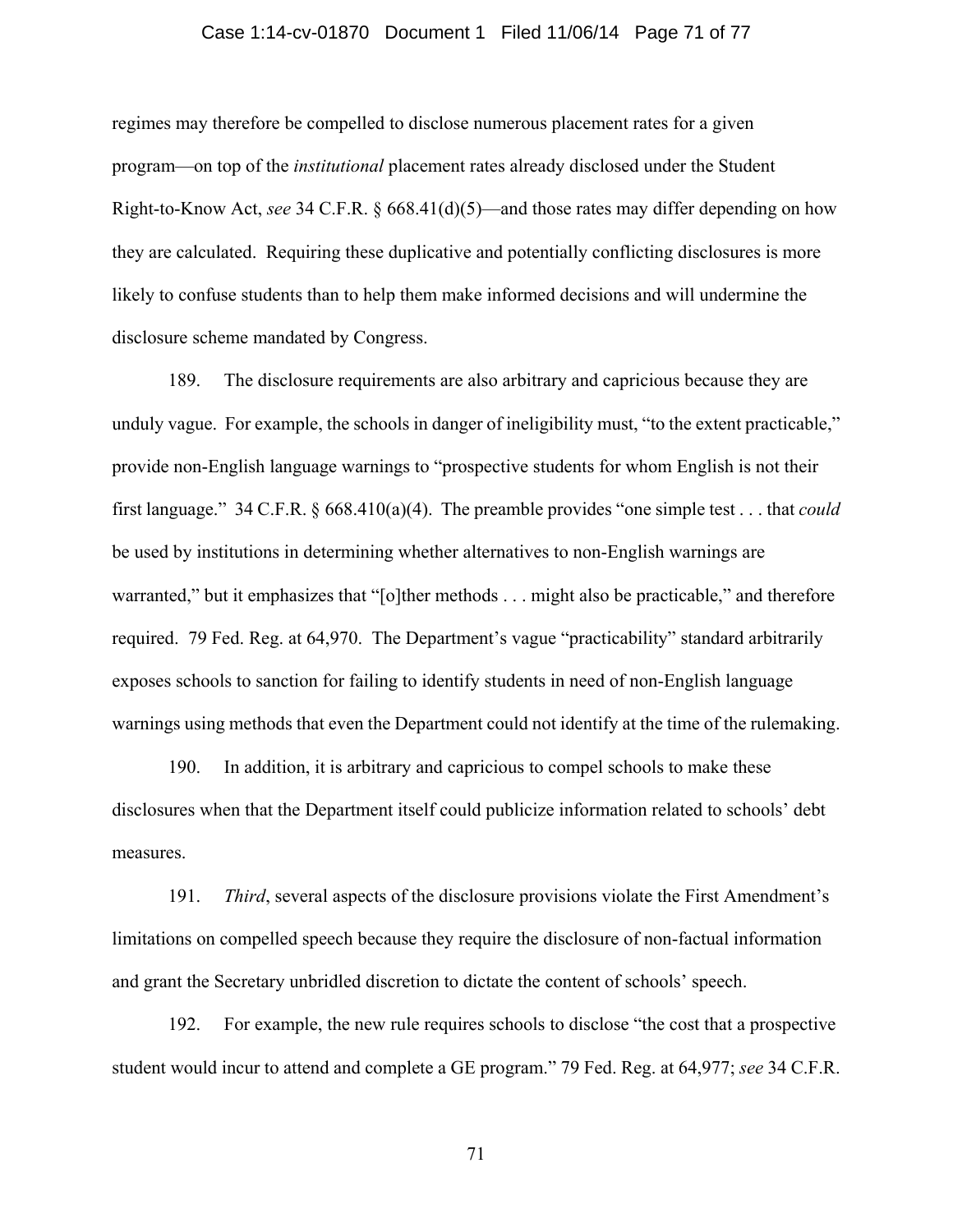regimes may therefore be compelled to disclose numerous placement rates for a given program—on top of the *institutional* placement rates already disclosed under the Student Right-to-Know Act, *see* 34 C.F.R. § 668.41(d)(5)—and those rates may differ depending on how they are calculated. Requiring these duplicative and potentially conflicting disclosures is more likely to confuse students than to help them make informed decisions and will undermine the disclosure scheme mandated by Congress.

189. The disclosure requirements are also arbitrary and capricious because they are unduly vague. For example, the schools in danger of ineligibility must, "to the extent practicable," provide non-English language warnings to "prospective students for whom English is not their first language." 34 C.F.R. § 668.410(a)(4). The preamble provides "one simple test . . . that *could* be used by institutions in determining whether alternatives to non-English warnings are warranted," but it emphasizes that "[o]ther methods . . . might also be practicable," and therefore required. 79 Fed. Reg. at 64,970. The Department's vague "practicability" standard arbitrarily exposes schools to sanction for failing to identify students in need of non-English language warnings using methods that even the Department could not identify at the time of the rulemaking.

190. In addition, it is arbitrary and capricious to compel schools to make these disclosures when that the Department itself could publicize information related to schools' debt measures.

191. *Third*, several aspects of the disclosure provisions violate the First Amendment's limitations on compelled speech because they require the disclosure of non-factual information and grant the Secretary unbridled discretion to dictate the content of schools' speech.

192. For example, the new rule requires schools to disclose "the cost that a prospective student would incur to attend and complete a GE program." 79 Fed. Reg. at 64,977; *see* 34 C.F.R.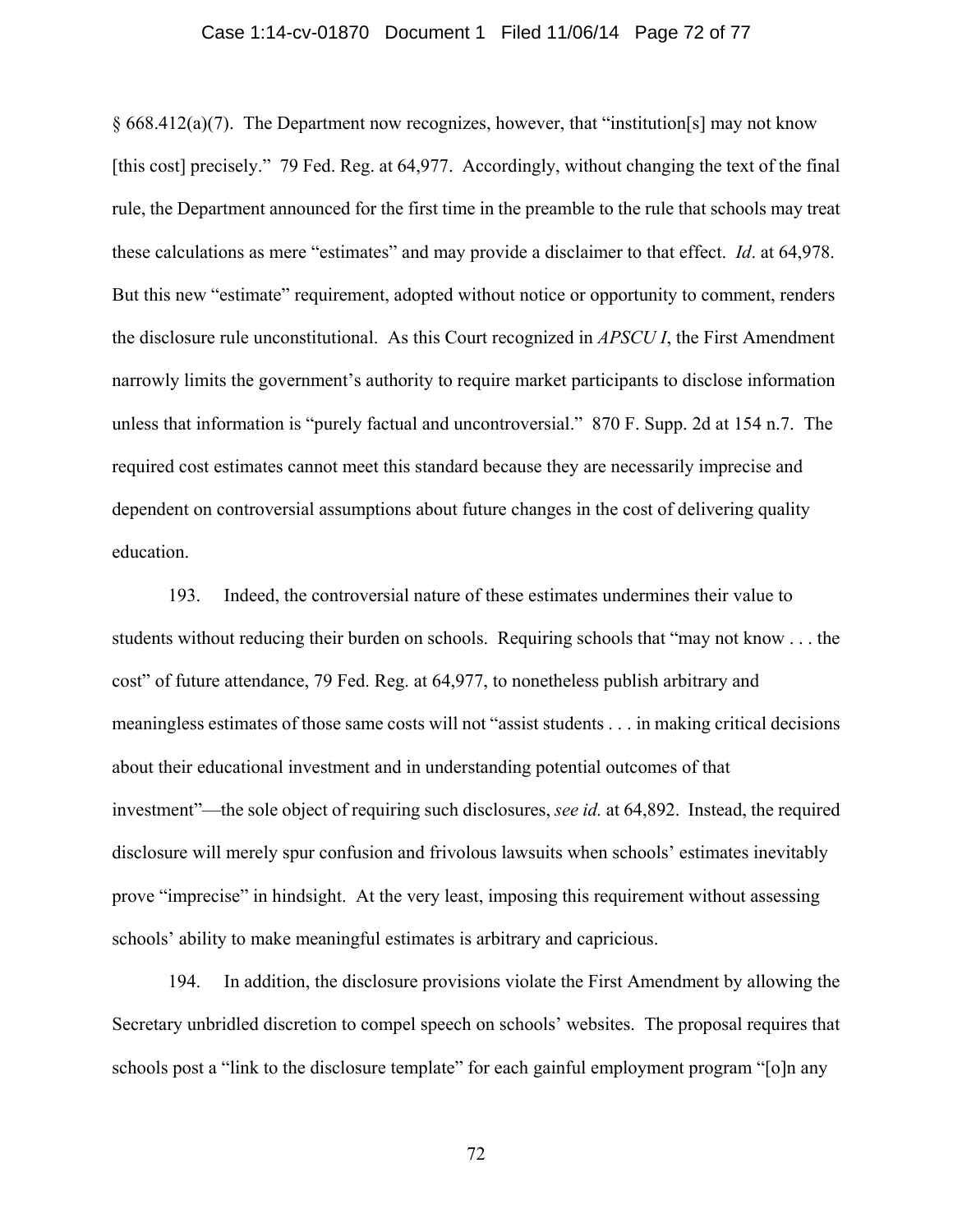§ 668.412(a)(7). The Department now recognizes, however, that "institution[s] may not know [this cost] precisely." 79 Fed. Reg. at 64,977. Accordingly, without changing the text of the final rule, the Department announced for the first time in the preamble to the rule that schools may treat these calculations as mere "estimates" and may provide a disclaimer to that effect. *Id*. at 64,978. But this new "estimate" requirement, adopted without notice or opportunity to comment, renders the disclosure rule unconstitutional. As this Court recognized in *APSCU I*, the First Amendment narrowly limits the government's authority to require market participants to disclose information unless that information is "purely factual and uncontroversial." 870 F. Supp. 2d at 154 n.7. The required cost estimates cannot meet this standard because they are necessarily imprecise and dependent on controversial assumptions about future changes in the cost of delivering quality education.

193. Indeed, the controversial nature of these estimates undermines their value to students without reducing their burden on schools. Requiring schools that "may not know . . . the cost" of future attendance, 79 Fed. Reg. at 64,977, to nonetheless publish arbitrary and meaningless estimates of those same costs will not "assist students . . . in making critical decisions about their educational investment and in understanding potential outcomes of that investment"—the sole object of requiring such disclosures, *see id.* at 64,892. Instead, the required disclosure will merely spur confusion and frivolous lawsuits when schools' estimates inevitably prove "imprecise" in hindsight. At the very least, imposing this requirement without assessing schools' ability to make meaningful estimates is arbitrary and capricious.

194. In addition, the disclosure provisions violate the First Amendment by allowing the Secretary unbridled discretion to compel speech on schools' websites. The proposal requires that schools post a "link to the disclosure template" for each gainful employment program "[o]n any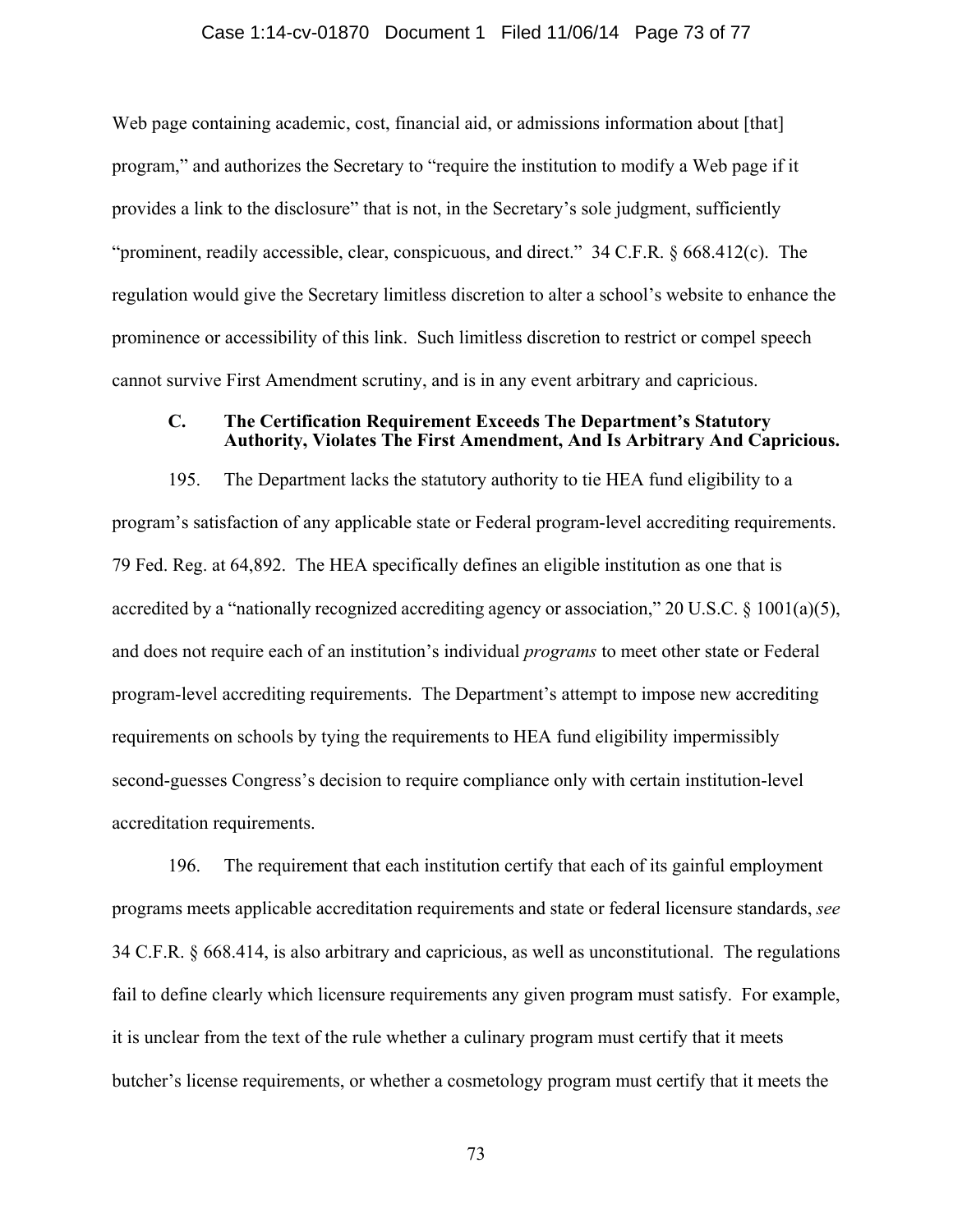Web page containing academic, cost, financial aid, or admissions information about [that] program," and authorizes the Secretary to "require the institution to modify a Web page if it provides a link to the disclosure" that is not, in the Secretary's sole judgment, sufficiently "prominent, readily accessible, clear, conspicuous, and direct." 34 C.F.R. § 668.412(c). The regulation would give the Secretary limitless discretion to alter a school's website to enhance the prominence or accessibility of this link. Such limitless discretion to restrict or compel speech cannot survive First Amendment scrutiny, and is in any event arbitrary and capricious.

### C. The Certification Requirement Exceeds The Department's Statutory Authority, Violates The First Amendment, And Is Arbitrary And Capricious.

195. The Department lacks the statutory authority to tie HEA fund eligibility to a program's satisfaction of any applicable state or Federal program-level accrediting requirements. 79 Fed. Reg. at 64,892. The HEA specifically defines an eligible institution as one that is accredited by a "nationally recognized accrediting agency or association," 20 U.S.C. § 1001(a)(5), and does not require each of an institution's individual *programs* to meet other state or Federal program-level accrediting requirements. The Department's attempt to impose new accrediting requirements on schools by tying the requirements to HEA fund eligibility impermissibly second-guesses Congress's decision to require compliance only with certain institution-level accreditation requirements.

196. The requirement that each institution certify that each of its gainful employment programs meets applicable accreditation requirements and state or federal licensure standards, *see* 34 C.F.R. § 668.414, is also arbitrary and capricious, as well as unconstitutional. The regulations fail to define clearly which licensure requirements any given program must satisfy. For example, it is unclear from the text of the rule whether a culinary program must certify that it meets butcher's license requirements, or whether a cosmetology program must certify that it meets the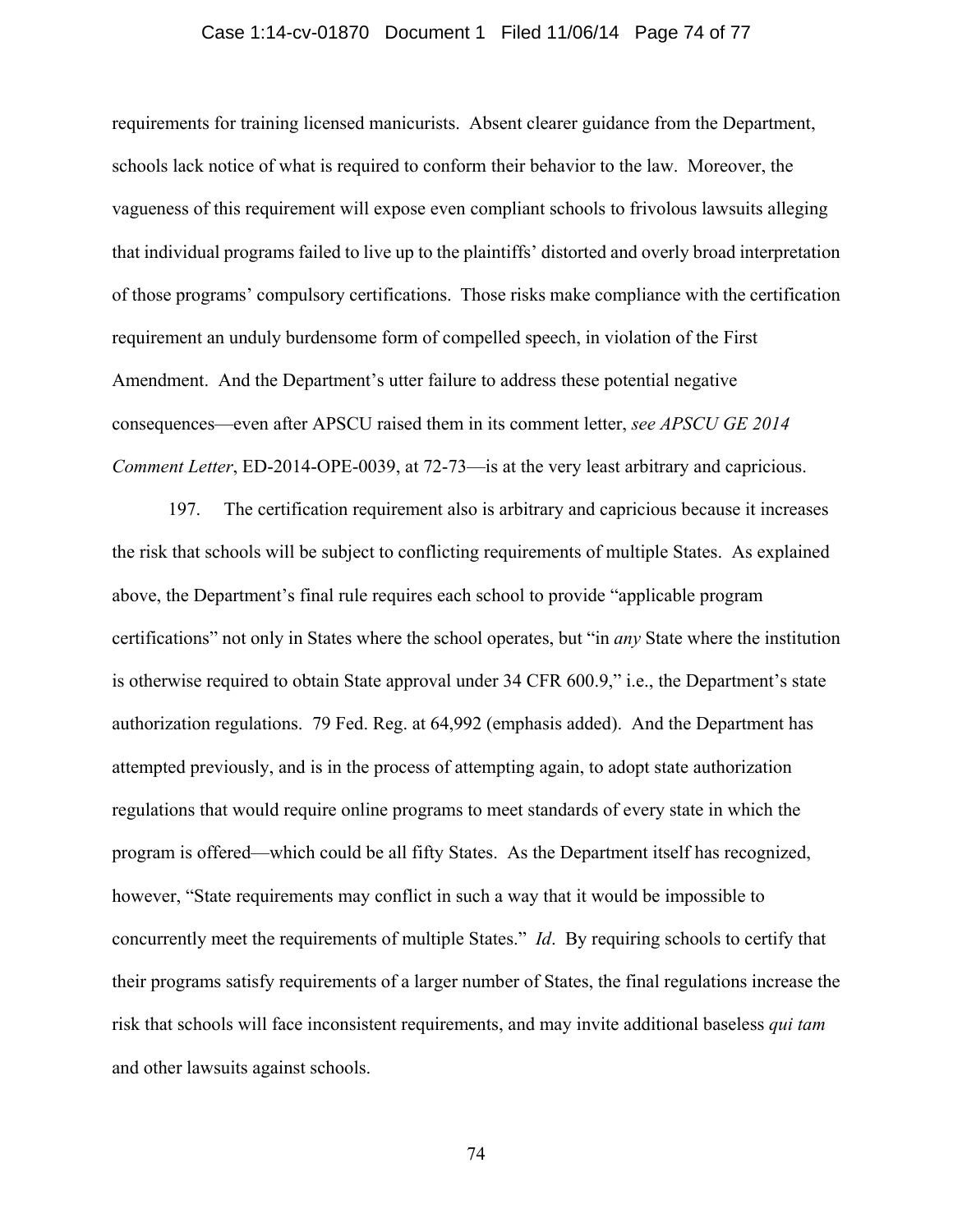requirements for training licensed manicurists. Absent clearer guidance from the Department, schools lack notice of what is required to conform their behavior to the law. Moreover, the vagueness of this requirement will expose even compliant schools to frivolous lawsuits alleging that individual programs failed to live up to the plaintiffs' distorted and overly broad interpretation of those programs' compulsory certifications. Those risks make compliance with the certification requirement an unduly burdensome form of compelled speech, in violation of the First Amendment. And the Department's utter failure to address these potential negative consequences—even after APSCU raised them in its comment letter, *see APSCU GE 2014 Comment Letter*, ED-2014-OPE-0039, at 72-73—is at the very least arbitrary and capricious.

197. The certification requirement also is arbitrary and capricious because it increases the risk that schools will be subject to conflicting requirements of multiple States. As explained above, the Department's final rule requires each school to provide "applicable program certifications" not only in States where the school operates, but "in *any* State where the institution is otherwise required to obtain State approval under 34 CFR 600.9," i.e., the Department's state authorization regulations. 79 Fed. Reg. at 64,992 (emphasis added). And the Department has attempted previously, and is in the process of attempting again, to adopt state authorization regulations that would require online programs to meet standards of every state in which the program is offered—which could be all fifty States. As the Department itself has recognized, however, "State requirements may conflict in such a way that it would be impossible to concurrently meet the requirements of multiple States." *Id*. By requiring schools to certify that their programs satisfy requirements of a larger number of States, the final regulations increase the risk that schools will face inconsistent requirements, and may invite additional baseless *qui tam* and other lawsuits against schools.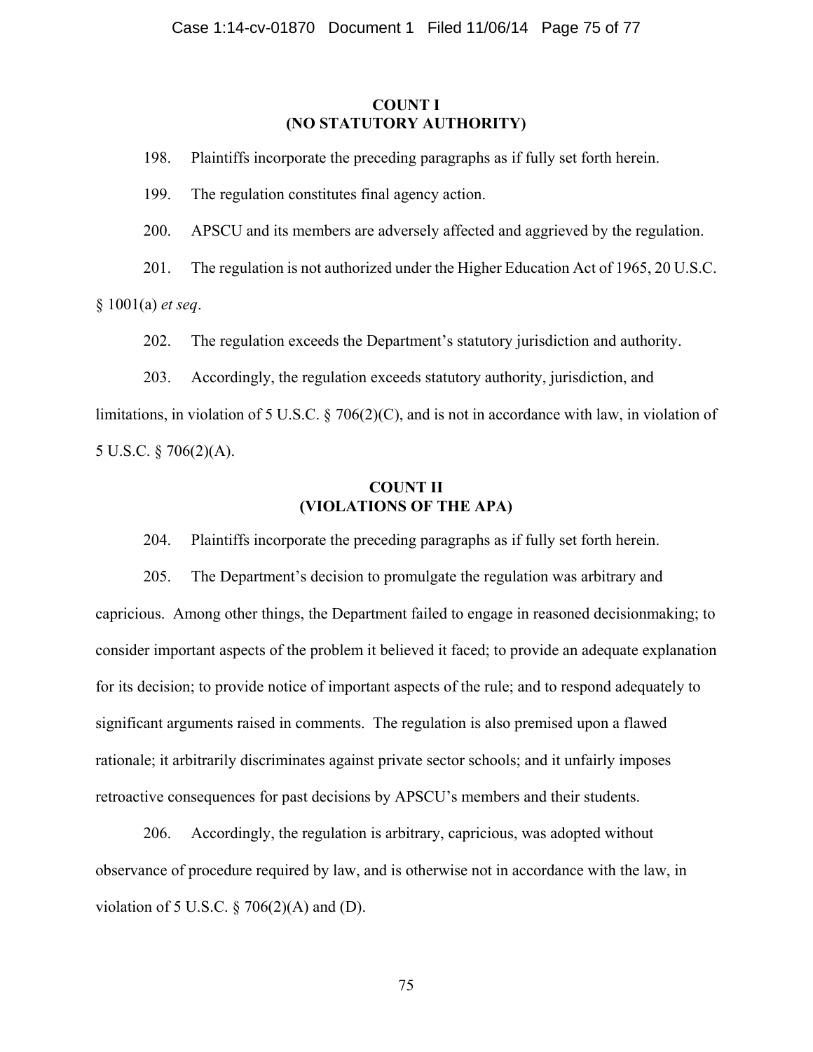**COUNT I**
**(NO STATUTORY AUTHORITY)**

198. Plaintiffs incorporate the preceding paragraphs as if fully set forth herein.

199. The regulation constitutes final agency action.

200. APSCU and its members are adversely affected and aggrieved by the regulation.

201. The regulation is not authorized under the Higher Education Act of 1965, 20 U.S.C. § 1001(a) *et seq*.

202. The regulation exceeds the Department's statutory jurisdiction and authority.

203. Accordingly, the regulation exceeds statutory authority, jurisdiction, and limitations, in violation of 5 U.S.C. § 706(2)(C), and is not in accordance with law, in violation of 5 U.S.C. § 706(2)(A).

**COUNT II**
**(VIOLATIONS OF THE APA)**

204. Plaintiffs incorporate the preceding paragraphs as if fully set forth herein.

205. The Department's decision to promulgate the regulation was arbitrary and capricious. Among other things, the Department failed to engage in reasoned decisionmaking; to consider important aspects of the problem it believed it faced; to provide an adequate explanation for its decision; to provide notice of important aspects of the rule; and to respond adequately to significant arguments raised in comments. The regulation is also premised upon a flawed rationale; it arbitrarily discriminates against private sector schools; and it unfairly imposes retroactive consequences for past decisions by APSCU's members and their students.

206. Accordingly, the regulation is arbitrary, capricious, was adopted without observance of procedure required by law, and is otherwise not in accordance with the law, in violation of 5 U.S.C. § 706(2)(A) and (D).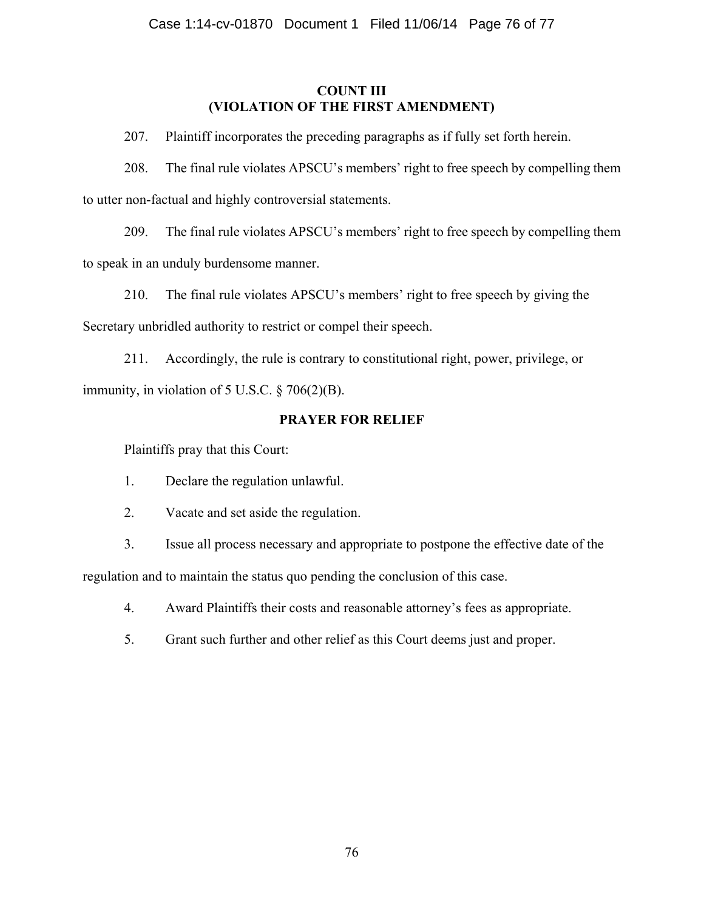## COUNT III
## (VIOLATION OF THE FIRST AMENDMENT)

207. Plaintiff incorporates the preceding paragraphs as if fully set forth herein.

208. The final rule violates APSCU's members' right to free speech by compelling them to utter non-factual and highly controversial statements.

209. The final rule violates APSCU's members' right to free speech by compelling them to speak in an unduly burdensome manner.

210. The final rule violates APSCU's members' right to free speech by giving the Secretary unbridled authority to restrict or compel their speech.

211. Accordingly, the rule is contrary to constitutional right, power, privilege, or immunity, in violation of 5 U.S.C. § 706(2)(B).

## PRAYER FOR RELIEF

Plaintiffs pray that this Court:

1. Declare the regulation unlawful.

2. Vacate and set aside the regulation.

3. Issue all process necessary and appropriate to postpone the effective date of the regulation and to maintain the status quo pending the conclusion of this case.

4. Award Plaintiffs their costs and reasonable attorney's fees as appropriate.

5. Grant such further and other relief as this Court deems just and proper.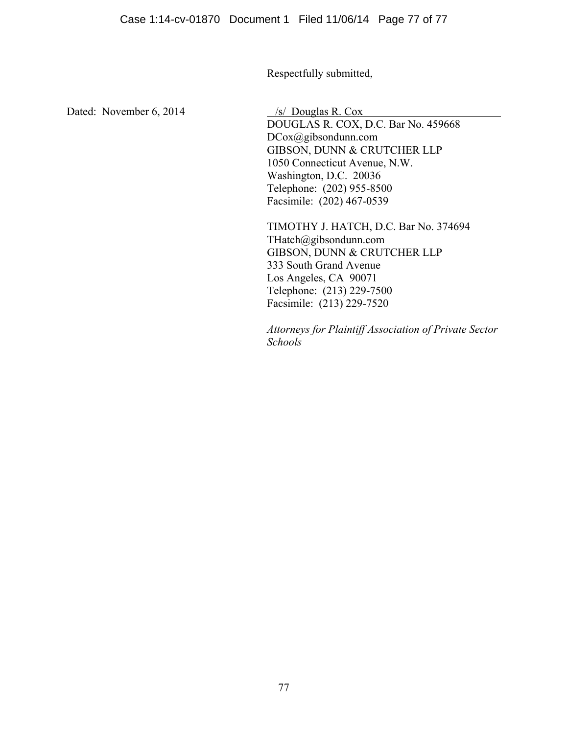Respectfully submitted,

Dated: November 6, 2014

/s/ Douglas R. Cox

DOUGLAS R. COX, D.C. Bar No. 459668
DCox@gibsondunn.com
GIBSON, DUNN & CRUTCHER LLP
1050 Connecticut Avenue, N.W.
Washington, D.C. 20036
Telephone: (202) 955-8500
Facsimile: (202) 467-0539

TIMOTHY J. HATCH, D.C. Bar No. 374694
THatch@gibsondunn.com
GIBSON, DUNN & CRUTCHER LLP
333 South Grand Avenue
Los Angeles, CA 90071
Telephone: (213) 229-7500
Facsimile: (213) 229-7520

*Attorneys for Plaintiff Association of Private Sector Schools*